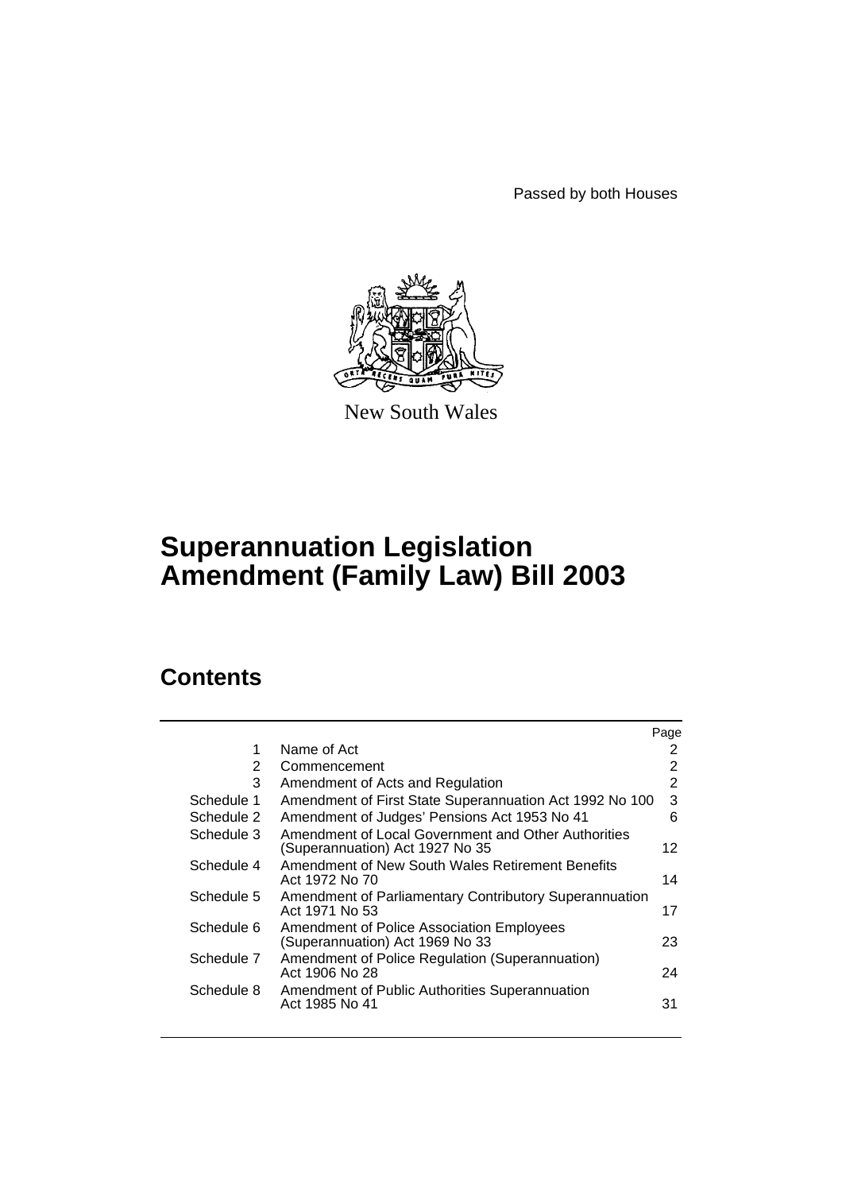Passed by both Houses

New South Wales

# Superannuation Legislation Amendment (Family Law) Bill 2003

## Contents

| | | Page |
|---|---|---|
| 1 | Name of Act | 2 |
| 2 | Commencement | 2 |
| 3 | Amendment of Acts and Regulation | 2 |
| Schedule 1 | Amendment of First State Superannuation Act 1992 No 100 | 3 |
| Schedule 2 | Amendment of Judges' Pensions Act 1953 No 41 | 6 |
| Schedule 3 | Amendment of Local Government and Other Authorities (Superannuation) Act 1927 No 35 | 12 |
| Schedule 4 | Amendment of New South Wales Retirement Benefits Act 1972 No 70 | 14 |
| Schedule 5 | Amendment of Parliamentary Contributory Superannuation Act 1971 No 53 | 17 |
| Schedule 6 | Amendment of Police Association Employees (Superannuation) Act 1969 No 33 | 23 |
| Schedule 7 | Amendment of Police Regulation (Superannuation) Act 1906 No 28 | 24 |
| Schedule 8 | Amendment of Public Authorities Superannuation Act 1985 No 41 | 31 |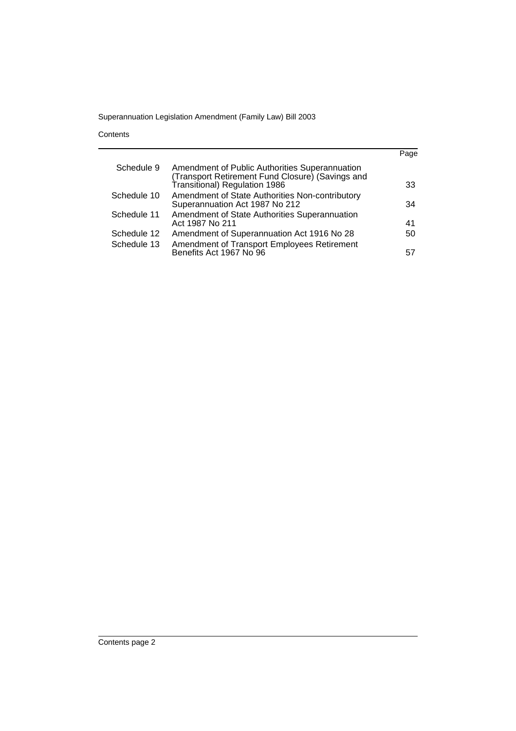Contents

| | | Page |
|---|---|---|
| Schedule 9 | Amendment of Public Authorities Superannuation (Transport Retirement Fund Closure) (Savings and Transitional) Regulation 1986 | 33 |
| Schedule 10 | Amendment of State Authorities Non-contributory Superannuation Act 1987 No 212 | 34 |
| Schedule 11 | Amendment of State Authorities Superannuation Act 1987 No 211 | 41 |
| Schedule 12 | Amendment of Superannuation Act 1916 No 28 | 50 |
| Schedule 13 | Amendment of Transport Employees Retirement Benefits Act 1967 No 96 | 57 |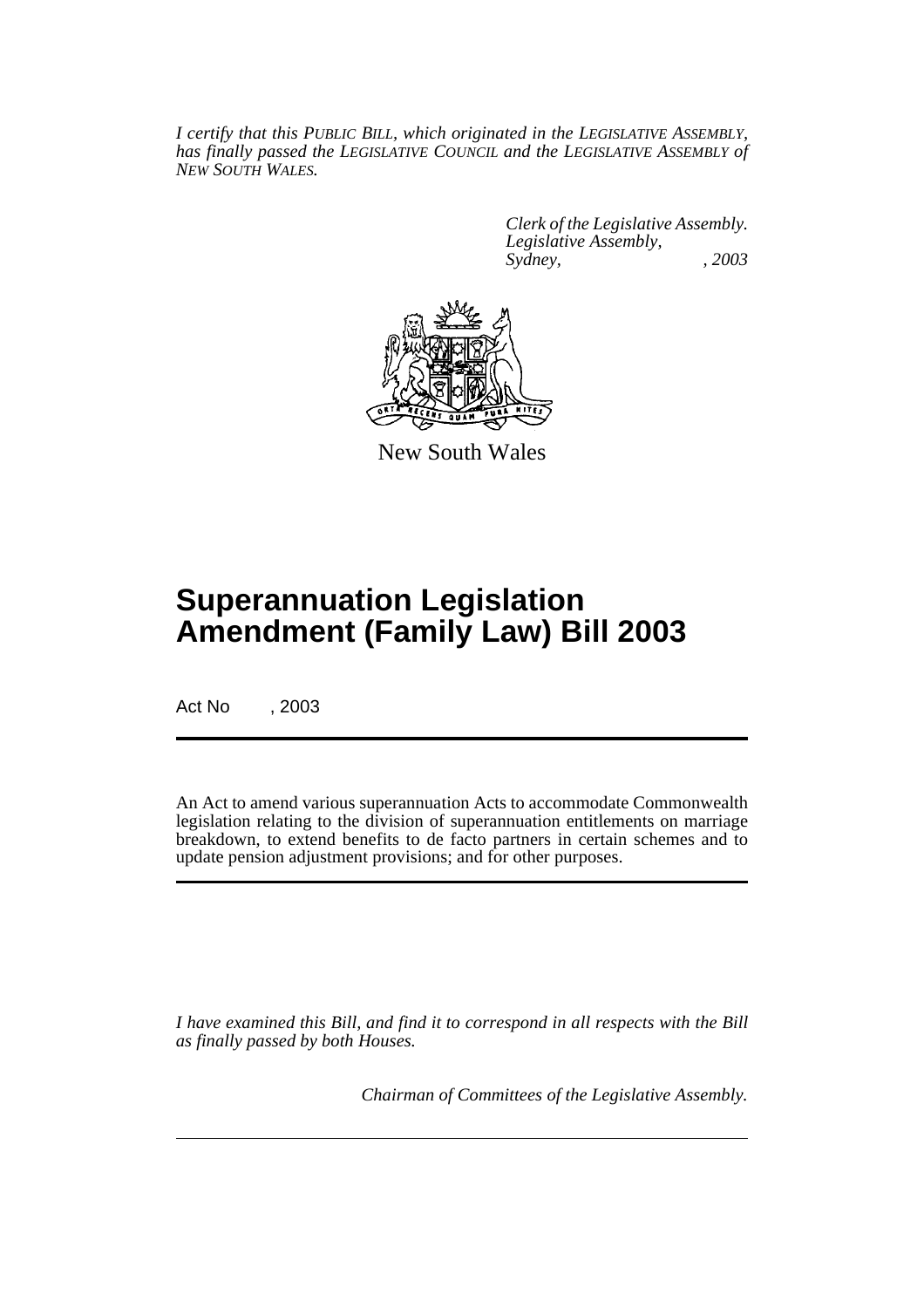*I certify that this PUBLIC BILL, which originated in the LEGISLATIVE ASSEMBLY, has finally passed the LEGISLATIVE COUNCIL and the LEGISLATIVE ASSEMBLY of NEW SOUTH WALES.*

*Clerk of the Legislative Assembly.*
*Legislative Assembly,*
*Sydney, , 2003*

New South Wales

# Superannuation Legislation Amendment (Family Law) Bill 2003

Act No , 2003

An Act to amend various superannuation Acts to accommodate Commonwealth legislation relating to the division of superannuation entitlements on marriage breakdown, to extend benefits to de facto partners in certain schemes and to update pension adjustment provisions; and for other purposes.

*I have examined this Bill, and find it to correspond in all respects with the Bill as finally passed by both Houses.*

*Chairman of Committees of the Legislative Assembly.*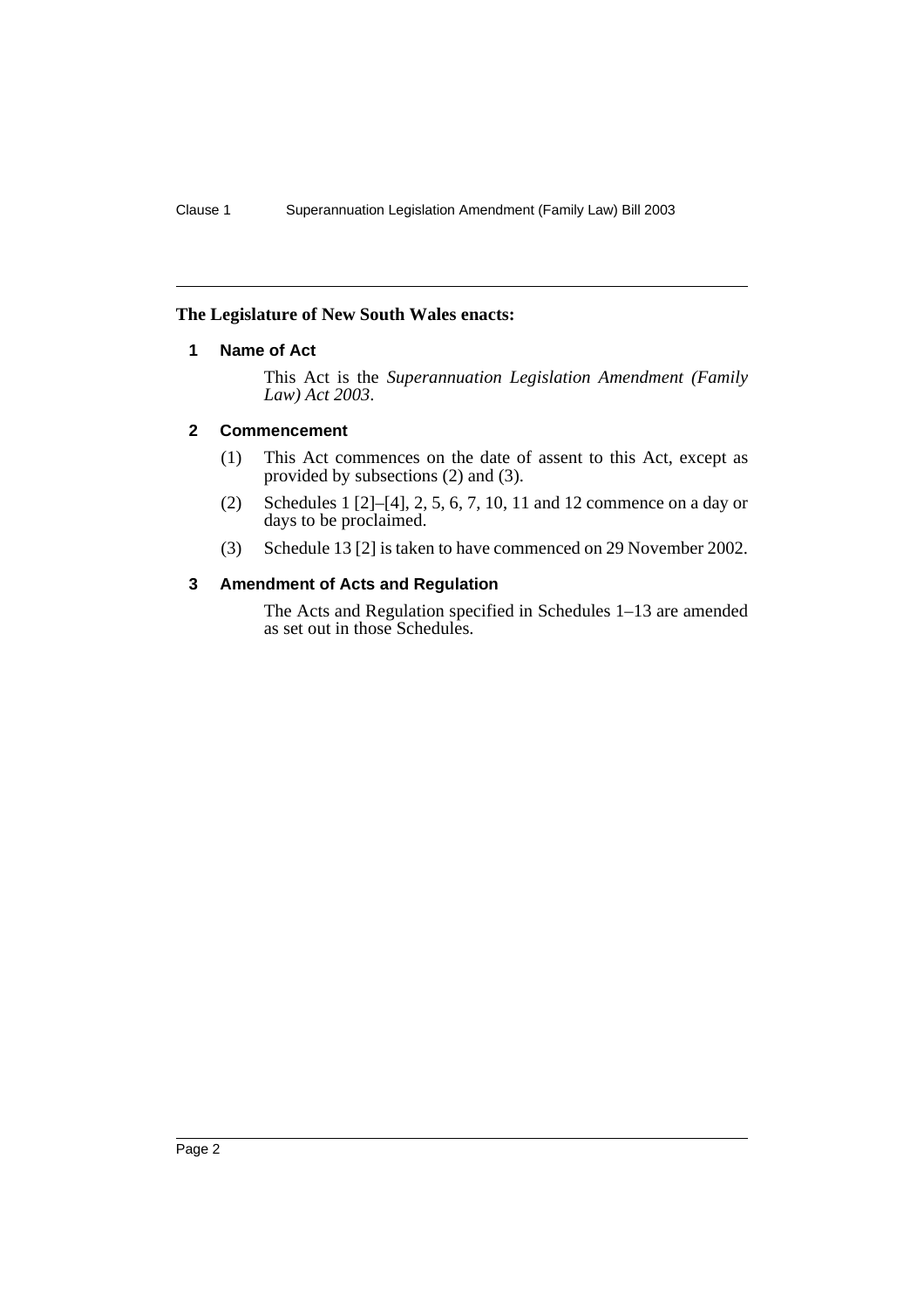**The Legislature of New South Wales enacts:**

## 1 Name of Act

This Act is the *Superannuation Legislation Amendment (Family Law) Act 2003*.

## 2 Commencement

(1) This Act commences on the date of assent to this Act, except as provided by subsections (2) and (3).

(2) Schedules 1 [2]–[4], 2, 5, 6, 7, 10, 11 and 12 commence on a day or days to be proclaimed.

(3) Schedule 13 [2] is taken to have commenced on 29 November 2002.

## 3 Amendment of Acts and Regulation

The Acts and Regulation specified in Schedules 1–13 are amended as set out in those Schedules.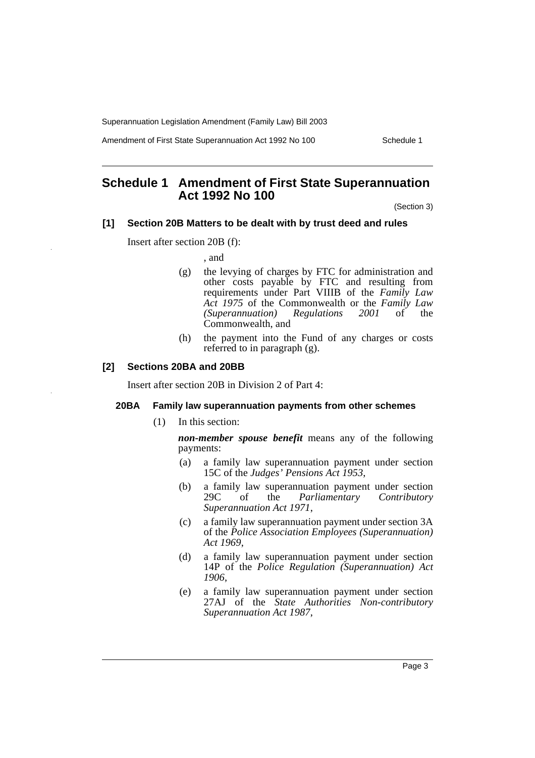# Schedule 1 Amendment of First State Superannuation Act 1992 No 100

(Section 3)

### [1] Section 20B Matters to be dealt with by trust deed and rules

Insert after section 20B (f):

, and

(g) the levying of charges by FTC for administration and other costs payable by FTC and resulting from requirements under Part VIIIB of the *Family Law Act 1975* of the Commonwealth or the *Family Law (Superannuation) Regulations 2001* of the Commonwealth, and

(h) the payment into the Fund of any charges or costs referred to in paragraph (g).

### [2] Sections 20BA and 20BB

Insert after section 20B in Division 2 of Part 4:

#### 20BA Family law superannuation payments from other schemes

(1) In this section:

***non-member spouse benefit*** means any of the following payments:

(a) a family law superannuation payment under section 15C of the *Judges' Pensions Act 1953*,

(b) a family law superannuation payment under section 29C of the *Parliamentary Contributory Superannuation Act 1971*,

(c) a family law superannuation payment under section 3A of the *Police Association Employees (Superannuation) Act 1969*,

(d) a family law superannuation payment under section 14P of the *Police Regulation (Superannuation) Act 1906*,

(e) a family law superannuation payment under section 27AJ of the *State Authorities Non-contributory Superannuation Act 1987*,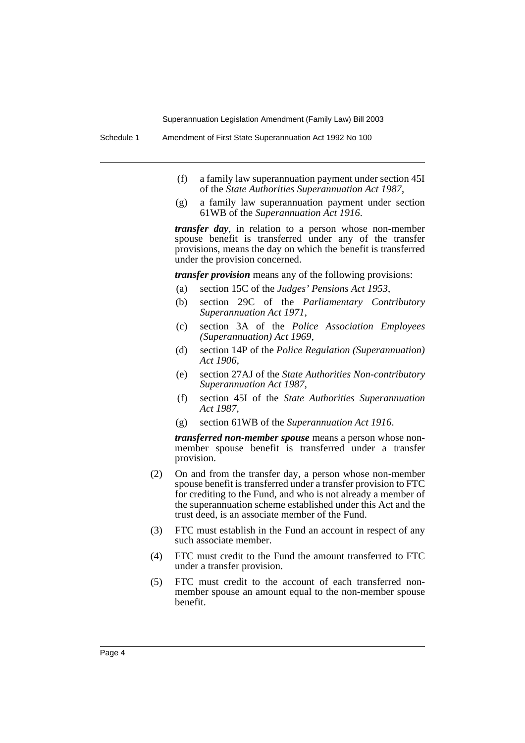(f) a family law superannuation payment under section 45I of the *State Authorities Superannuation Act 1987*,

(g) a family law superannuation payment under section 61WB of the *Superannuation Act 1916*.

***transfer day***, in relation to a person whose non-member spouse benefit is transferred under any of the transfer provisions, means the day on which the benefit is transferred under the provision concerned.

***transfer provision*** means any of the following provisions:

(a) section 15C of the *Judges' Pensions Act 1953*,

(b) section 29C of the *Parliamentary Contributory Superannuation Act 1971*,

(c) section 3A of the *Police Association Employees (Superannuation) Act 1969*,

(d) section 14P of the *Police Regulation (Superannuation) Act 1906*,

(e) section 27AJ of the *State Authorities Non-contributory Superannuation Act 1987*,

(f) section 45I of the *State Authorities Superannuation Act 1987*,

(g) section 61WB of the *Superannuation Act 1916*.

***transferred non-member spouse*** means a person whose non-member spouse benefit is transferred under a transfer provision.

(2) On and from the transfer day, a person whose non-member spouse benefit is transferred under a transfer provision to FTC for crediting to the Fund, and who is not already a member of the superannuation scheme established under this Act and the trust deed, is an associate member of the Fund.

(3) FTC must establish in the Fund an account in respect of any such associate member.

(4) FTC must credit to the Fund the amount transferred to FTC under a transfer provision.

(5) FTC must credit to the account of each transferred non-member spouse an amount equal to the non-member spouse benefit.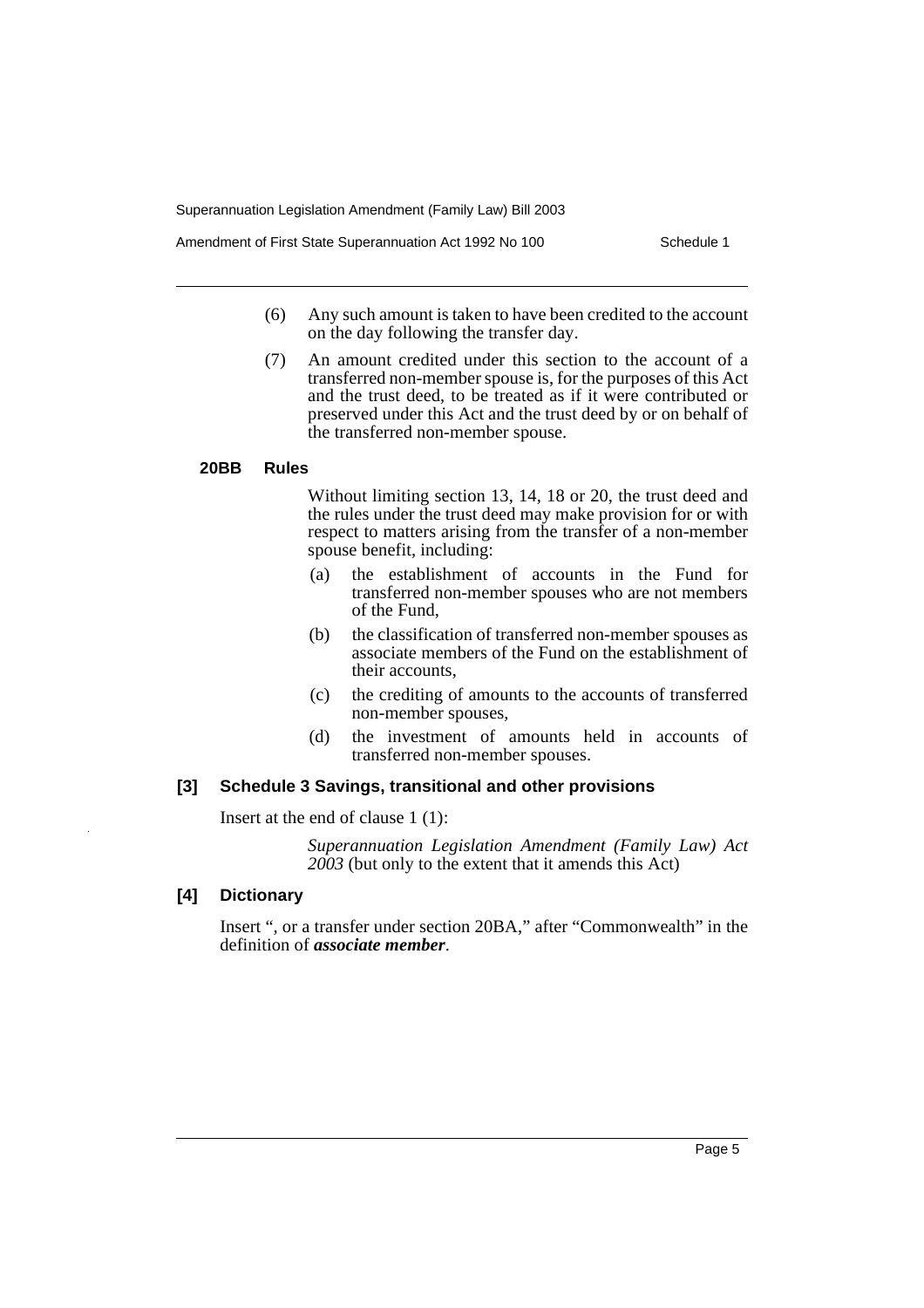(6) Any such amount is taken to have been credited to the account on the day following the transfer day.

(7) An amount credited under this section to the account of a transferred non-member spouse is, for the purposes of this Act and the trust deed, to be treated as if it were contributed or preserved under this Act and the trust deed by or on behalf of the transferred non-member spouse.

**20BB Rules**

Without limiting section 13, 14, 18 or 20, the trust deed and the rules under the trust deed may make provision for or with respect to matters arising from the transfer of a non-member spouse benefit, including:

(a) the establishment of accounts in the Fund for transferred non-member spouses who are not members of the Fund,

(b) the classification of transferred non-member spouses as associate members of the Fund on the establishment of their accounts,

(c) the crediting of amounts to the accounts of transferred non-member spouses,

(d) the investment of amounts held in accounts of transferred non-member spouses.

**[3] Schedule 3 Savings, transitional and other provisions**

Insert at the end of clause 1 (1):

*Superannuation Legislation Amendment (Family Law) Act 2003* (but only to the extent that it amends this Act)

**[4] Dictionary**

Insert ", or a transfer under section 20BA," after "Commonwealth" in the definition of ***associate member***.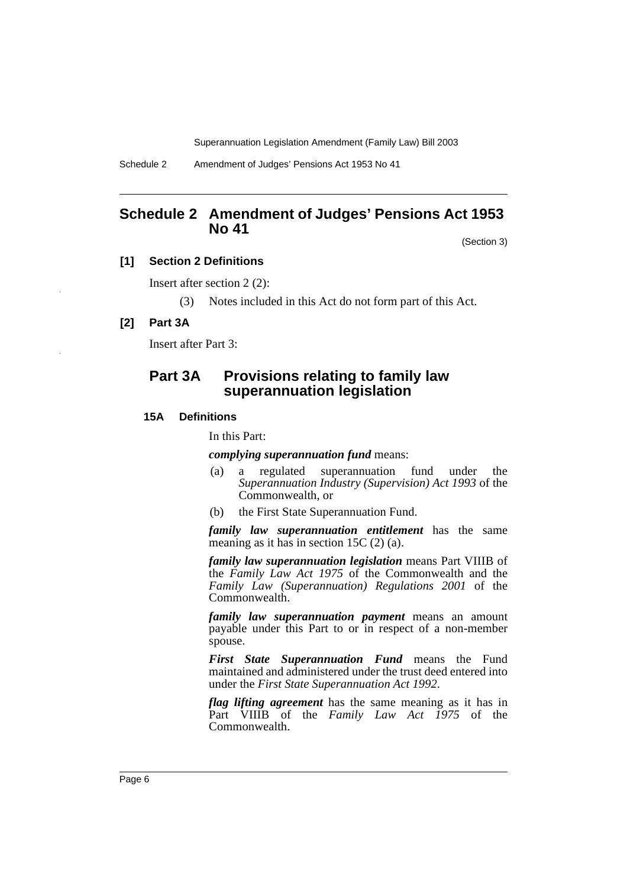# Schedule 2 Amendment of Judges' Pensions Act 1953 No 41

(Section 3)

**[1] Section 2 Definitions**

Insert after section 2 (2):

(3) Notes included in this Act do not form part of this Act.

**[2] Part 3A**

Insert after Part 3:

## Part 3A Provisions relating to family law superannuation legislation

### 15A Definitions

In this Part:

***complying superannuation fund*** means:

(a) a regulated superannuation fund under the *Superannuation Industry (Supervision) Act 1993* of the Commonwealth, or

(b) the First State Superannuation Fund.

***family law superannuation entitlement*** has the same meaning as it has in section 15C (2) (a).

***family law superannuation legislation*** means Part VIIIB of the *Family Law Act 1975* of the Commonwealth and the *Family Law (Superannuation) Regulations 2001* of the Commonwealth.

***family law superannuation payment*** means an amount payable under this Part to or in respect of a non-member spouse.

***First State Superannuation Fund*** means the Fund maintained and administered under the trust deed entered into under the *First State Superannuation Act 1992*.

***flag lifting agreement*** has the same meaning as it has in Part VIIIB of the *Family Law Act 1975* of the Commonwealth.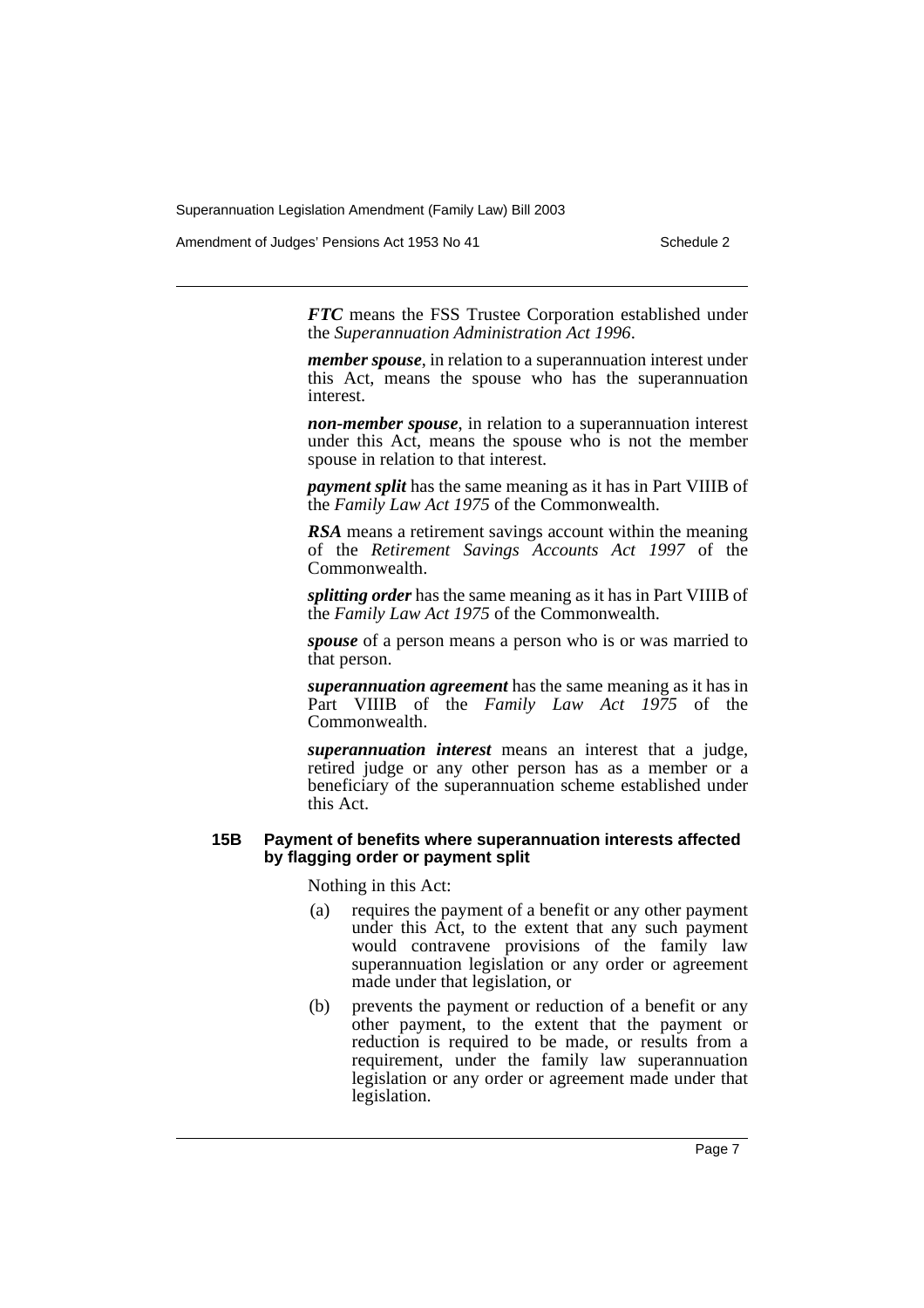***FTC*** means the FSS Trustee Corporation established under the *Superannuation Administration Act 1996*.

***member spouse***, in relation to a superannuation interest under this Act, means the spouse who has the superannuation interest.

***non-member spouse***, in relation to a superannuation interest under this Act, means the spouse who is not the member spouse in relation to that interest.

***payment split*** has the same meaning as it has in Part VIIIB of the *Family Law Act 1975* of the Commonwealth.

***RSA*** means a retirement savings account within the meaning of the *Retirement Savings Accounts Act 1997* of the Commonwealth.

***splitting order*** has the same meaning as it has in Part VIIIB of the *Family Law Act 1975* of the Commonwealth.

***spouse*** of a person means a person who is or was married to that person.

***superannuation agreement*** has the same meaning as it has in Part VIIIB of the *Family Law Act 1975* of the Commonwealth.

***superannuation interest*** means an interest that a judge, retired judge or any other person has as a member or a beneficiary of the superannuation scheme established under this Act.

#### 15B Payment of benefits where superannuation interests affected by flagging order or payment split

Nothing in this Act:

(a) requires the payment of a benefit or any other payment under this Act, to the extent that any such payment would contravene provisions of the family law superannuation legislation or any order or agreement made under that legislation, or

(b) prevents the payment or reduction of a benefit or any other payment, to the extent that the payment or reduction is required to be made, or results from a requirement, under the family law superannuation legislation or any order or agreement made under that legislation.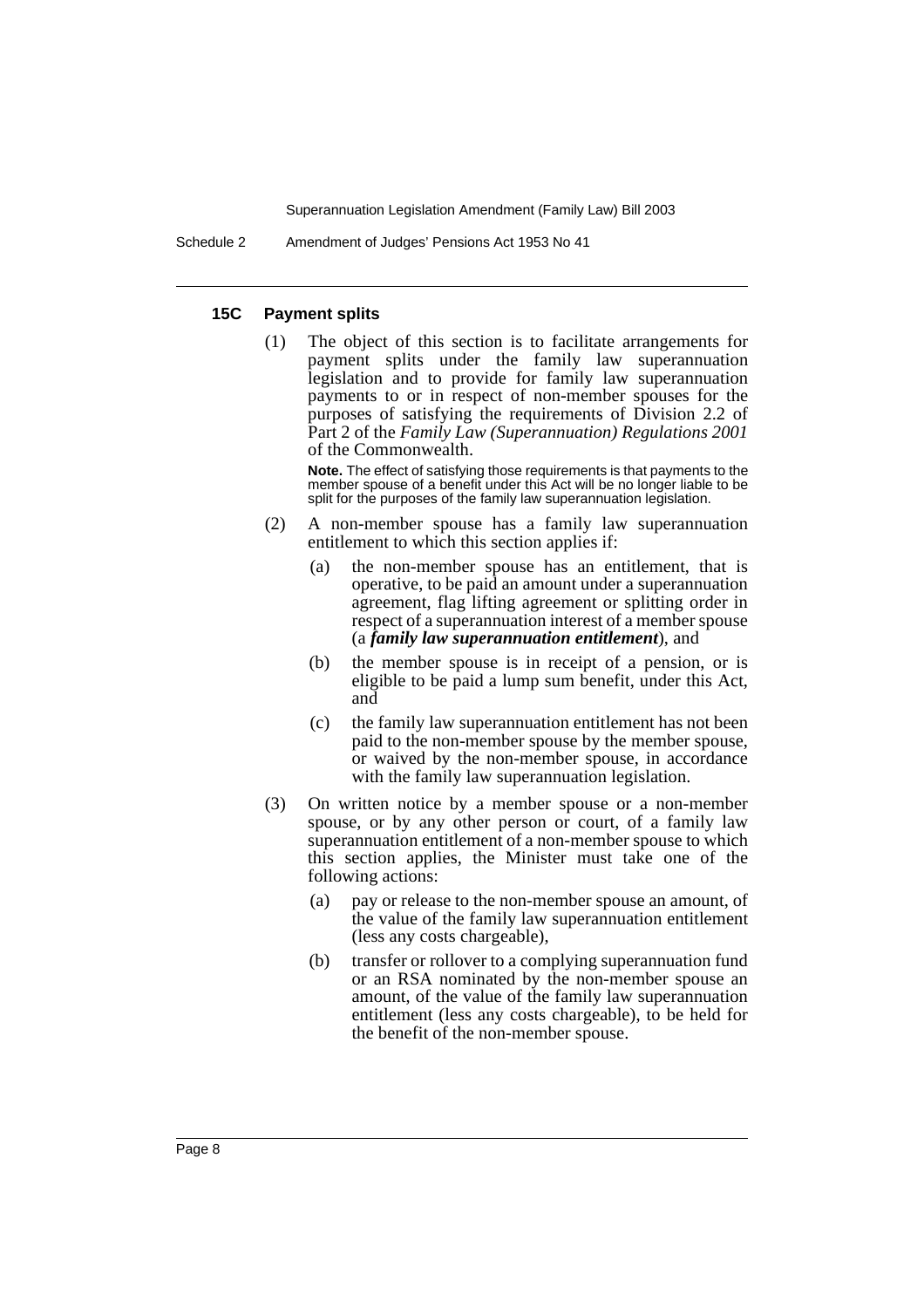#### 15C Payment splits

(1) The object of this section is to facilitate arrangements for payment splits under the family law superannuation legislation and to provide for family law superannuation payments to or in respect of non-member spouses for the purposes of satisfying the requirements of Division 2.2 of Part 2 of the *Family Law (Superannuation) Regulations 2001* of the Commonwealth.

**Note.** The effect of satisfying those requirements is that payments to the member spouse of a benefit under this Act will be no longer liable to be split for the purposes of the family law superannuation legislation.

(2) A non-member spouse has a family law superannuation entitlement to which this section applies if:

(a) the non-member spouse has an entitlement, that is operative, to be paid an amount under a superannuation agreement, flag lifting agreement or splitting order in respect of a superannuation interest of a member spouse (a ***family law superannuation entitlement***), and

(b) the member spouse is in receipt of a pension, or is eligible to be paid a lump sum benefit, under this Act, and

(c) the family law superannuation entitlement has not been paid to the non-member spouse by the member spouse, or waived by the non-member spouse, in accordance with the family law superannuation legislation.

(3) On written notice by a member spouse or a non-member spouse, or by any other person or court, of a family law superannuation entitlement of a non-member spouse to which this section applies, the Minister must take one of the following actions:

(a) pay or release to the non-member spouse an amount, of the value of the family law superannuation entitlement (less any costs chargeable),

(b) transfer or rollover to a complying superannuation fund or an RSA nominated by the non-member spouse an amount, of the value of the family law superannuation entitlement (less any costs chargeable), to be held for the benefit of the non-member spouse.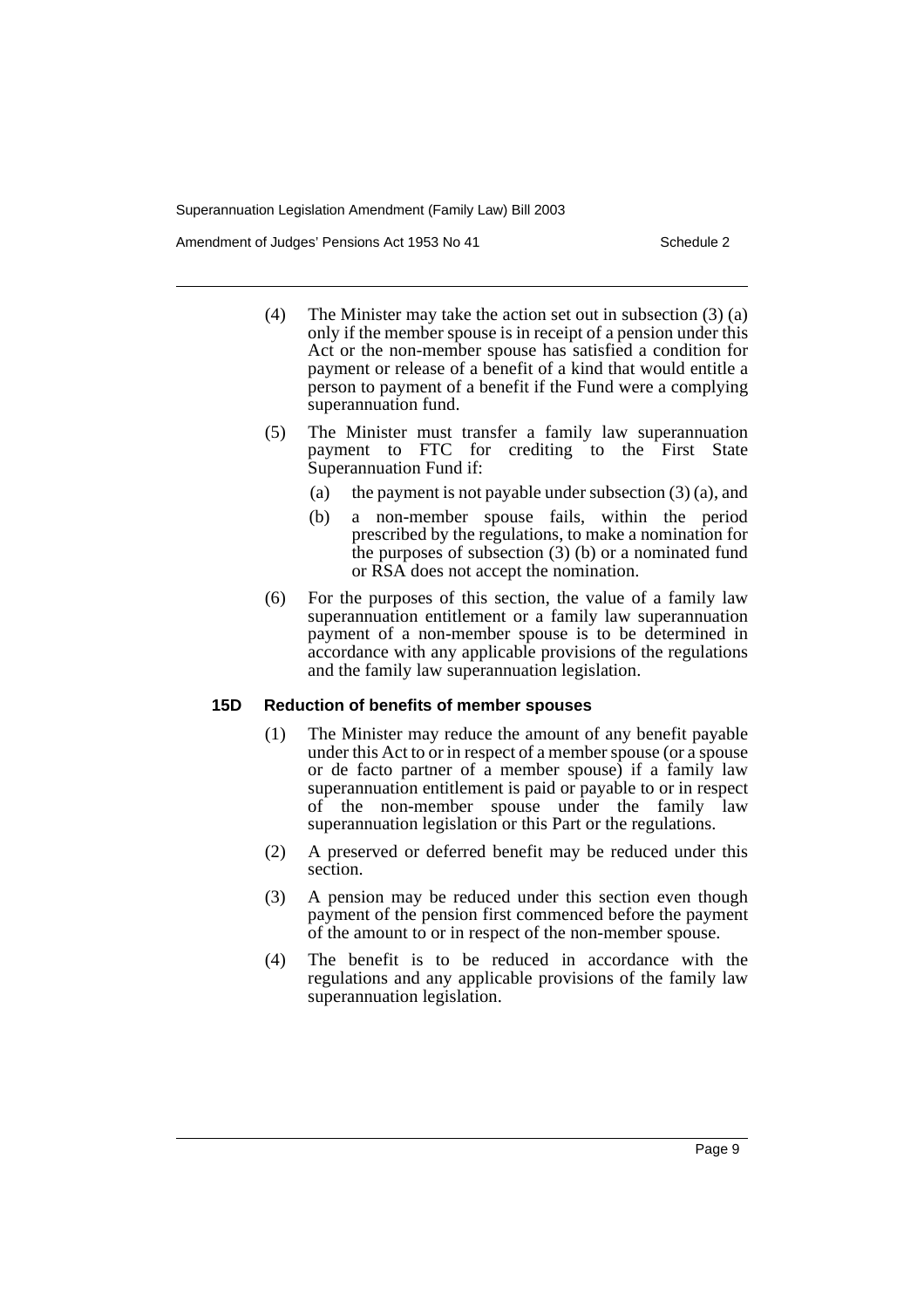(4) The Minister may take the action set out in subsection (3) (a) only if the member spouse is in receipt of a pension under this Act or the non-member spouse has satisfied a condition for payment or release of a benefit of a kind that would entitle a person to payment of a benefit if the Fund were a complying superannuation fund.

(5) The Minister must transfer a family law superannuation payment to FTC for crediting to the First State Superannuation Fund if:

(a) the payment is not payable under subsection (3) (a), and

(b) a non-member spouse fails, within the period prescribed by the regulations, to make a nomination for the purposes of subsection (3) (b) or a nominated fund or RSA does not accept the nomination.

(6) For the purposes of this section, the value of a family law superannuation entitlement or a family law superannuation payment of a non-member spouse is to be determined in accordance with any applicable provisions of the regulations and the family law superannuation legislation.

### 15D Reduction of benefits of member spouses

(1) The Minister may reduce the amount of any benefit payable under this Act to or in respect of a member spouse (or a spouse or de facto partner of a member spouse) if a family law superannuation entitlement is paid or payable to or in respect of the non-member spouse under the family law superannuation legislation or this Part or the regulations.

(2) A preserved or deferred benefit may be reduced under this section.

(3) A pension may be reduced under this section even though payment of the pension first commenced before the payment of the amount to or in respect of the non-member spouse.

(4) The benefit is to be reduced in accordance with the regulations and any applicable provisions of the family law superannuation legislation.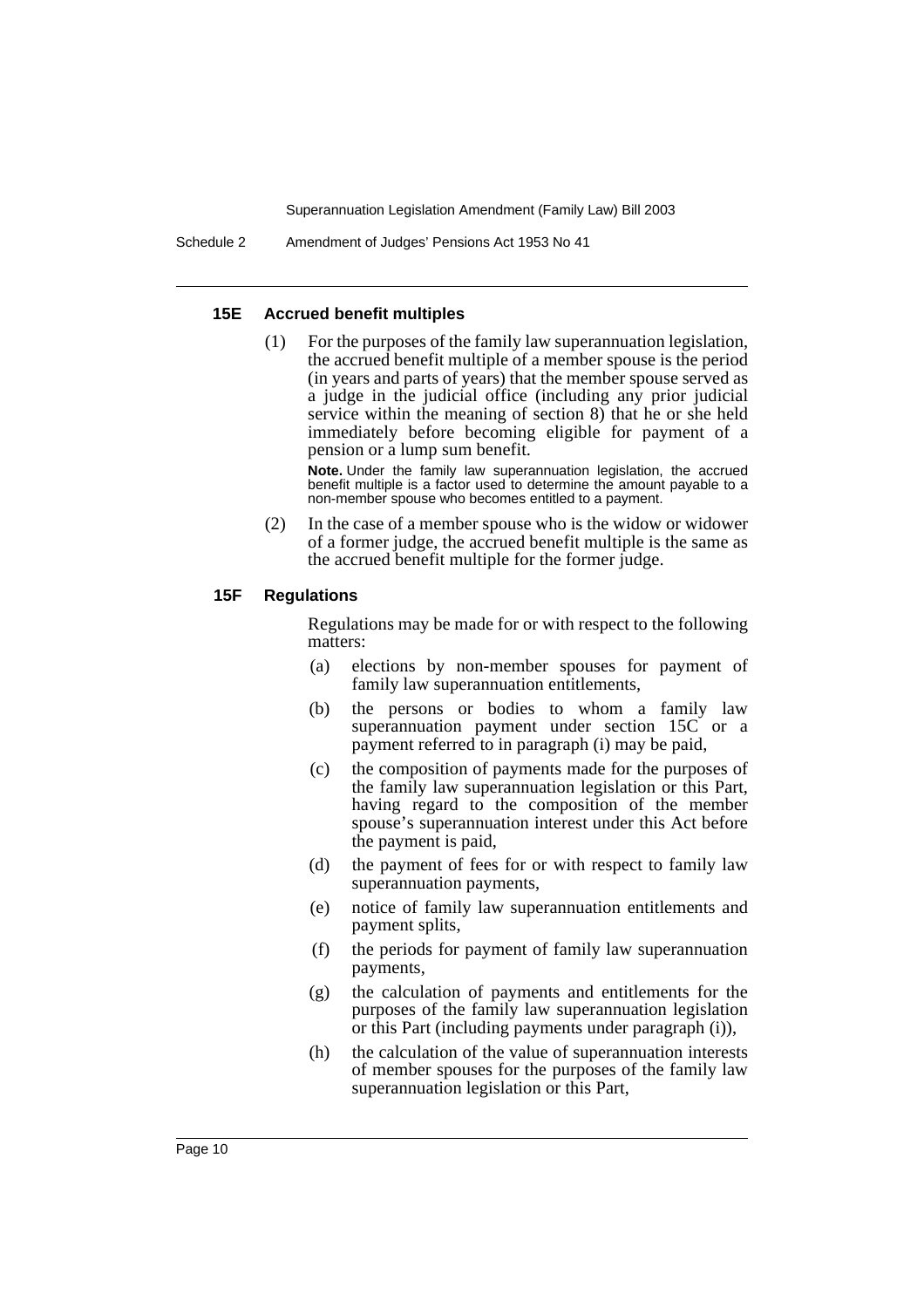#### 15E Accrued benefit multiples

(1) For the purposes of the family law superannuation legislation, the accrued benefit multiple of a member spouse is the period (in years and parts of years) that the member spouse served as a judge in the judicial office (including any prior judicial service within the meaning of section 8) that he or she held immediately before becoming eligible for payment of a pension or a lump sum benefit.

**Note.** Under the family law superannuation legislation, the accrued benefit multiple is a factor used to determine the amount payable to a non-member spouse who becomes entitled to a payment.

(2) In the case of a member spouse who is the widow or widower of a former judge, the accrued benefit multiple is the same as the accrued benefit multiple for the former judge.

#### 15F Regulations

Regulations may be made for or with respect to the following matters:

(a) elections by non-member spouses for payment of family law superannuation entitlements,

(b) the persons or bodies to whom a family law superannuation payment under section 15C or a payment referred to in paragraph (i) may be paid,

(c) the composition of payments made for the purposes of the family law superannuation legislation or this Part, having regard to the composition of the member spouse's superannuation interest under this Act before the payment is paid,

(d) the payment of fees for or with respect to family law superannuation payments,

(e) notice of family law superannuation entitlements and payment splits,

(f) the periods for payment of family law superannuation payments,

(g) the calculation of payments and entitlements for the purposes of the family law superannuation legislation or this Part (including payments under paragraph (i)),

(h) the calculation of the value of superannuation interests of member spouses for the purposes of the family law superannuation legislation or this Part,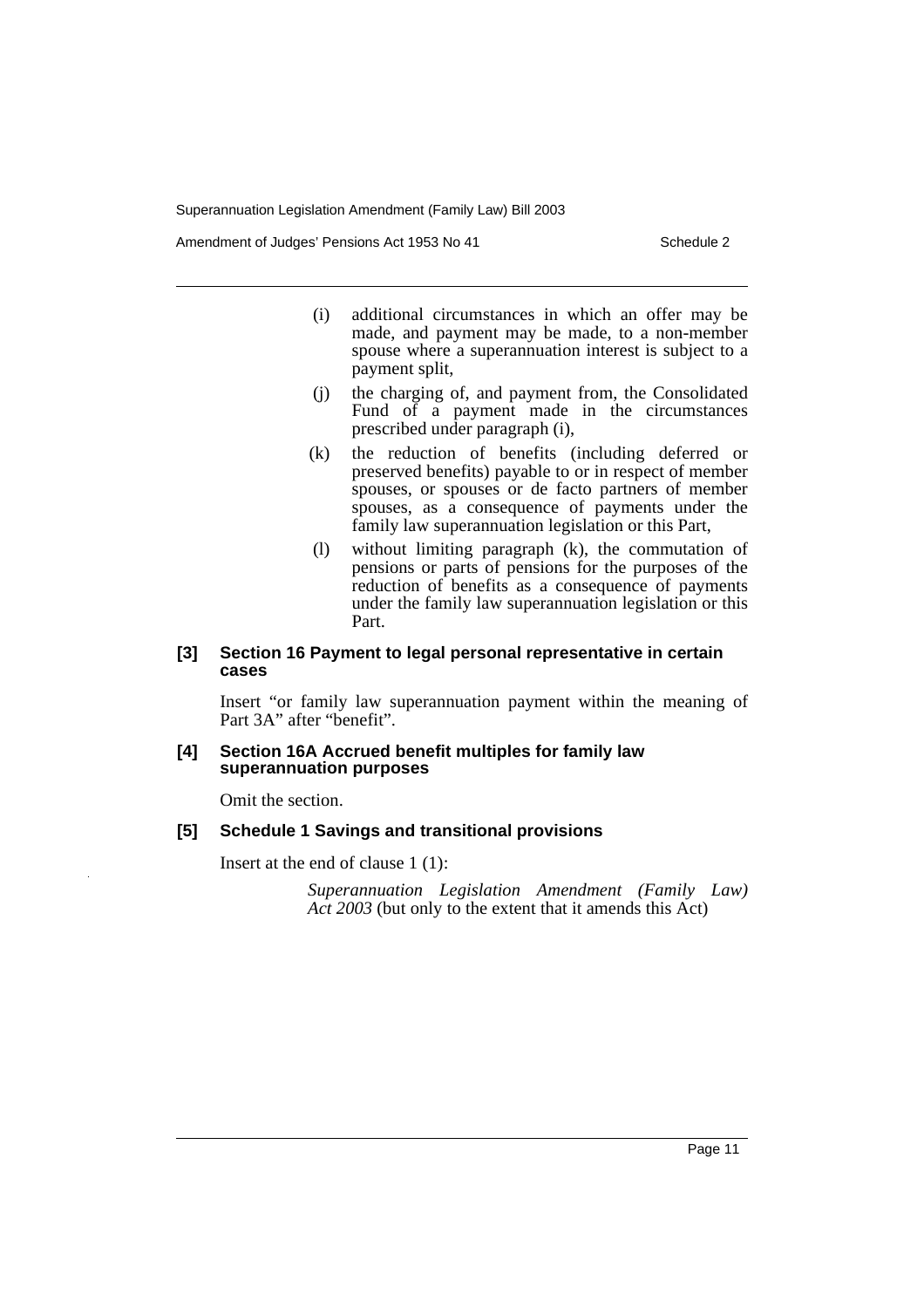(i) additional circumstances in which an offer may be made, and payment may be made, to a non-member spouse where a superannuation interest is subject to a payment split,

(j) the charging of, and payment from, the Consolidated Fund of a payment made in the circumstances prescribed under paragraph (i),

(k) the reduction of benefits (including deferred or preserved benefits) payable to or in respect of member spouses, or spouses or de facto partners of member spouses, as a consequence of payments under the family law superannuation legislation or this Part,

(l) without limiting paragraph (k), the commutation of pensions or parts of pensions for the purposes of the reduction of benefits as a consequence of payments under the family law superannuation legislation or this Part.

#### [3] Section 16 Payment to legal personal representative in certain cases

Insert "or family law superannuation payment within the meaning of Part 3A" after "benefit".

#### [4] Section 16A Accrued benefit multiples for family law superannuation purposes

Omit the section.

#### [5] Schedule 1 Savings and transitional provisions

Insert at the end of clause 1 (1):

*Superannuation Legislation Amendment (Family Law) Act 2003* (but only to the extent that it amends this Act)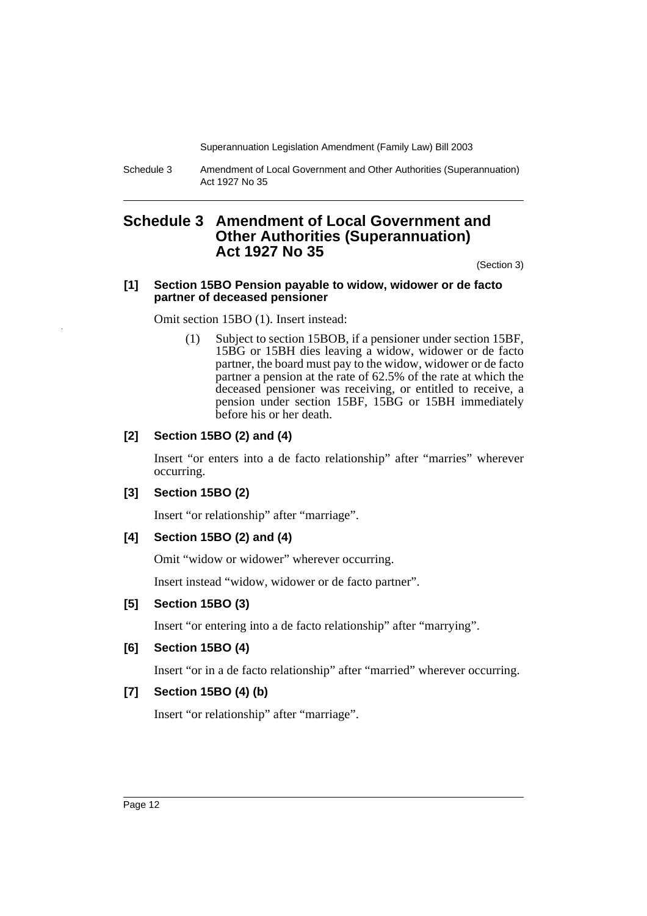# Schedule 3 Amendment of Local Government and Other Authorities (Superannuation) Act 1927 No 35

(Section 3)

**[1] Section 15BO Pension payable to widow, widower or de facto partner of deceased pensioner**

Omit section 15BO (1). Insert instead:

> (1) Subject to section 15BOB, if a pensioner under section 15BF, 15BG or 15BH dies leaving a widow, widower or de facto partner, the board must pay to the widow, widower or de facto partner a pension at the rate of 62.5% of the rate at which the deceased pensioner was receiving, or entitled to receive, a pension under section 15BF, 15BG or 15BH immediately before his or her death.

**[2] Section 15BO (2) and (4)**

Insert "or enters into a de facto relationship" after "marries" wherever occurring.

**[3] Section 15BO (2)**

Insert "or relationship" after "marriage".

**[4] Section 15BO (2) and (4)**

Omit "widow or widower" wherever occurring.

Insert instead "widow, widower or de facto partner".

**[5] Section 15BO (3)**

Insert "or entering into a de facto relationship" after "marrying".

**[6] Section 15BO (4)**

Insert "or in a de facto relationship" after "married" wherever occurring.

**[7] Section 15BO (4) (b)**

Insert "or relationship" after "marriage".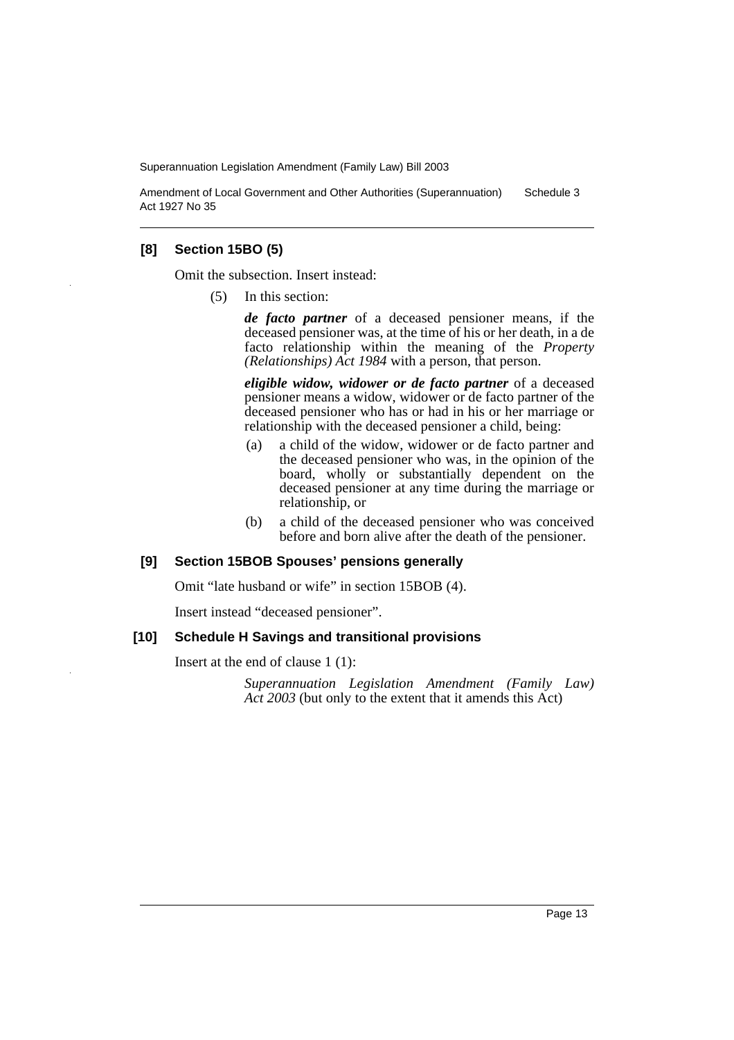### [8] Section 15BO (5)

Omit the subsection. Insert instead:

(5) In this section:

***de facto partner*** of a deceased pensioner means, if the deceased pensioner was, at the time of his or her death, in a de facto relationship within the meaning of the *Property (Relationships) Act 1984* with a person, that person.

***eligible widow, widower or de facto partner*** of a deceased pensioner means a widow, widower or de facto partner of the deceased pensioner who has or had in his or her marriage or relationship with the deceased pensioner a child, being:

(a) a child of the widow, widower or de facto partner and the deceased pensioner who was, in the opinion of the board, wholly or substantially dependent on the deceased pensioner at any time during the marriage or relationship, or

(b) a child of the deceased pensioner who was conceived before and born alive after the death of the pensioner.

### [9] Section 15BOB Spouses' pensions generally

Omit "late husband or wife" in section 15BOB (4).

Insert instead "deceased pensioner".

### [10] Schedule H Savings and transitional provisions

Insert at the end of clause 1 (1):

*Superannuation Legislation Amendment (Family Law) Act 2003* (but only to the extent that it amends this Act)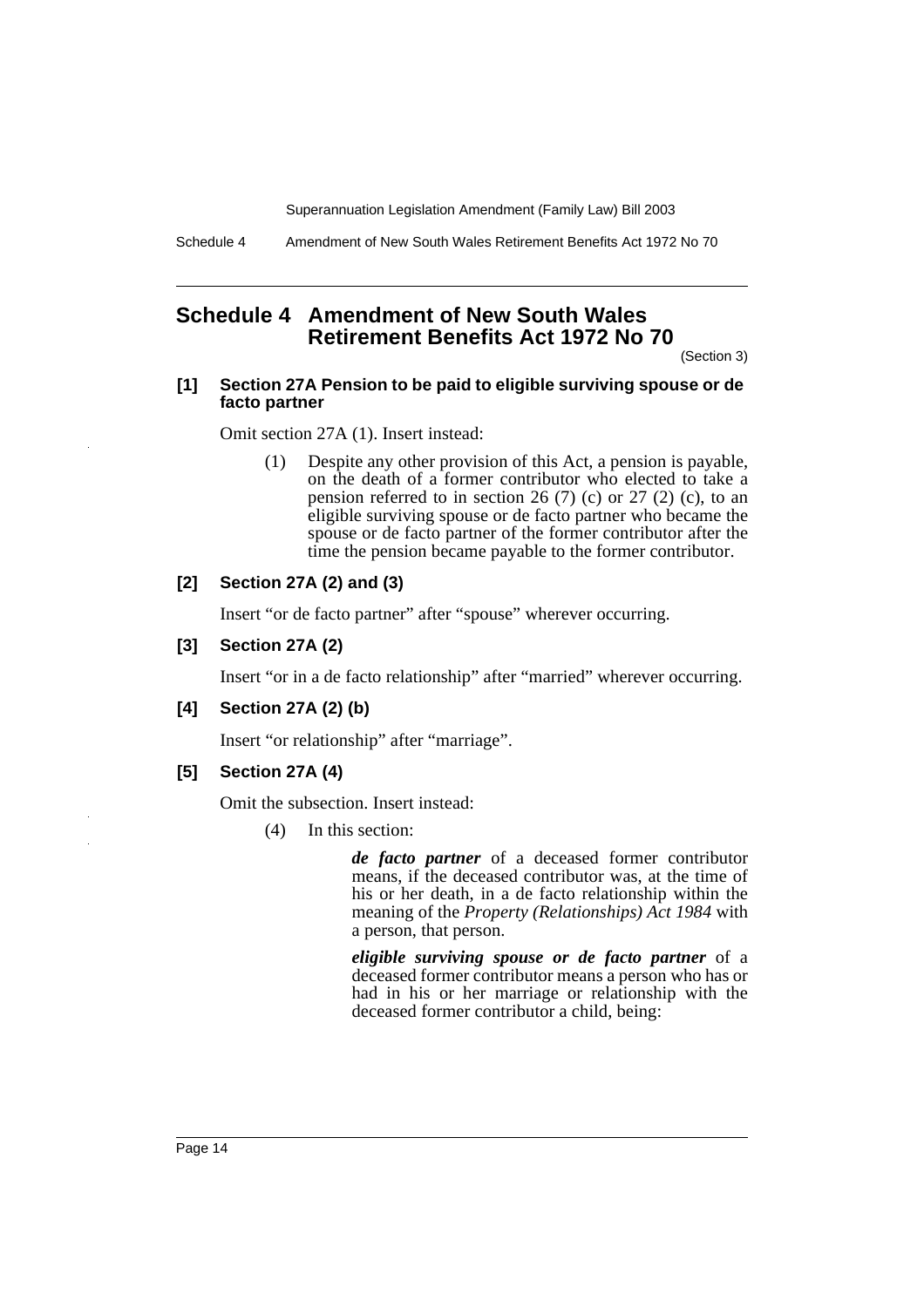# Schedule 4 Amendment of New South Wales Retirement Benefits Act 1972 No 70

(Section 3)

**[1] Section 27A Pension to be paid to eligible surviving spouse or de facto partner**

Omit section 27A (1). Insert instead:

(1) Despite any other provision of this Act, a pension is payable, on the death of a former contributor who elected to take a pension referred to in section 26 (7) (c) or 27 (2) (c), to an eligible surviving spouse or de facto partner who became the spouse or de facto partner of the former contributor after the time the pension became payable to the former contributor.

**[2] Section 27A (2) and (3)**

Insert "or de facto partner" after "spouse" wherever occurring.

**[3] Section 27A (2)**

Insert "or in a de facto relationship" after "married" wherever occurring.

**[4] Section 27A (2) (b)**

Insert "or relationship" after "marriage".

**[5] Section 27A (4)**

Omit the subsection. Insert instead:

(4) In this section:

***de facto partner*** of a deceased former contributor means, if the deceased contributor was, at the time of his or her death, in a de facto relationship within the meaning of the *Property (Relationships) Act 1984* with a person, that person.

***eligible surviving spouse or de facto partner*** of a deceased former contributor means a person who has or had in his or her marriage or relationship with the deceased former contributor a child, being: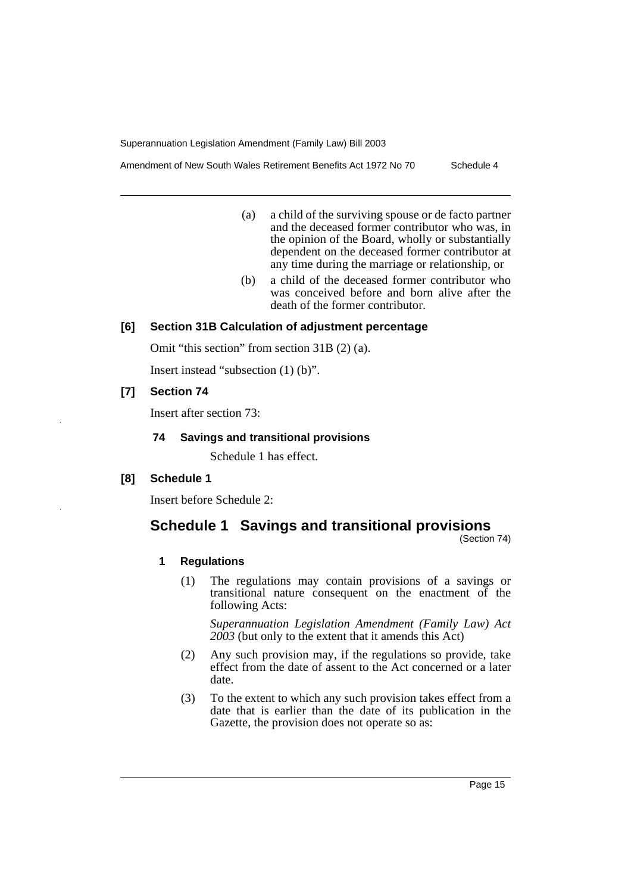(a) a child of the surviving spouse or de facto partner and the deceased former contributor who was, in the opinion of the Board, wholly or substantially dependent on the deceased former contributor at any time during the marriage or relationship, or

(b) a child of the deceased former contributor who was conceived before and born alive after the death of the former contributor.

### [6] Section 31B Calculation of adjustment percentage

Omit "this section" from section 31B (2) (a).

Insert instead "subsection (1) (b)".

### [7] Section 74

Insert after section 73:

#### 74 Savings and transitional provisions

Schedule 1 has effect.

### [8] Schedule 1

Insert before Schedule 2:

## Schedule 1 Savings and transitional provisions

(Section 74)

#### 1 Regulations

(1) The regulations may contain provisions of a savings or transitional nature consequent on the enactment of the following Acts:

*Superannuation Legislation Amendment (Family Law) Act 2003* (but only to the extent that it amends this Act)

(2) Any such provision may, if the regulations so provide, take effect from the date of assent to the Act concerned or a later date.

(3) To the extent to which any such provision takes effect from a date that is earlier than the date of its publication in the Gazette, the provision does not operate so as: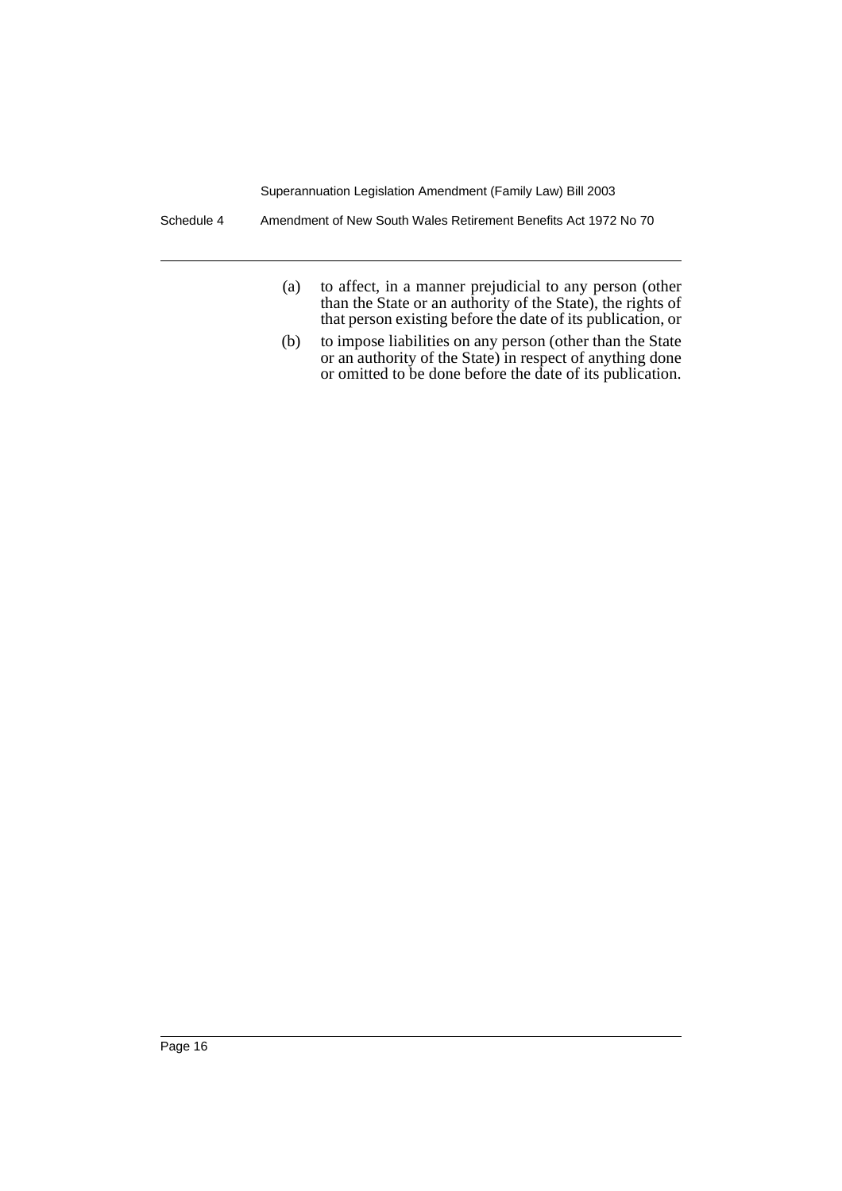(a) to affect, in a manner prejudicial to any person (other than the State or an authority of the State), the rights of that person existing before the date of its publication, or

(b) to impose liabilities on any person (other than the State or an authority of the State) in respect of anything done or omitted to be done before the date of its publication.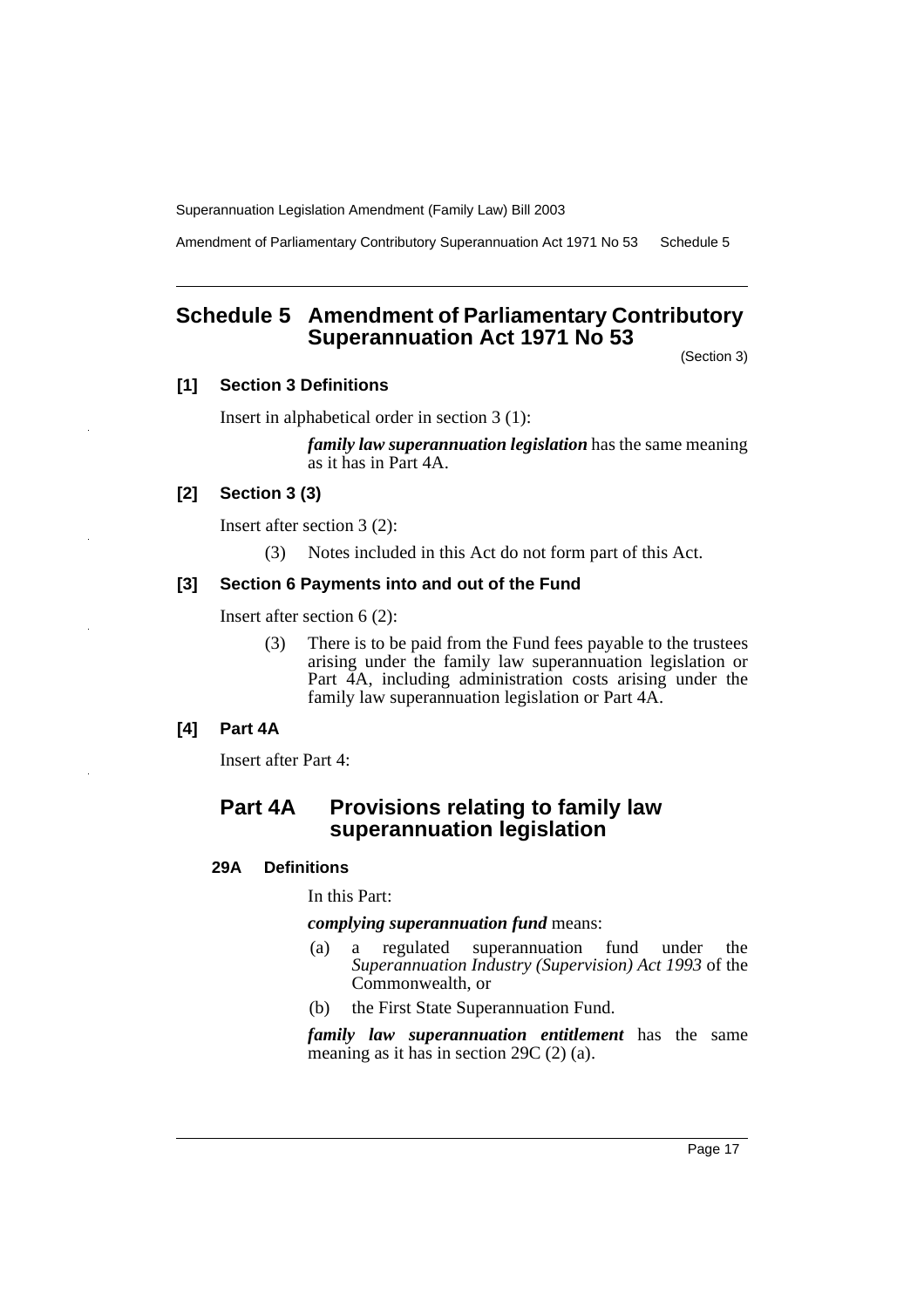## Schedule 5 Amendment of Parliamentary Contributory Superannuation Act 1971 No 53

(Section 3)

**[1] Section 3 Definitions**

Insert in alphabetical order in section 3 (1):

> ***family law superannuation legislation*** has the same meaning as it has in Part 4A.

**[2] Section 3 (3)**

Insert after section 3 (2):

> (3) Notes included in this Act do not form part of this Act.

**[3] Section 6 Payments into and out of the Fund**

Insert after section 6 (2):

> (3) There is to be paid from the Fund fees payable to the trustees arising under the family law superannuation legislation or Part 4A, including administration costs arising under the family law superannuation legislation or Part 4A.

**[4] Part 4A**

Insert after Part 4:

### Part 4A Provisions relating to family law superannuation legislation

**29A Definitions**

In this Part:

***complying superannuation fund*** means:

(a) a regulated superannuation fund under the *Superannuation Industry (Supervision) Act 1993* of the Commonwealth, or

(b) the First State Superannuation Fund.

***family law superannuation entitlement*** has the same meaning as it has in section 29C (2) (a).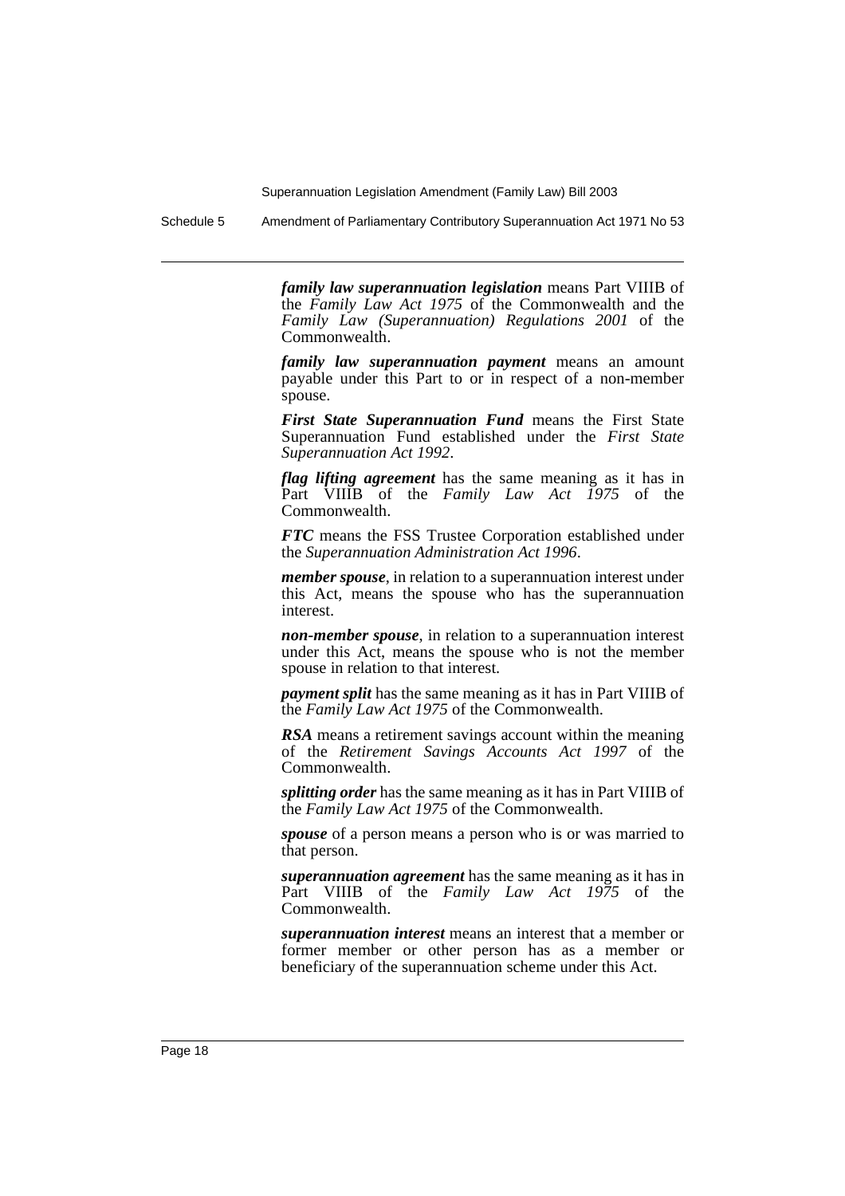***family law superannuation legislation*** means Part VIIIB of the *Family Law Act 1975* of the Commonwealth and the *Family Law (Superannuation) Regulations 2001* of the Commonwealth.

***family law superannuation payment*** means an amount payable under this Part to or in respect of a non-member spouse.

***First State Superannuation Fund*** means the First State Superannuation Fund established under the *First State Superannuation Act 1992*.

***flag lifting agreement*** has the same meaning as it has in Part VIIIB of the *Family Law Act 1975* of the Commonwealth.

***FTC*** means the FSS Trustee Corporation established under the *Superannuation Administration Act 1996*.

***member spouse***, in relation to a superannuation interest under this Act, means the spouse who has the superannuation interest.

***non-member spouse***, in relation to a superannuation interest under this Act, means the spouse who is not the member spouse in relation to that interest.

***payment split*** has the same meaning as it has in Part VIIIB of the *Family Law Act 1975* of the Commonwealth.

***RSA*** means a retirement savings account within the meaning of the *Retirement Savings Accounts Act 1997* of the Commonwealth.

***splitting order*** has the same meaning as it has in Part VIIIB of the *Family Law Act 1975* of the Commonwealth.

***spouse*** of a person means a person who is or was married to that person.

***superannuation agreement*** has the same meaning as it has in Part VIIIB of the *Family Law Act 1975* of the Commonwealth.

***superannuation interest*** means an interest that a member or former member or other person has as a member or beneficiary of the superannuation scheme under this Act.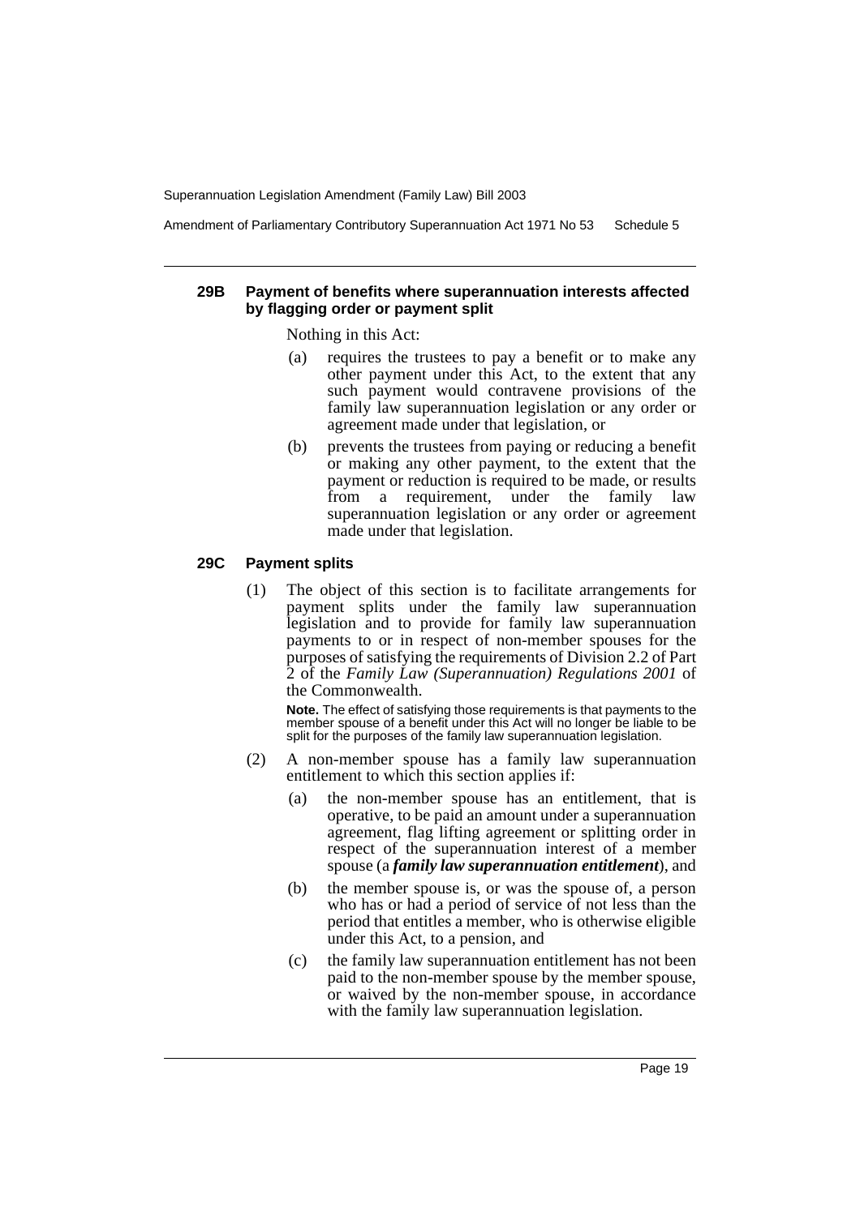### 29B Payment of benefits where superannuation interests affected by flagging order or payment split

Nothing in this Act:

(a) requires the trustees to pay a benefit or to make any other payment under this Act, to the extent that any such payment would contravene provisions of the family law superannuation legislation or any order or agreement made under that legislation, or

(b) prevents the trustees from paying or reducing a benefit or making any other payment, to the extent that the payment or reduction is required to be made, or results from a requirement, under the family law superannuation legislation or any order or agreement made under that legislation.

### 29C Payment splits

(1) The object of this section is to facilitate arrangements for payment splits under the family law superannuation legislation and to provide for family law superannuation payments to or in respect of non-member spouses for the purposes of satisfying the requirements of Division 2.2 of Part 2 of the *Family Law (Superannuation) Regulations 2001* of the Commonwealth.

**Note.** The effect of satisfying those requirements is that payments to the member spouse of a benefit under this Act will no longer be liable to be split for the purposes of the family law superannuation legislation.

(2) A non-member spouse has a family law superannuation entitlement to which this section applies if:

(a) the non-member spouse has an entitlement, that is operative, to be paid an amount under a superannuation agreement, flag lifting agreement or splitting order in respect of the superannuation interest of a member spouse (a ***family law superannuation entitlement***), and

(b) the member spouse is, or was the spouse of, a person who has or had a period of service of not less than the period that entitles a member, who is otherwise eligible under this Act, to a pension, and

(c) the family law superannuation entitlement has not been paid to the non-member spouse by the member spouse, or waived by the non-member spouse, in accordance with the family law superannuation legislation.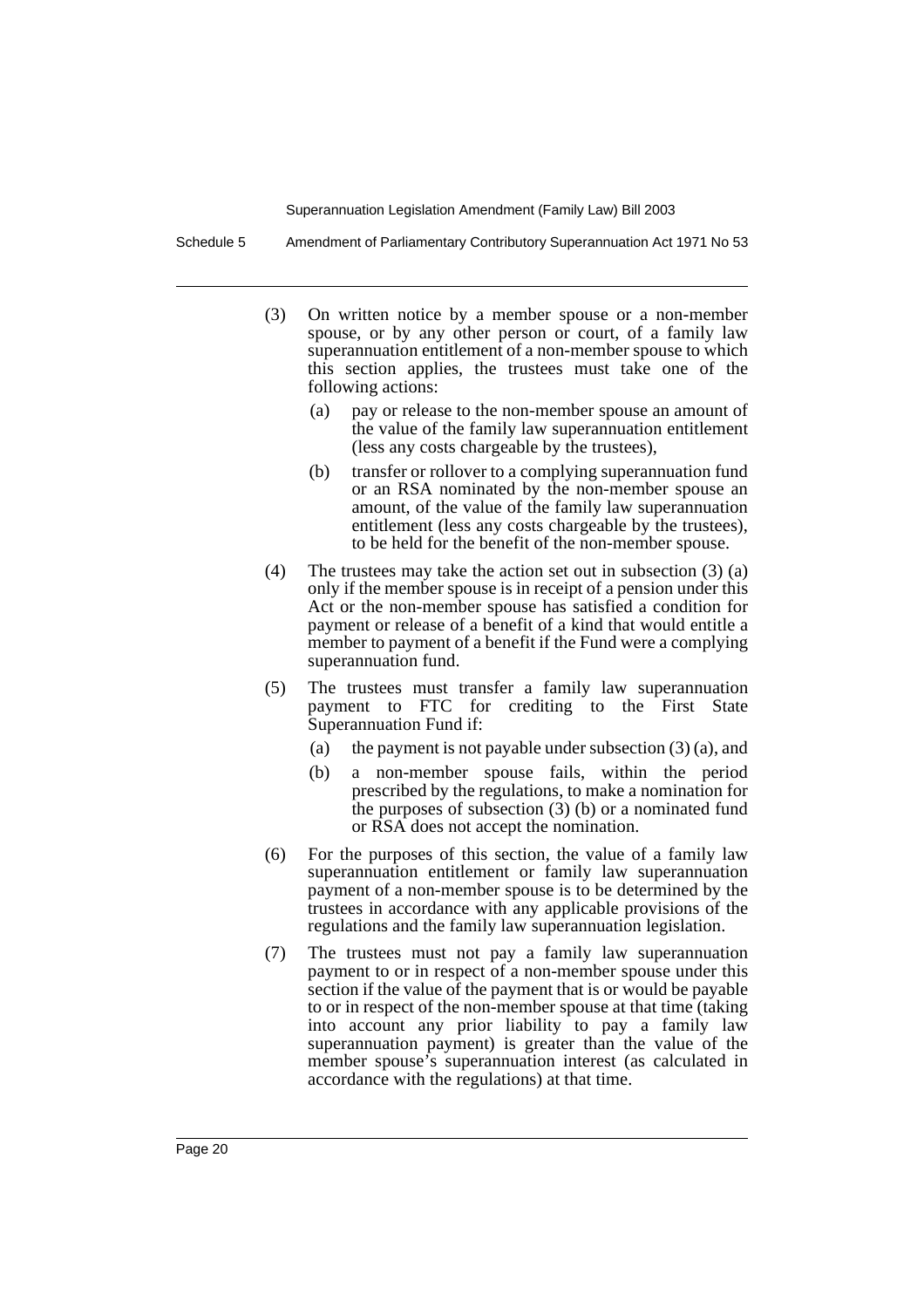(3) On written notice by a member spouse or a non-member spouse, or by any other person or court, of a family law superannuation entitlement of a non-member spouse to which this section applies, the trustees must take one of the following actions:

   (a) pay or release to the non-member spouse an amount of the value of the family law superannuation entitlement (less any costs chargeable by the trustees),

   (b) transfer or rollover to a complying superannuation fund or an RSA nominated by the non-member spouse an amount, of the value of the family law superannuation entitlement (less any costs chargeable by the trustees), to be held for the benefit of the non-member spouse.

(4) The trustees may take the action set out in subsection (3) (a) only if the member spouse is in receipt of a pension under this Act or the non-member spouse has satisfied a condition for payment or release of a benefit of a kind that would entitle a member to payment of a benefit if the Fund were a complying superannuation fund.

(5) The trustees must transfer a family law superannuation payment to FTC for crediting to the First State Superannuation Fund if:

   (a) the payment is not payable under subsection (3) (a), and

   (b) a non-member spouse fails, within the period prescribed by the regulations, to make a nomination for the purposes of subsection (3) (b) or a nominated fund or RSA does not accept the nomination.

(6) For the purposes of this section, the value of a family law superannuation entitlement or family law superannuation payment of a non-member spouse is to be determined by the trustees in accordance with any applicable provisions of the regulations and the family law superannuation legislation.

(7) The trustees must not pay a family law superannuation payment to or in respect of a non-member spouse under this section if the value of the payment that is or would be payable to or in respect of the non-member spouse at that time (taking into account any prior liability to pay a family law superannuation payment) is greater than the value of the member spouse's superannuation interest (as calculated in accordance with the regulations) at that time.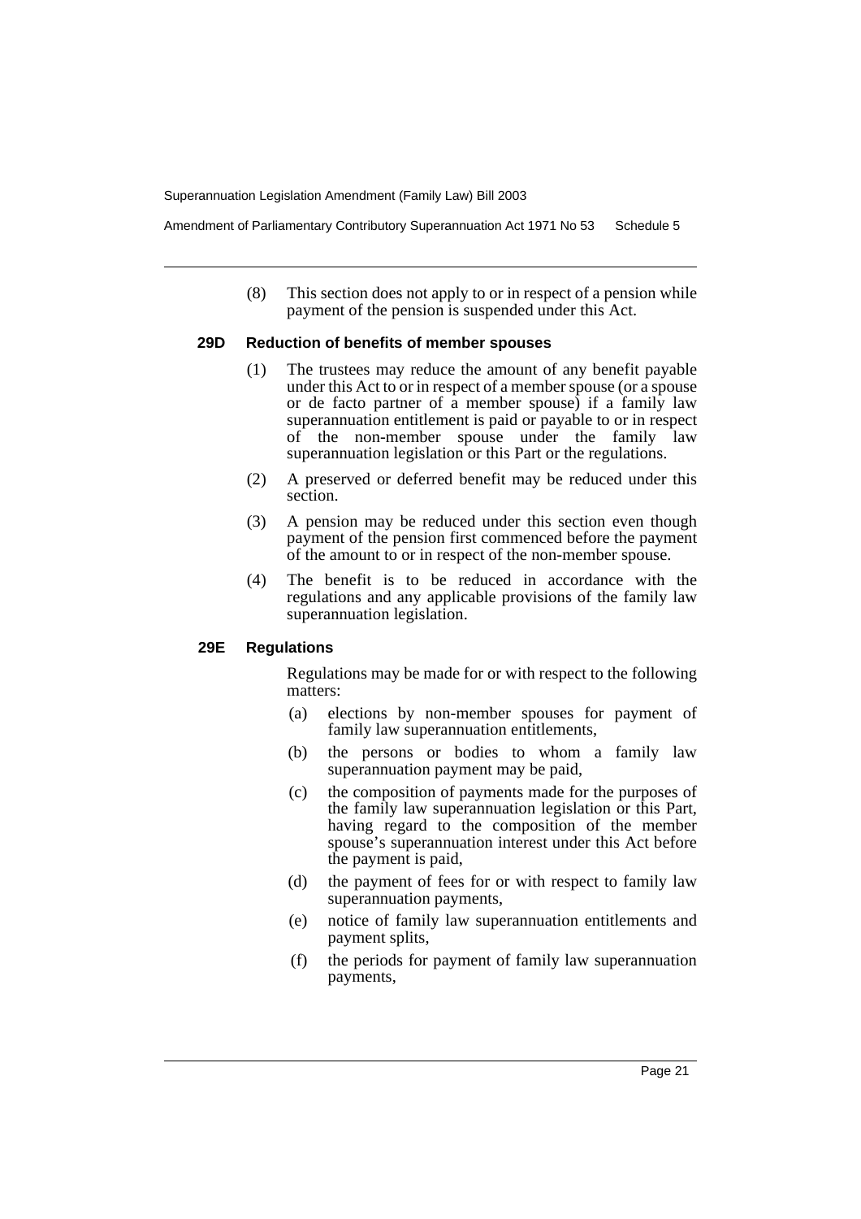(8) This section does not apply to or in respect of a pension while payment of the pension is suspended under this Act.

### 29D Reduction of benefits of member spouses

(1) The trustees may reduce the amount of any benefit payable under this Act to or in respect of a member spouse (or a spouse or de facto partner of a member spouse) if a family law superannuation entitlement is paid or payable to or in respect of the non-member spouse under the family law superannuation legislation or this Part or the regulations.

(2) A preserved or deferred benefit may be reduced under this section.

(3) A pension may be reduced under this section even though payment of the pension first commenced before the payment of the amount to or in respect of the non-member spouse.

(4) The benefit is to be reduced in accordance with the regulations and any applicable provisions of the family law superannuation legislation.

### 29E Regulations

Regulations may be made for or with respect to the following matters:

(a) elections by non-member spouses for payment of family law superannuation entitlements,

(b) the persons or bodies to whom a family law superannuation payment may be paid,

(c) the composition of payments made for the purposes of the family law superannuation legislation or this Part, having regard to the composition of the member spouse's superannuation interest under this Act before the payment is paid,

(d) the payment of fees for or with respect to family law superannuation payments,

(e) notice of family law superannuation entitlements and payment splits,

(f) the periods for payment of family law superannuation payments,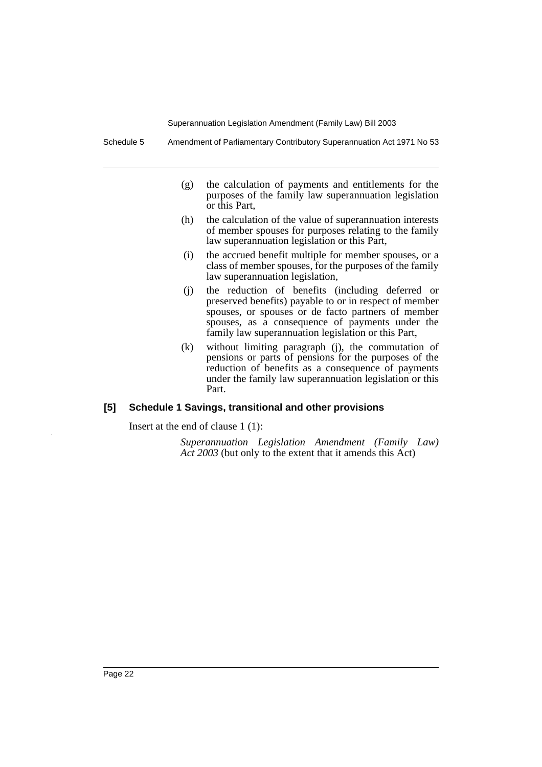(g) the calculation of payments and entitlements for the purposes of the family law superannuation legislation or this Part,

(h) the calculation of the value of superannuation interests of member spouses for purposes relating to the family law superannuation legislation or this Part,

(i) the accrued benefit multiple for member spouses, or a class of member spouses, for the purposes of the family law superannuation legislation,

(j) the reduction of benefits (including deferred or preserved benefits) payable to or in respect of member spouses, or spouses or de facto partners of member spouses, as a consequence of payments under the family law superannuation legislation or this Part,

(k) without limiting paragraph (j), the commutation of pensions or parts of pensions for the purposes of the reduction of benefits as a consequence of payments under the family law superannuation legislation or this Part.

### [5] Schedule 1 Savings, transitional and other provisions

Insert at the end of clause 1 (1):

*Superannuation Legislation Amendment (Family Law) Act 2003* (but only to the extent that it amends this Act)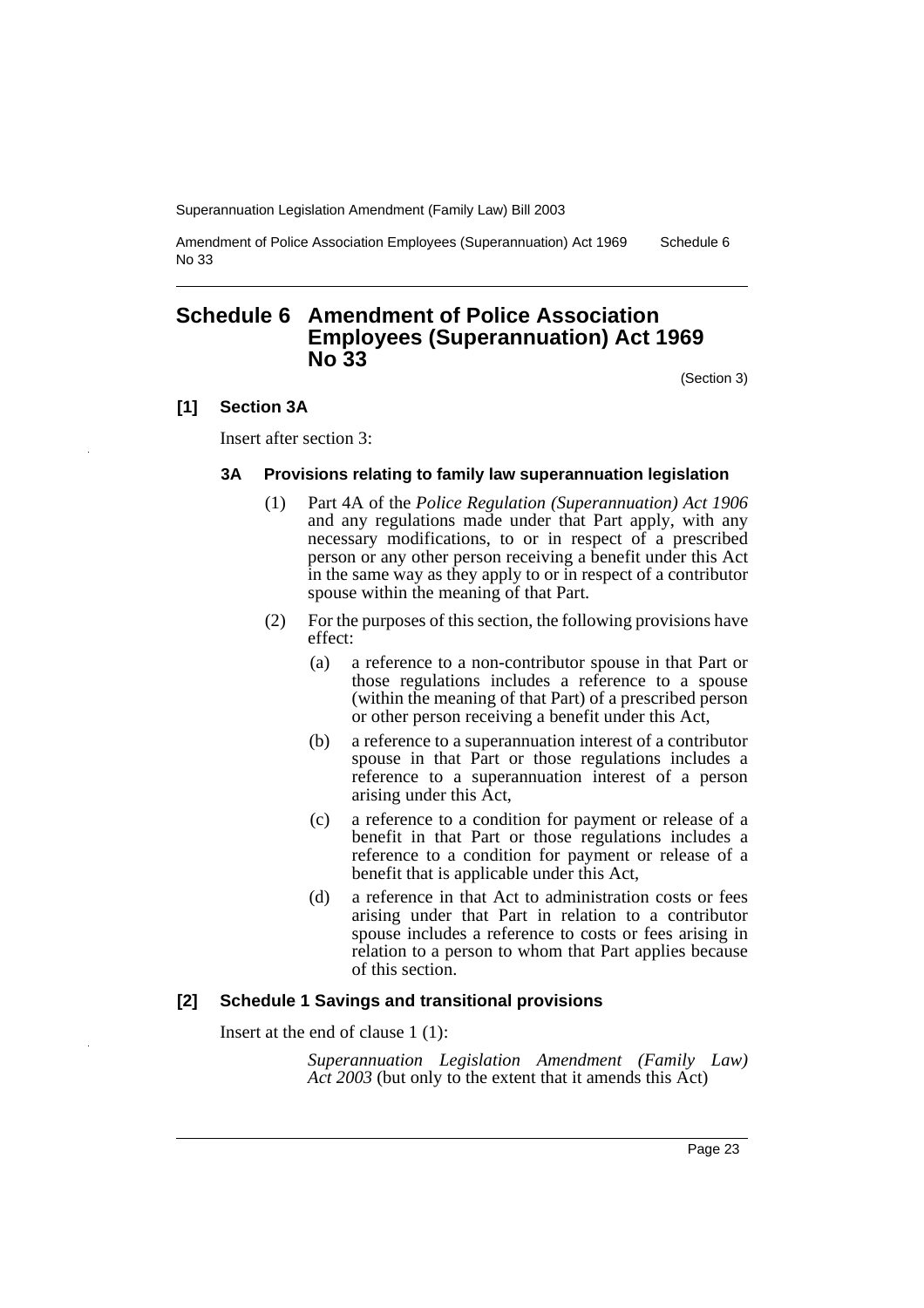# Schedule 6 Amendment of Police Association Employees (Superannuation) Act 1969 No 33

(Section 3)

### [1] Section 3A

Insert after section 3:

#### 3A Provisions relating to family law superannuation legislation

(1) Part 4A of the *Police Regulation (Superannuation) Act 1906* and any regulations made under that Part apply, with any necessary modifications, to or in respect of a prescribed person or any other person receiving a benefit under this Act in the same way as they apply to or in respect of a contributor spouse within the meaning of that Part.

(2) For the purposes of this section, the following provisions have effect:

(a) a reference to a non-contributor spouse in that Part or those regulations includes a reference to a spouse (within the meaning of that Part) of a prescribed person or other person receiving a benefit under this Act,

(b) a reference to a superannuation interest of a contributor spouse in that Part or those regulations includes a reference to a superannuation interest of a person arising under this Act,

(c) a reference to a condition for payment or release of a benefit in that Part or those regulations includes a reference to a condition for payment or release of a benefit that is applicable under this Act,

(d) a reference in that Act to administration costs or fees arising under that Part in relation to a contributor spouse includes a reference to costs or fees arising in relation to a person to whom that Part applies because of this section.

### [2] Schedule 1 Savings and transitional provisions

Insert at the end of clause 1 (1):

*Superannuation Legislation Amendment (Family Law) Act 2003* (but only to the extent that it amends this Act)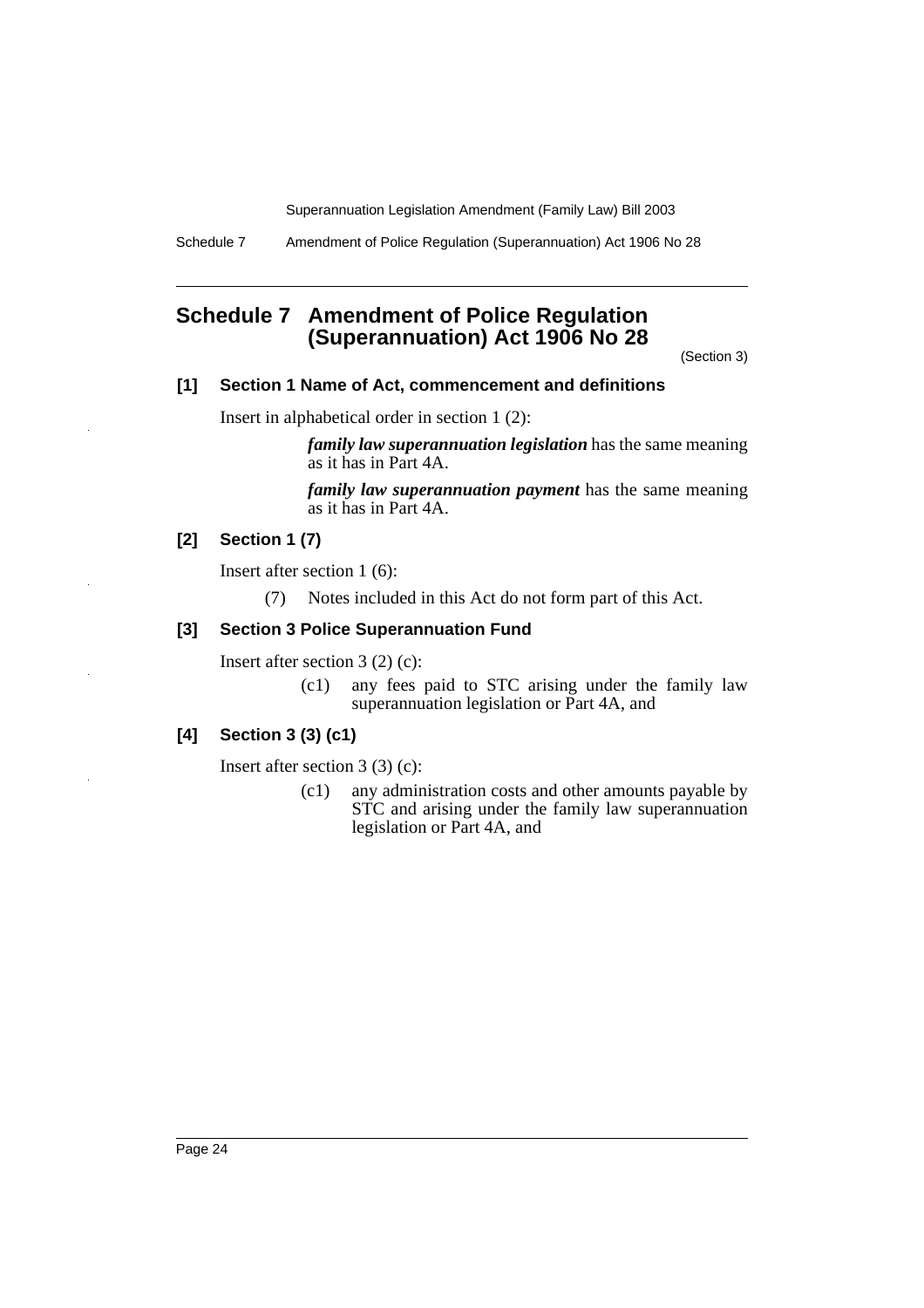## Schedule 7 Amendment of Police Regulation (Superannuation) Act 1906 No 28

(Section 3)

**[1] Section 1 Name of Act, commencement and definitions**

Insert in alphabetical order in section 1 (2):

> ***family law superannuation legislation*** has the same meaning as it has in Part 4A.
>
> ***family law superannuation payment*** has the same meaning as it has in Part 4A.

**[2] Section 1 (7)**

Insert after section 1 (6):

> (7) Notes included in this Act do not form part of this Act.

**[3] Section 3 Police Superannuation Fund**

Insert after section 3 (2) (c):

> (c1) any fees paid to STC arising under the family law superannuation legislation or Part 4A, and

**[4] Section 3 (3) (c1)**

Insert after section 3 (3) (c):

> (c1) any administration costs and other amounts payable by STC and arising under the family law superannuation legislation or Part 4A, and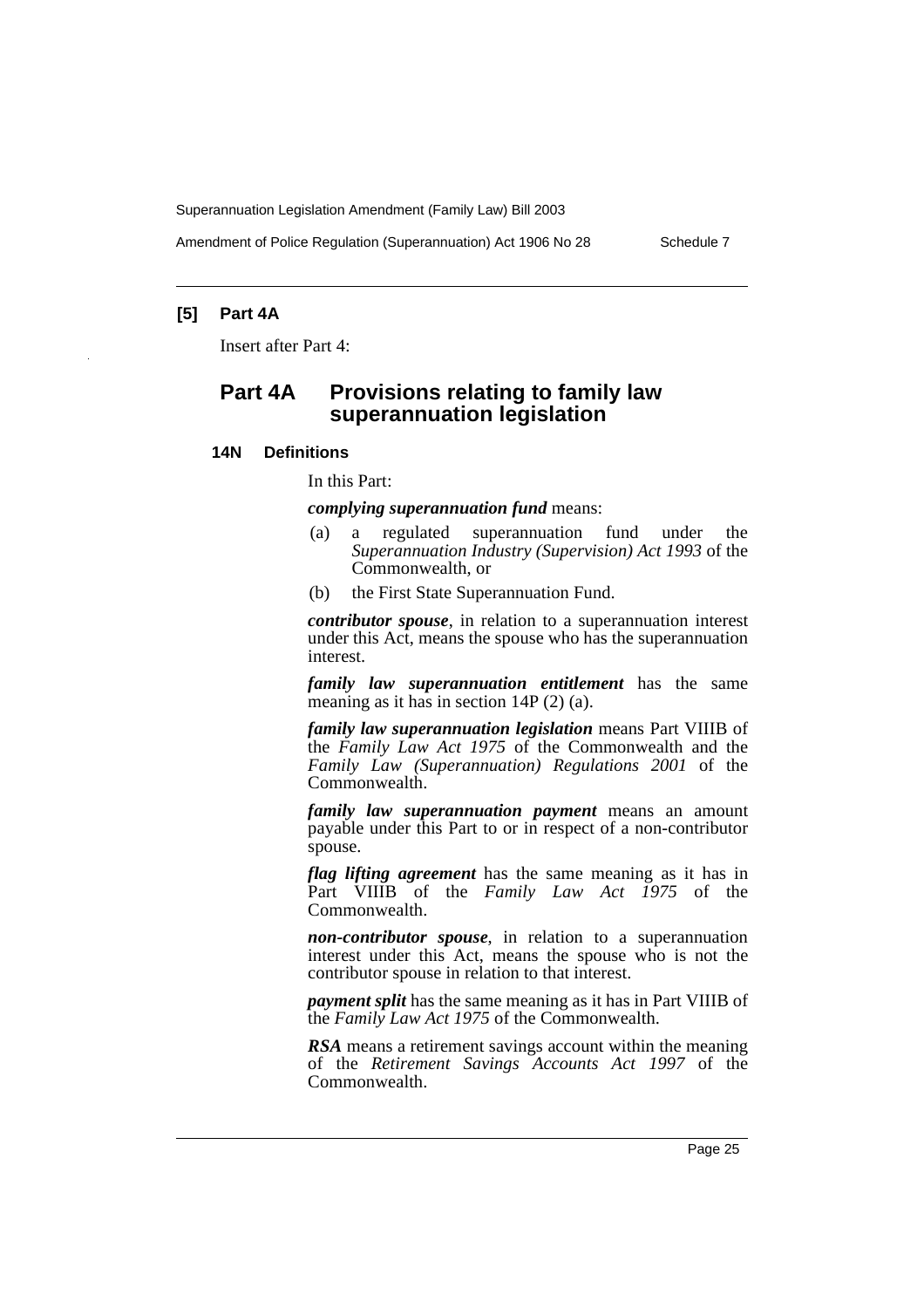**[5] Part 4A**

Insert after Part 4:

## Part 4A Provisions relating to family law superannuation legislation

### 14N Definitions

In this Part:

***complying superannuation fund*** means:

(a) a regulated superannuation fund under the *Superannuation Industry (Supervision) Act 1993* of the Commonwealth, or

(b) the First State Superannuation Fund.

***contributor spouse***, in relation to a superannuation interest under this Act, means the spouse who has the superannuation interest.

***family law superannuation entitlement*** has the same meaning as it has in section 14P (2) (a).

***family law superannuation legislation*** means Part VIIIB of the *Family Law Act 1975* of the Commonwealth and the *Family Law (Superannuation) Regulations 2001* of the Commonwealth.

***family law superannuation payment*** means an amount payable under this Part to or in respect of a non-contributor spouse.

***flag lifting agreement*** has the same meaning as it has in Part VIIIB of the *Family Law Act 1975* of the Commonwealth.

***non-contributor spouse***, in relation to a superannuation interest under this Act, means the spouse who is not the contributor spouse in relation to that interest.

***payment split*** has the same meaning as it has in Part VIIIB of the *Family Law Act 1975* of the Commonwealth.

***RSA*** means a retirement savings account within the meaning of the *Retirement Savings Accounts Act 1997* of the Commonwealth.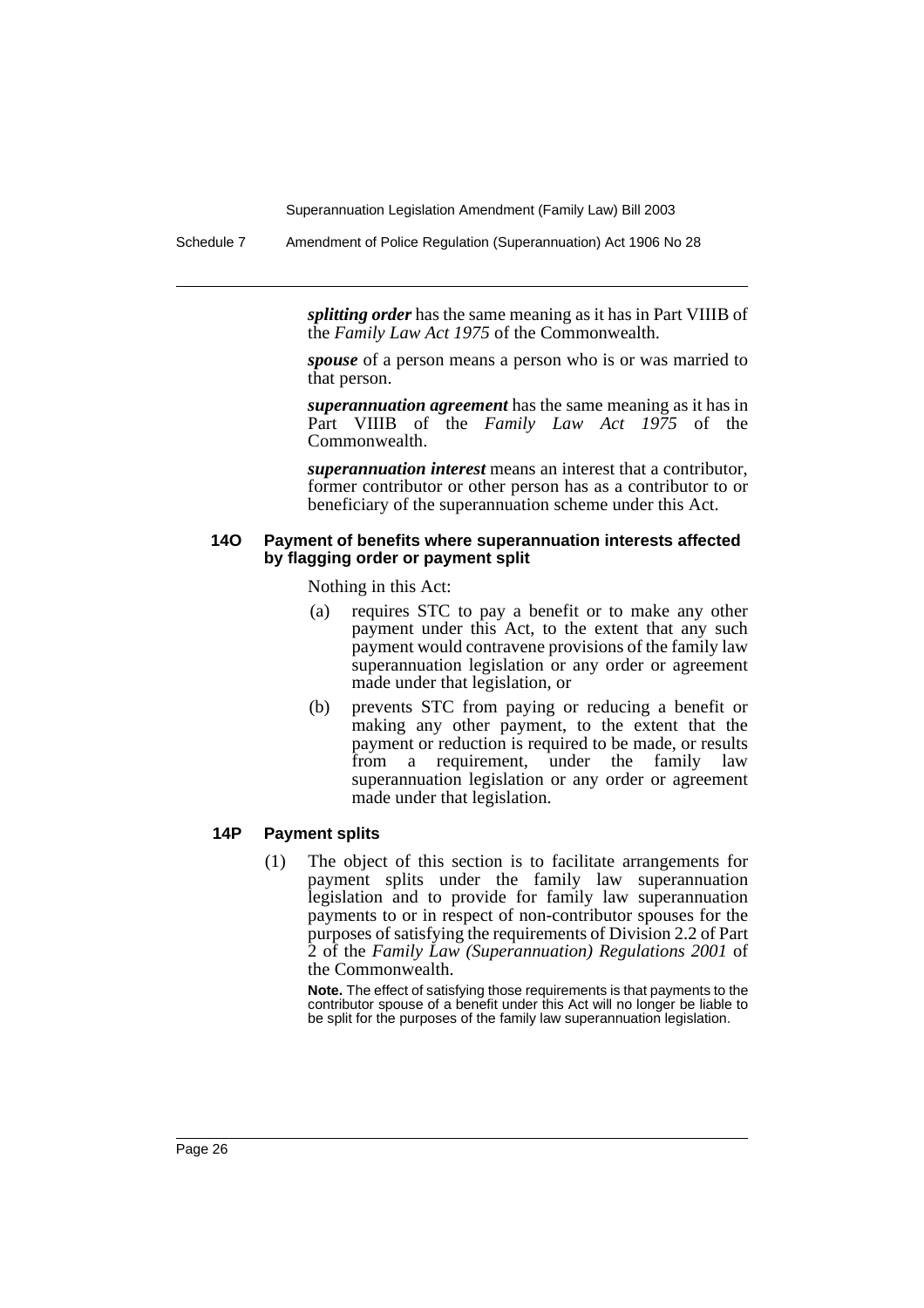***splitting order*** has the same meaning as it has in Part VIIIB of the *Family Law Act 1975* of the Commonwealth.

***spouse*** of a person means a person who is or was married to that person.

***superannuation agreement*** has the same meaning as it has in Part VIIIB of the *Family Law Act 1975* of the Commonwealth.

***superannuation interest*** means an interest that a contributor, former contributor or other person has as a contributor to or beneficiary of the superannuation scheme under this Act.

#### 14O Payment of benefits where superannuation interests affected by flagging order or payment split

Nothing in this Act:

- (a) requires STC to pay a benefit or to make any other payment under this Act, to the extent that any such payment would contravene provisions of the family law superannuation legislation or any order or agreement made under that legislation, or
- (b) prevents STC from paying or reducing a benefit or making any other payment, to the extent that the payment or reduction is required to be made, or results from a requirement, under the family law superannuation legislation or any order or agreement made under that legislation.

#### 14P Payment splits

(1) The object of this section is to facilitate arrangements for payment splits under the family law superannuation legislation and to provide for family law superannuation payments to or in respect of non-contributor spouses for the purposes of satisfying the requirements of Division 2.2 of Part 2 of the *Family Law (Superannuation) Regulations 2001* of the Commonwealth.

**Note.** The effect of satisfying those requirements is that payments to the contributor spouse of a benefit under this Act will no longer be liable to be split for the purposes of the family law superannuation legislation.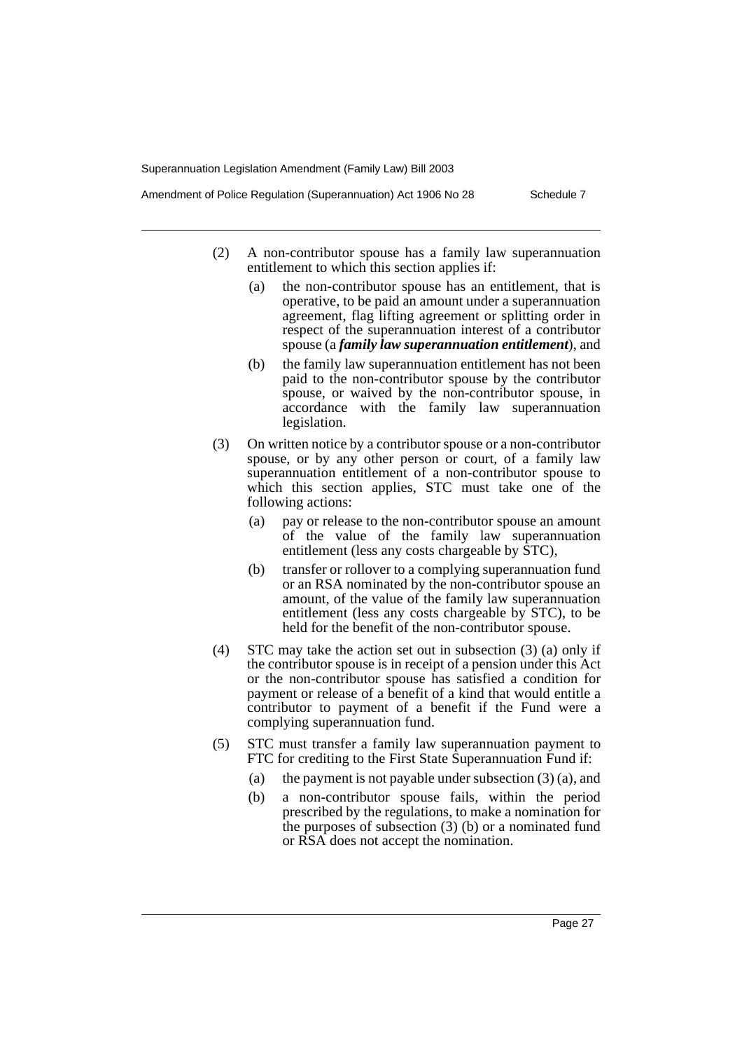(2) A non-contributor spouse has a family law superannuation entitlement to which this section applies if:

(a) the non-contributor spouse has an entitlement, that is operative, to be paid an amount under a superannuation agreement, flag lifting agreement or splitting order in respect of the superannuation interest of a contributor spouse (a ***family law superannuation entitlement***), and

(b) the family law superannuation entitlement has not been paid to the non-contributor spouse by the contributor spouse, or waived by the non-contributor spouse, in accordance with the family law superannuation legislation.

(3) On written notice by a contributor spouse or a non-contributor spouse, or by any other person or court, of a family law superannuation entitlement of a non-contributor spouse to which this section applies, STC must take one of the following actions:

(a) pay or release to the non-contributor spouse an amount of the value of the family law superannuation entitlement (less any costs chargeable by STC),

(b) transfer or rollover to a complying superannuation fund or an RSA nominated by the non-contributor spouse an amount, of the value of the family law superannuation entitlement (less any costs chargeable by STC), to be held for the benefit of the non-contributor spouse.

(4) STC may take the action set out in subsection (3) (a) only if the contributor spouse is in receipt of a pension under this Act or the non-contributor spouse has satisfied a condition for payment or release of a benefit of a kind that would entitle a contributor to payment of a benefit if the Fund were a complying superannuation fund.

(5) STC must transfer a family law superannuation payment to FTC for crediting to the First State Superannuation Fund if:

(a) the payment is not payable under subsection (3) (a), and

(b) a non-contributor spouse fails, within the period prescribed by the regulations, to make a nomination for the purposes of subsection (3) (b) or a nominated fund or RSA does not accept the nomination.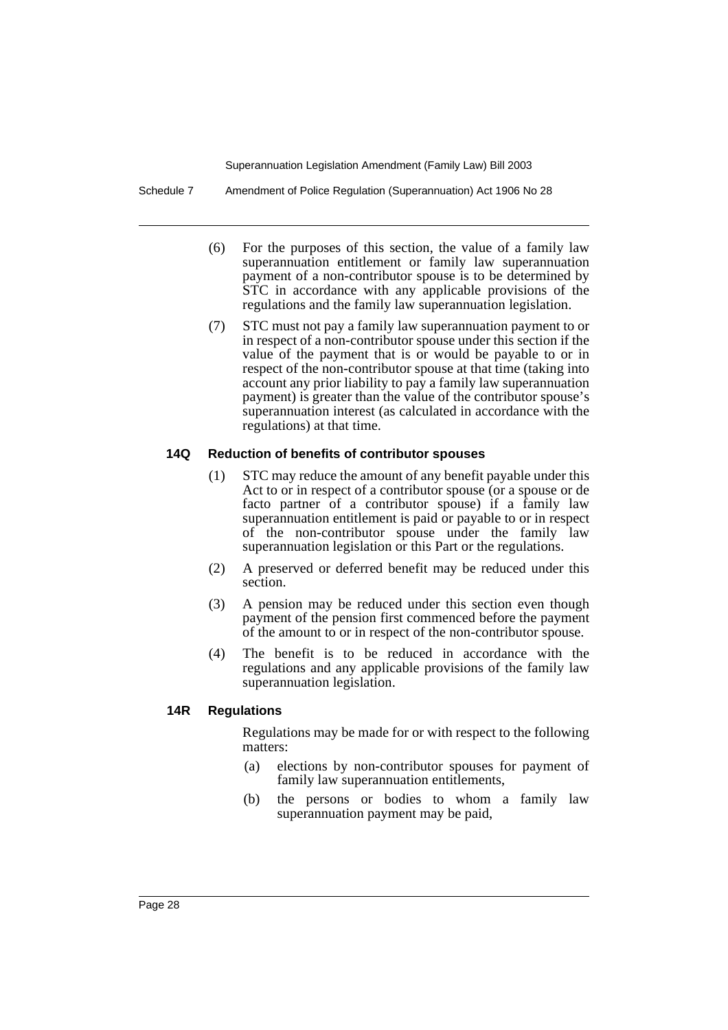(6) For the purposes of this section, the value of a family law superannuation entitlement or family law superannuation payment of a non-contributor spouse is to be determined by STC in accordance with any applicable provisions of the regulations and the family law superannuation legislation.

(7) STC must not pay a family law superannuation payment to or in respect of a non-contributor spouse under this section if the value of the payment that is or would be payable to or in respect of the non-contributor spouse at that time (taking into account any prior liability to pay a family law superannuation payment) is greater than the value of the contributor spouse's superannuation interest (as calculated in accordance with the regulations) at that time.

### 14Q Reduction of benefits of contributor spouses

(1) STC may reduce the amount of any benefit payable under this Act to or in respect of a contributor spouse (or a spouse or de facto partner of a contributor spouse) if a family law superannuation entitlement is paid or payable to or in respect of the non-contributor spouse under the family law superannuation legislation or this Part or the regulations.

(2) A preserved or deferred benefit may be reduced under this section.

(3) A pension may be reduced under this section even though payment of the pension first commenced before the payment of the amount to or in respect of the non-contributor spouse.

(4) The benefit is to be reduced in accordance with the regulations and any applicable provisions of the family law superannuation legislation.

### 14R Regulations

Regulations may be made for or with respect to the following matters:

(a) elections by non-contributor spouses for payment of family law superannuation entitlements,

(b) the persons or bodies to whom a family law superannuation payment may be paid,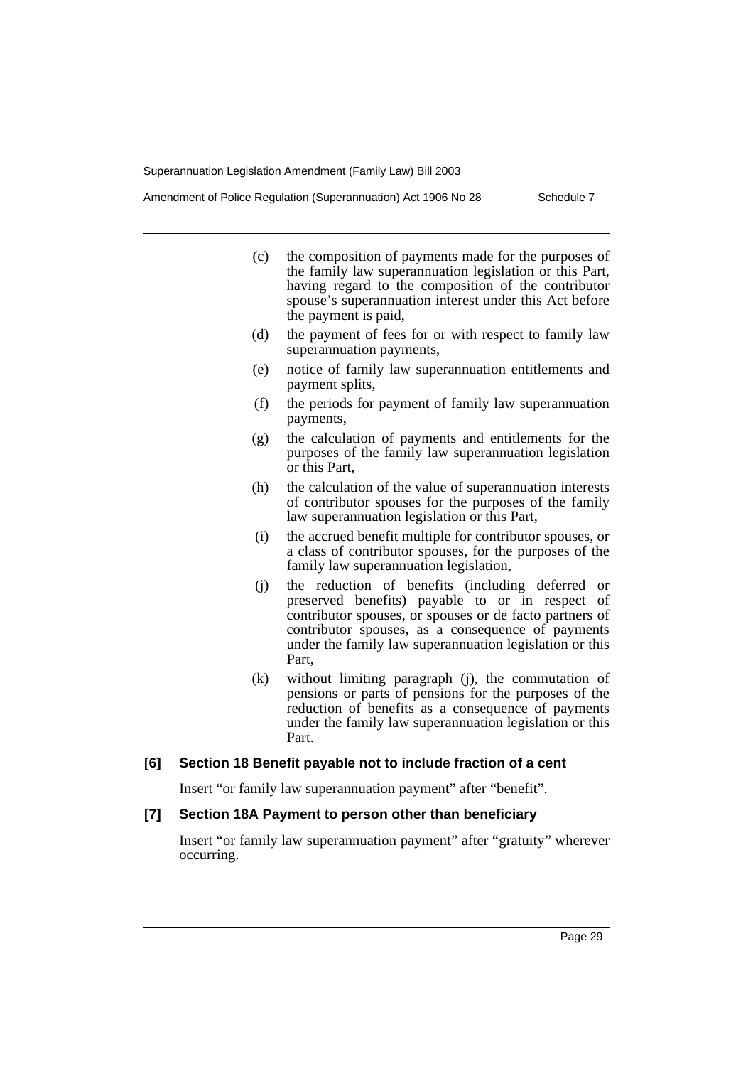(c) the composition of payments made for the purposes of the family law superannuation legislation or this Part, having regard to the composition of the contributor spouse's superannuation interest under this Act before the payment is paid,

(d) the payment of fees for or with respect to family law superannuation payments,

(e) notice of family law superannuation entitlements and payment splits,

(f) the periods for payment of family law superannuation payments,

(g) the calculation of payments and entitlements for the purposes of the family law superannuation legislation or this Part,

(h) the calculation of the value of superannuation interests of contributor spouses for the purposes of the family law superannuation legislation or this Part,

(i) the accrued benefit multiple for contributor spouses, or a class of contributor spouses, for the purposes of the family law superannuation legislation,

(j) the reduction of benefits (including deferred or preserved benefits) payable to or in respect of contributor spouses, or spouses or de facto partners of contributor spouses, as a consequence of payments under the family law superannuation legislation or this Part,

(k) without limiting paragraph (j), the commutation of pensions or parts of pensions for the purposes of the reduction of benefits as a consequence of payments under the family law superannuation legislation or this Part.

### [6] Section 18 Benefit payable not to include fraction of a cent

Insert "or family law superannuation payment" after "benefit".

### [7] Section 18A Payment to person other than beneficiary

Insert "or family law superannuation payment" after "gratuity" wherever occurring.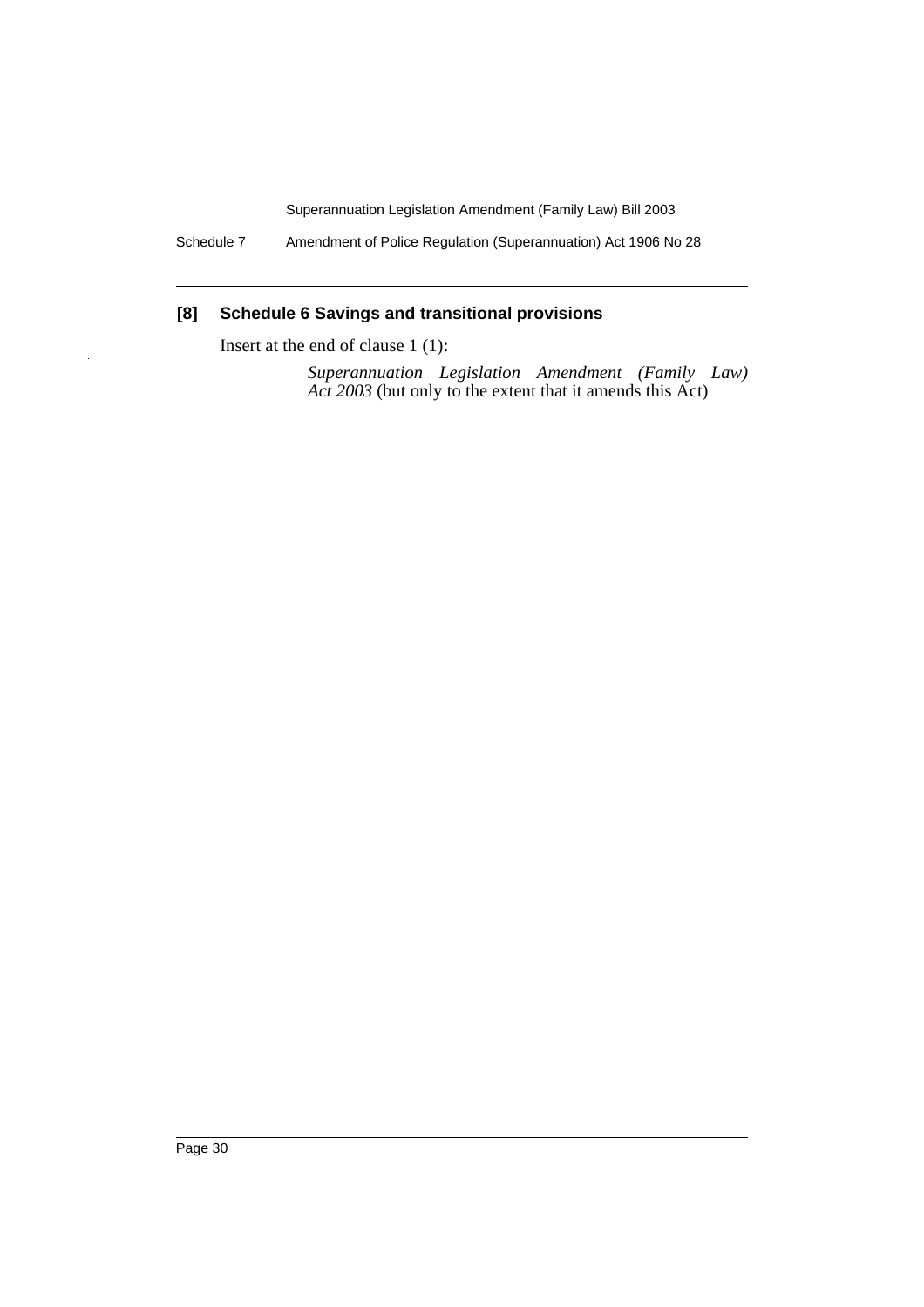## [8] Schedule 6 Savings and transitional provisions

Insert at the end of clause 1 (1):

> *Superannuation Legislation Amendment (Family Law) Act 2003* (but only to the extent that it amends this Act)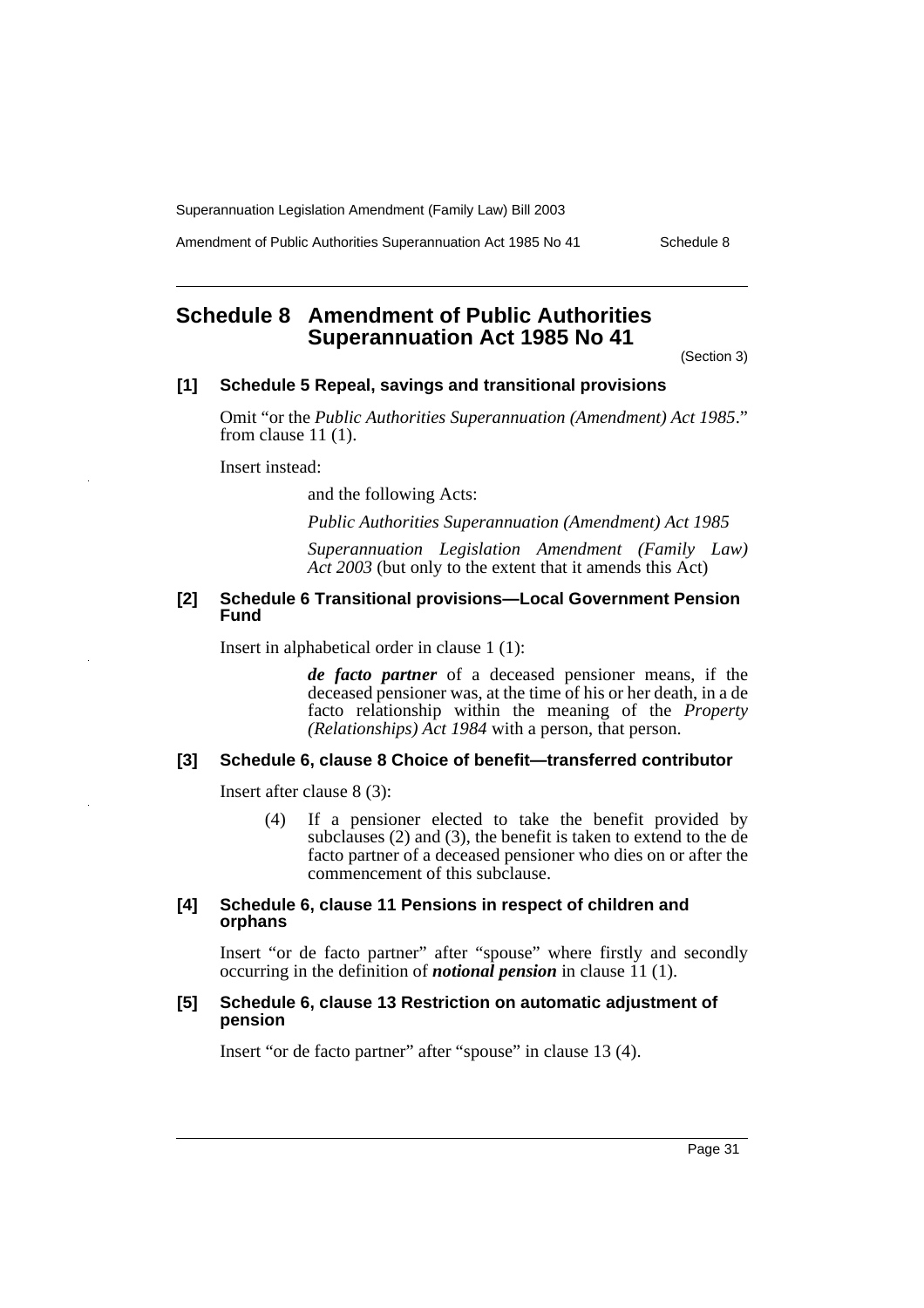## Schedule 8 Amendment of Public Authorities Superannuation Act 1985 No 41

(Section 3)

### [1] Schedule 5 Repeal, savings and transitional provisions

Omit "or the *Public Authorities Superannuation (Amendment) Act 1985*." from clause 11 (1).

Insert instead:

> and the following Acts:
>
> *Public Authorities Superannuation (Amendment) Act 1985*
>
> *Superannuation Legislation Amendment (Family Law) Act 2003* (but only to the extent that it amends this Act)

### [2] Schedule 6 Transitional provisions—Local Government Pension Fund

Insert in alphabetical order in clause 1 (1):

> ***de facto partner*** of a deceased pensioner means, if the deceased pensioner was, at the time of his or her death, in a de facto relationship within the meaning of the *Property (Relationships) Act 1984* with a person, that person.

### [3] Schedule 6, clause 8 Choice of benefit—transferred contributor

Insert after clause 8 (3):

> (4) If a pensioner elected to take the benefit provided by subclauses (2) and (3), the benefit is taken to extend to the de facto partner of a deceased pensioner who dies on or after the commencement of this subclause.

### [4] Schedule 6, clause 11 Pensions in respect of children and orphans

Insert "or de facto partner" after "spouse" where firstly and secondly occurring in the definition of ***notional pension*** in clause 11 (1).

### [5] Schedule 6, clause 13 Restriction on automatic adjustment of pension

Insert "or de facto partner" after "spouse" in clause 13 (4).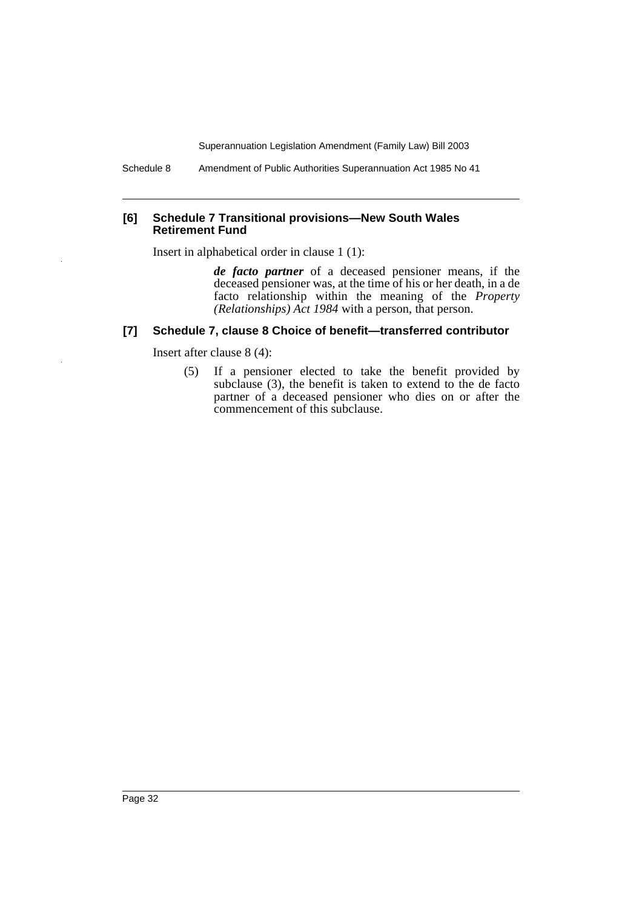### [6] Schedule 7 Transitional provisions—New South Wales Retirement Fund

Insert in alphabetical order in clause 1 (1):

> ***de facto partner*** of a deceased pensioner means, if the deceased pensioner was, at the time of his or her death, in a de facto relationship within the meaning of the *Property (Relationships) Act 1984* with a person, that person.

### [7] Schedule 7, clause 8 Choice of benefit—transferred contributor

Insert after clause 8 (4):

> (5) If a pensioner elected to take the benefit provided by subclause (3), the benefit is taken to extend to the de facto partner of a deceased pensioner who dies on or after the commencement of this subclause.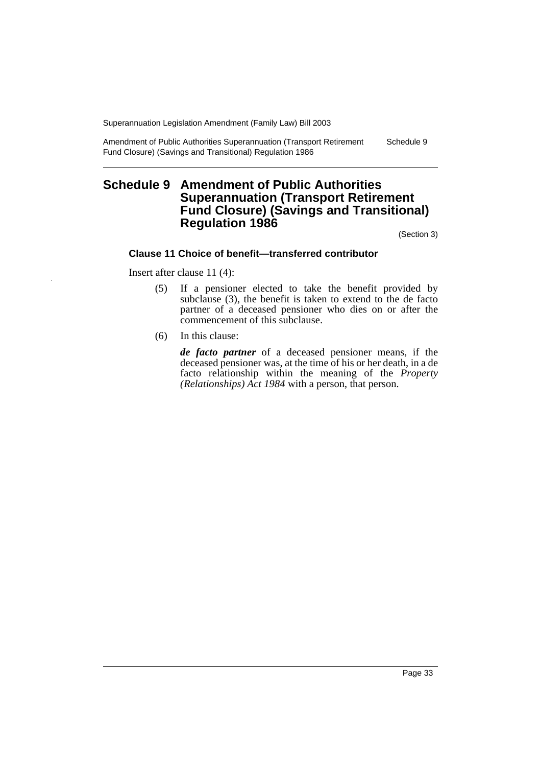# Schedule 9 Amendment of Public Authorities Superannuation (Transport Retirement Fund Closure) (Savings and Transitional) Regulation 1986

(Section 3)

### Clause 11 Choice of benefit—transferred contributor

Insert after clause 11 (4):

(5) If a pensioner elected to take the benefit provided by subclause (3), the benefit is taken to extend to the de facto partner of a deceased pensioner who dies on or after the commencement of this subclause.

(6) In this clause:

***de facto partner*** of a deceased pensioner means, if the deceased pensioner was, at the time of his or her death, in a de facto relationship within the meaning of the *Property (Relationships) Act 1984* with a person, that person.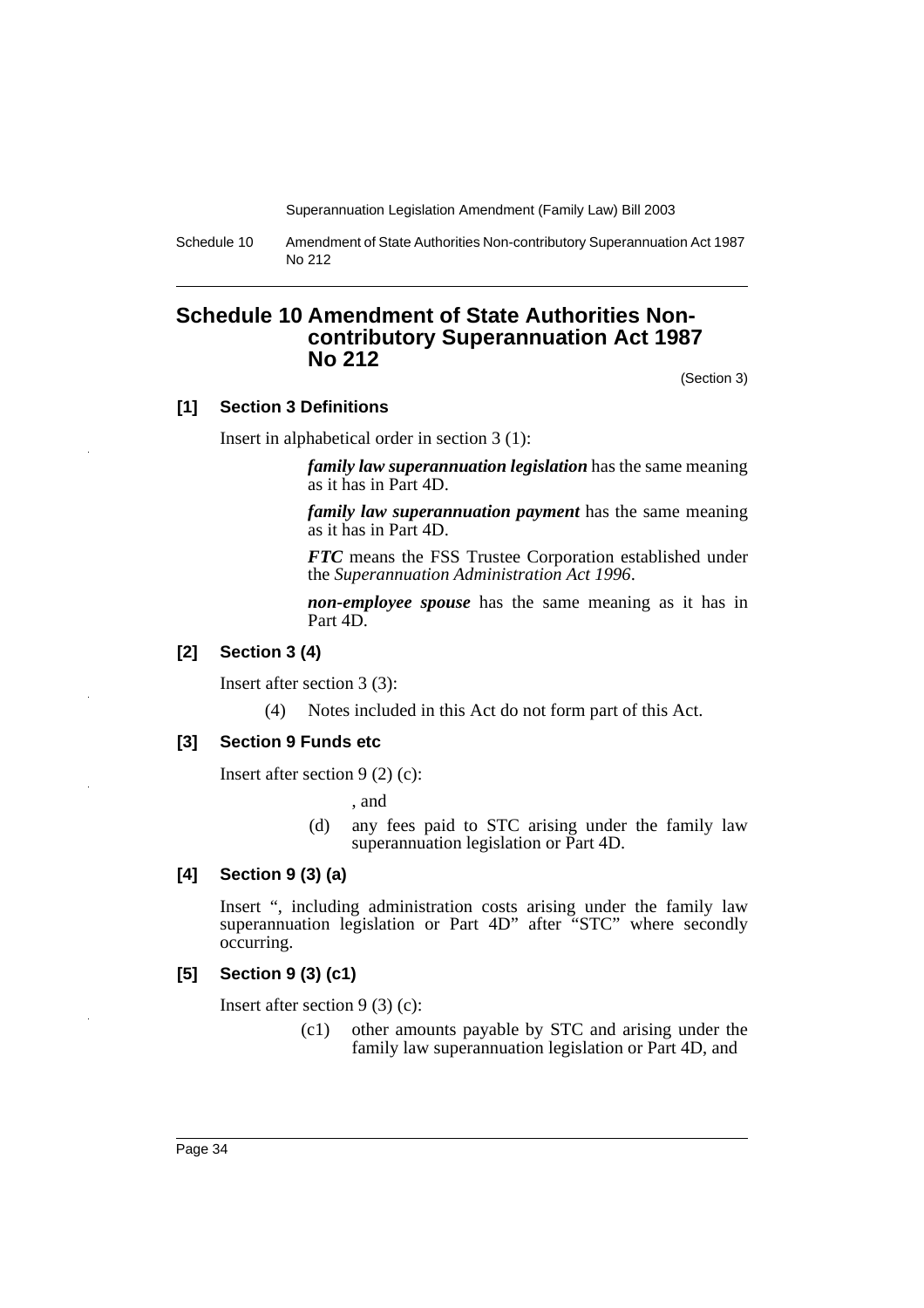# Schedule 10 Amendment of State Authorities Non-contributory Superannuation Act 1987 No 212

(Section 3)

### [1] Section 3 Definitions

Insert in alphabetical order in section 3 (1):

> ***family law superannuation legislation*** has the same meaning as it has in Part 4D.
>
> ***family law superannuation payment*** has the same meaning as it has in Part 4D.
>
> ***FTC*** means the FSS Trustee Corporation established under the *Superannuation Administration Act 1996*.
>
> ***non-employee spouse*** has the same meaning as it has in Part 4D.

### [2] Section 3 (4)

Insert after section 3 (3):

> (4) Notes included in this Act do not form part of this Act.

### [3] Section 9 Funds etc

Insert after section 9 (2) (c):

> , and
>
> (d) any fees paid to STC arising under the family law superannuation legislation or Part 4D.

### [4] Section 9 (3) (a)

Insert ", including administration costs arising under the family law superannuation legislation or Part 4D" after "STC" where secondly occurring.

### [5] Section 9 (3) (c1)

Insert after section 9 (3) (c):

> (c1) other amounts payable by STC and arising under the family law superannuation legislation or Part 4D, and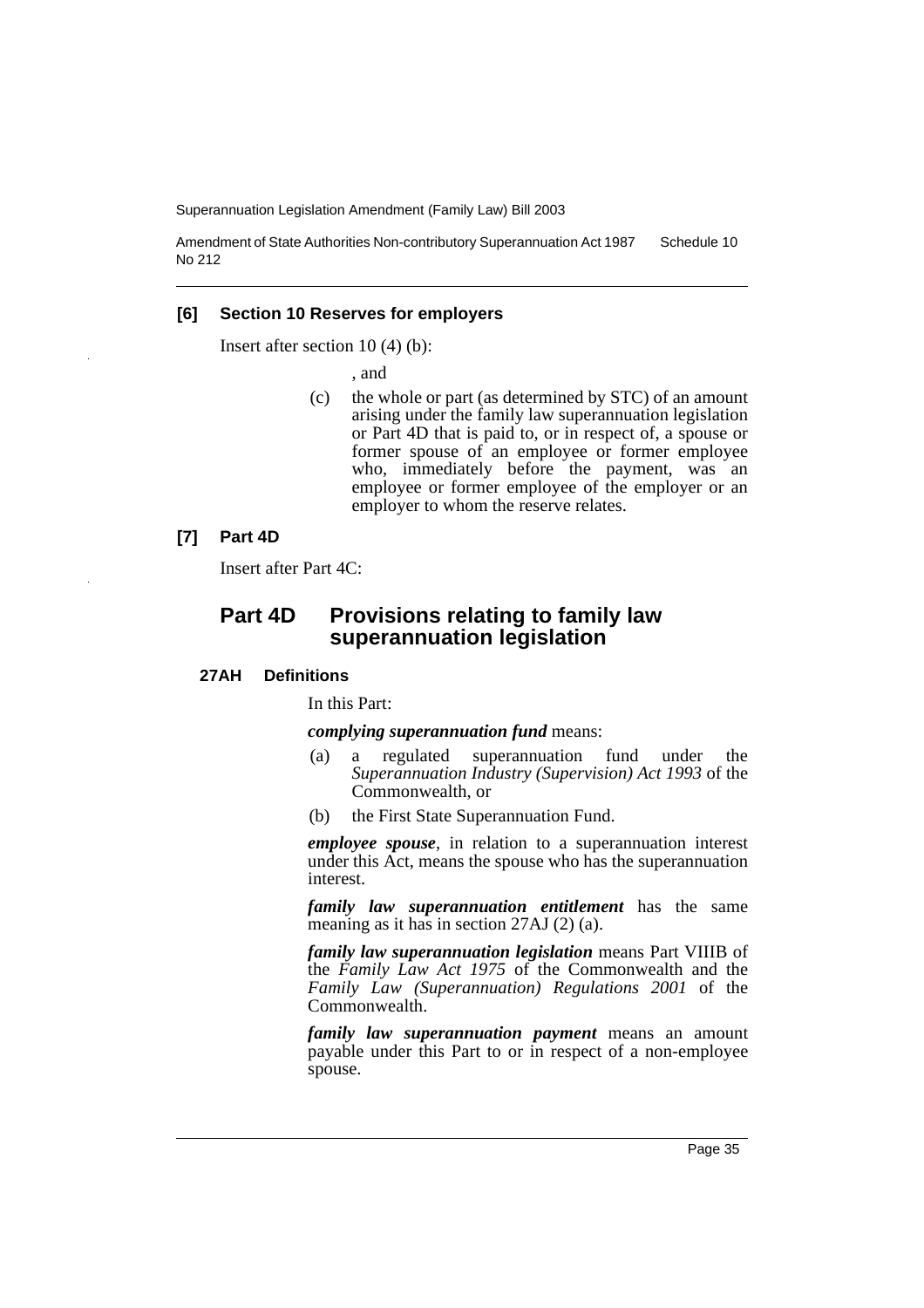### [6] Section 10 Reserves for employers

Insert after section 10 (4) (b):

, and

(c) the whole or part (as determined by STC) of an amount arising under the family law superannuation legislation or Part 4D that is paid to, or in respect of, a spouse or former spouse of an employee or former employee who, immediately before the payment, was an employee or former employee of the employer or an employer to whom the reserve relates.

### [7] Part 4D

Insert after Part 4C:

## Part 4D Provisions relating to family law superannuation legislation

#### 27AH Definitions

In this Part:

***complying superannuation fund*** means:

(a) a regulated superannuation fund under the *Superannuation Industry (Supervision) Act 1993* of the Commonwealth, or

(b) the First State Superannuation Fund.

***employee spouse***, in relation to a superannuation interest under this Act, means the spouse who has the superannuation interest.

***family law superannuation entitlement*** has the same meaning as it has in section 27AJ (2) (a).

***family law superannuation legislation*** means Part VIIIB of the *Family Law Act 1975* of the Commonwealth and the *Family Law (Superannuation) Regulations 2001* of the Commonwealth.

***family law superannuation payment*** means an amount payable under this Part to or in respect of a non-employee spouse.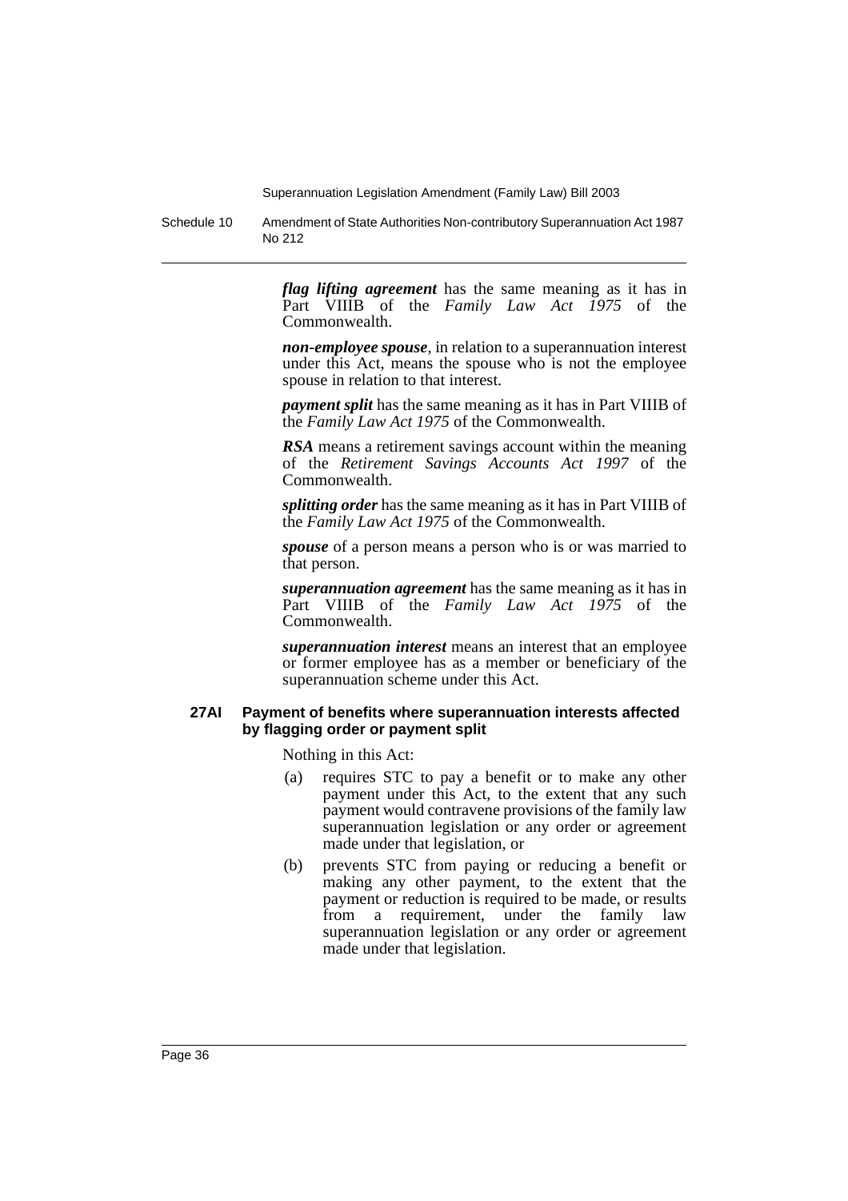***flag lifting agreement*** has the same meaning as it has in Part VIIIB of the *Family Law Act 1975* of the Commonwealth.

***non-employee spouse***, in relation to a superannuation interest under this Act, means the spouse who is not the employee spouse in relation to that interest.

***payment split*** has the same meaning as it has in Part VIIIB of the *Family Law Act 1975* of the Commonwealth.

***RSA*** means a retirement savings account within the meaning of the *Retirement Savings Accounts Act 1997* of the Commonwealth.

***splitting order*** has the same meaning as it has in Part VIIIB of the *Family Law Act 1975* of the Commonwealth.

***spouse*** of a person means a person who is or was married to that person.

***superannuation agreement*** has the same meaning as it has in Part VIIIB of the *Family Law Act 1975* of the Commonwealth.

***superannuation interest*** means an interest that an employee or former employee has as a member or beneficiary of the superannuation scheme under this Act.

**27AI Payment of benefits where superannuation interests affected by flagging order or payment split**

Nothing in this Act:

(a) requires STC to pay a benefit or to make any other payment under this Act, to the extent that any such payment would contravene provisions of the family law superannuation legislation or any order or agreement made under that legislation, or

(b) prevents STC from paying or reducing a benefit or making any other payment, to the extent that the payment or reduction is required to be made, or results from a requirement, under the family law superannuation legislation or any order or agreement made under that legislation.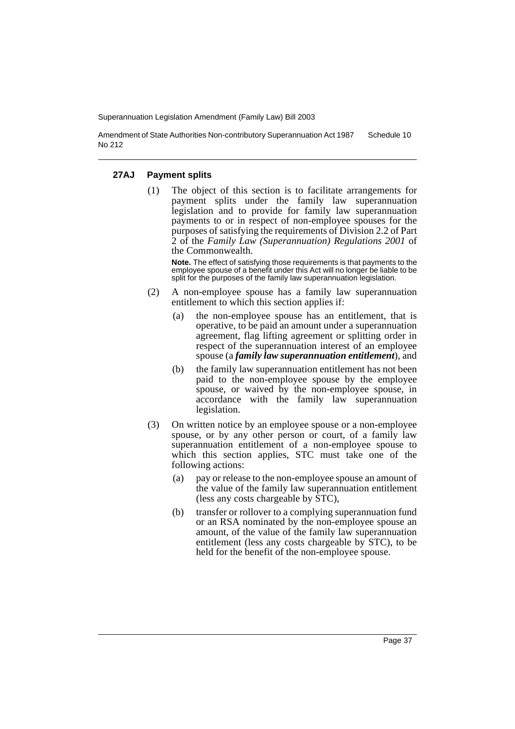### 27AJ Payment splits

(1) The object of this section is to facilitate arrangements for payment splits under the family law superannuation legislation and to provide for family law superannuation payments to or in respect of non-employee spouses for the purposes of satisfying the requirements of Division 2.2 of Part 2 of the *Family Law (Superannuation) Regulations 2001* of the Commonwealth.

**Note.** The effect of satisfying those requirements is that payments to the employee spouse of a benefit under this Act will no longer be liable to be split for the purposes of the family law superannuation legislation.

(2) A non-employee spouse has a family law superannuation entitlement to which this section applies if:

- (a) the non-employee spouse has an entitlement, that is operative, to be paid an amount under a superannuation agreement, flag lifting agreement or splitting order in respect of the superannuation interest of an employee spouse (a ***family law superannuation entitlement***), and
- (b) the family law superannuation entitlement has not been paid to the non-employee spouse by the employee spouse, or waived by the non-employee spouse, in accordance with the family law superannuation legislation.

(3) On written notice by an employee spouse or a non-employee spouse, or by any other person or court, of a family law superannuation entitlement of a non-employee spouse to which this section applies, STC must take one of the following actions:

- (a) pay or release to the non-employee spouse an amount of the value of the family law superannuation entitlement (less any costs chargeable by STC),
- (b) transfer or rollover to a complying superannuation fund or an RSA nominated by the non-employee spouse an amount, of the value of the family law superannuation entitlement (less any costs chargeable by STC), to be held for the benefit of the non-employee spouse.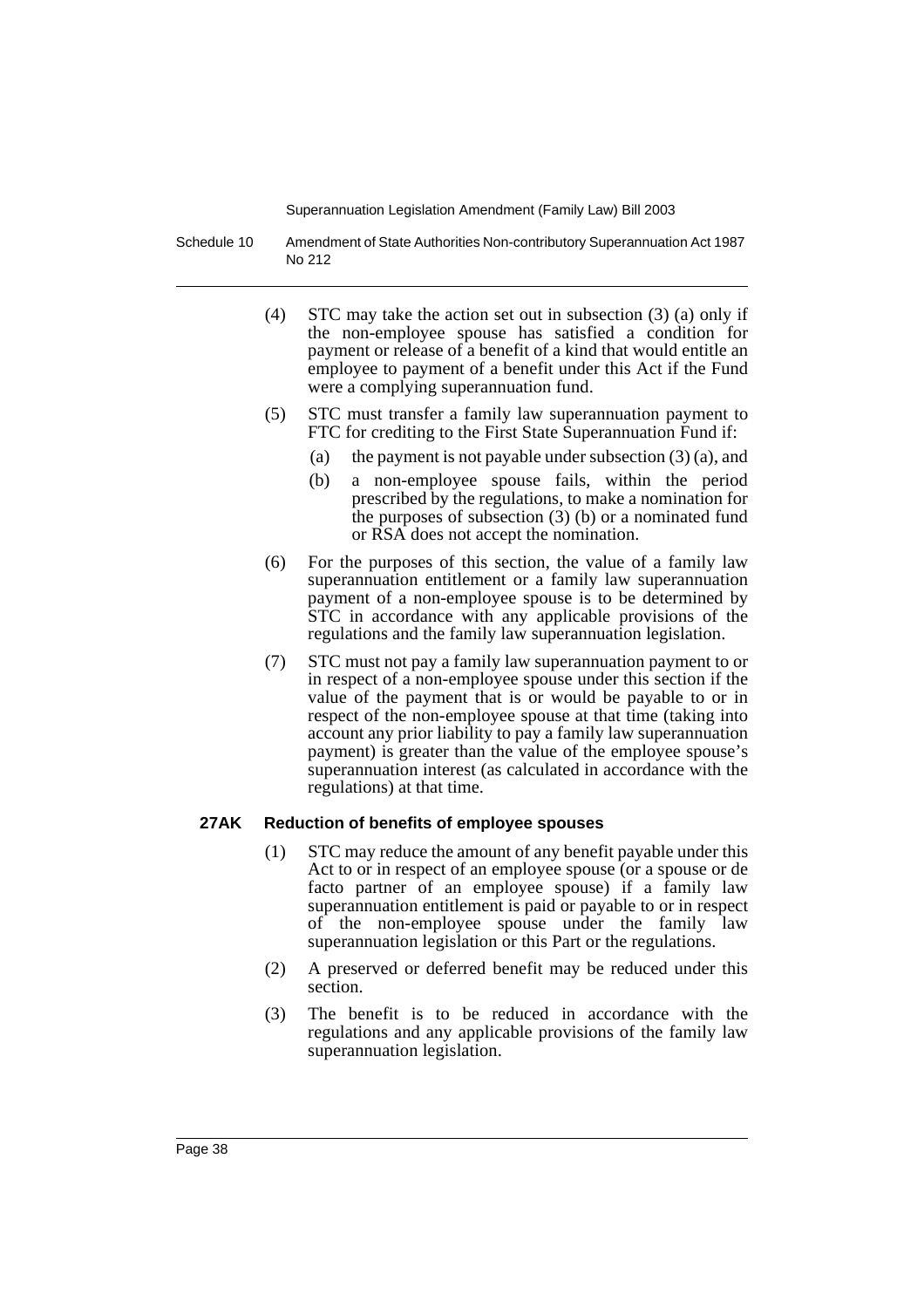(4) STC may take the action set out in subsection (3) (a) only if the non-employee spouse has satisfied a condition for payment or release of a benefit of a kind that would entitle an employee to payment of a benefit under this Act if the Fund were a complying superannuation fund.

(5) STC must transfer a family law superannuation payment to FTC for crediting to the First State Superannuation Fund if:

- (a) the payment is not payable under subsection (3) (a), and
- (b) a non-employee spouse fails, within the period prescribed by the regulations, to make a nomination for the purposes of subsection (3) (b) or a nominated fund or RSA does not accept the nomination.

(6) For the purposes of this section, the value of a family law superannuation entitlement or a family law superannuation payment of a non-employee spouse is to be determined by STC in accordance with any applicable provisions of the regulations and the family law superannuation legislation.

(7) STC must not pay a family law superannuation payment to or in respect of a non-employee spouse under this section if the value of the payment that is or would be payable to or in respect of the non-employee spouse at that time (taking into account any prior liability to pay a family law superannuation payment) is greater than the value of the employee spouse's superannuation interest (as calculated in accordance with the regulations) at that time.

**27AK Reduction of benefits of employee spouses**

(1) STC may reduce the amount of any benefit payable under this Act to or in respect of an employee spouse (or a spouse or de facto partner of an employee spouse) if a family law superannuation entitlement is paid or payable to or in respect of the non-employee spouse under the family law superannuation legislation or this Part or the regulations.

(2) A preserved or deferred benefit may be reduced under this section.

(3) The benefit is to be reduced in accordance with the regulations and any applicable provisions of the family law superannuation legislation.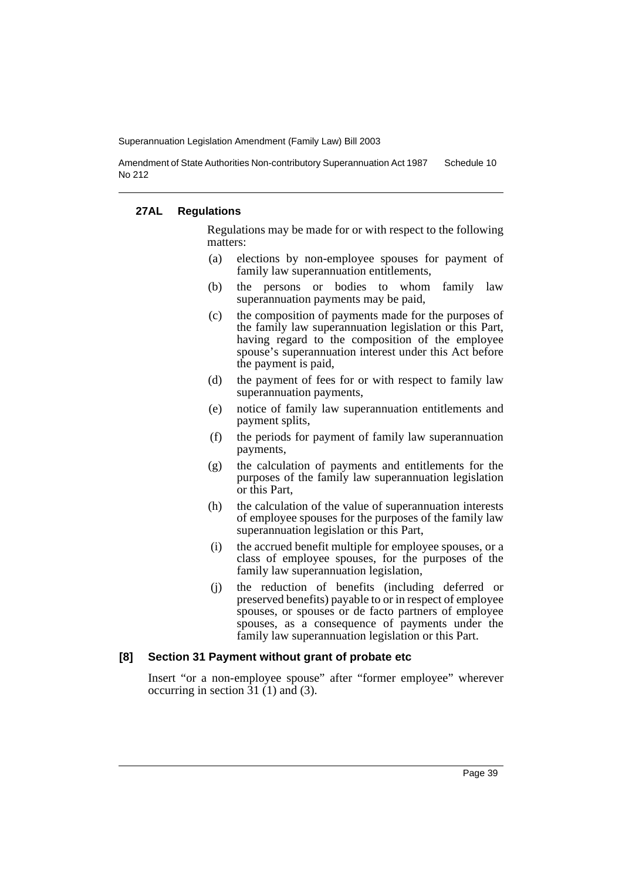#### 27AL Regulations

Regulations may be made for or with respect to the following matters:

(a) elections by non-employee spouses for payment of family law superannuation entitlements,

(b) the persons or bodies to whom family law superannuation payments may be paid,

(c) the composition of payments made for the purposes of the family law superannuation legislation or this Part, having regard to the composition of the employee spouse's superannuation interest under this Act before the payment is paid,

(d) the payment of fees for or with respect to family law superannuation payments,

(e) notice of family law superannuation entitlements and payment splits,

(f) the periods for payment of family law superannuation payments,

(g) the calculation of payments and entitlements for the purposes of the family law superannuation legislation or this Part,

(h) the calculation of the value of superannuation interests of employee spouses for the purposes of the family law superannuation legislation or this Part,

(i) the accrued benefit multiple for employee spouses, or a class of employee spouses, for the purposes of the family law superannuation legislation,

(j) the reduction of benefits (including deferred or preserved benefits) payable to or in respect of employee spouses, or spouses or de facto partners of employee spouses, as a consequence of payments under the family law superannuation legislation or this Part.

### [8] Section 31 Payment without grant of probate etc

Insert "or a non-employee spouse" after "former employee" wherever occurring in section 31 (1) and (3).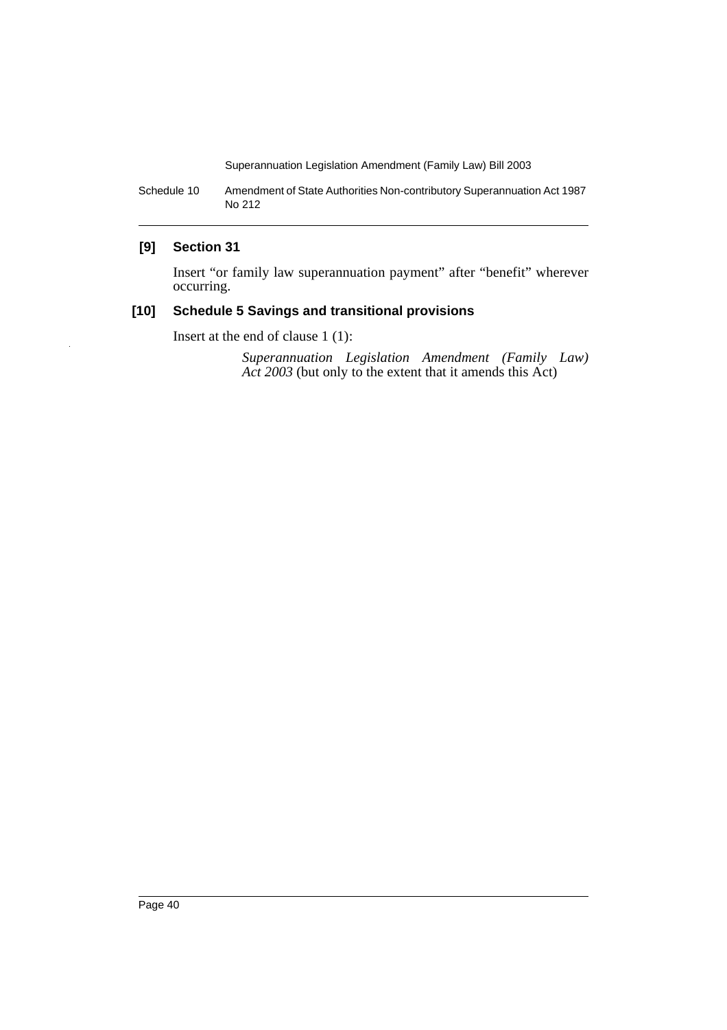### [9] Section 31

Insert "or family law superannuation payment" after "benefit" wherever occurring.

### [10] Schedule 5 Savings and transitional provisions

Insert at the end of clause 1 (1):

> *Superannuation Legislation Amendment (Family Law) Act 2003* (but only to the extent that it amends this Act)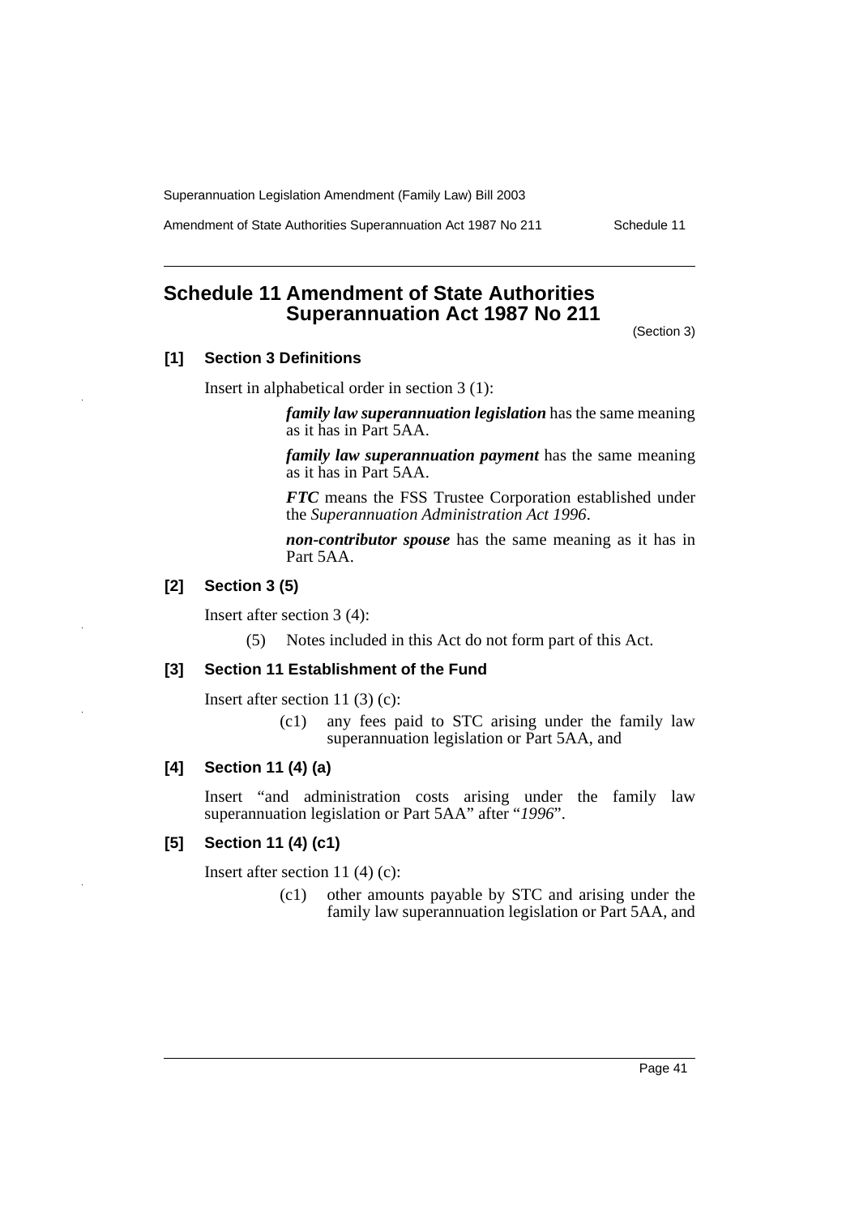# Schedule 11 Amendment of State Authorities Superannuation Act 1987 No 211

(Section 3)

### [1] Section 3 Definitions

Insert in alphabetical order in section 3 (1):

> ***family law superannuation legislation*** has the same meaning as it has in Part 5AA.
>
> ***family law superannuation payment*** has the same meaning as it has in Part 5AA.
>
> ***FTC*** means the FSS Trustee Corporation established under the *Superannuation Administration Act 1996*.
>
> ***non-contributor spouse*** has the same meaning as it has in Part 5AA.

### [2] Section 3 (5)

Insert after section 3 (4):

> (5) Notes included in this Act do not form part of this Act.

### [3] Section 11 Establishment of the Fund

Insert after section 11 (3) (c):

> (c1) any fees paid to STC arising under the family law superannuation legislation or Part 5AA, and

### [4] Section 11 (4) (a)

Insert "and administration costs arising under the family law superannuation legislation or Part 5AA" after "*1996*".

### [5] Section 11 (4) (c1)

Insert after section 11 (4) (c):

> (c1) other amounts payable by STC and arising under the family law superannuation legislation or Part 5AA, and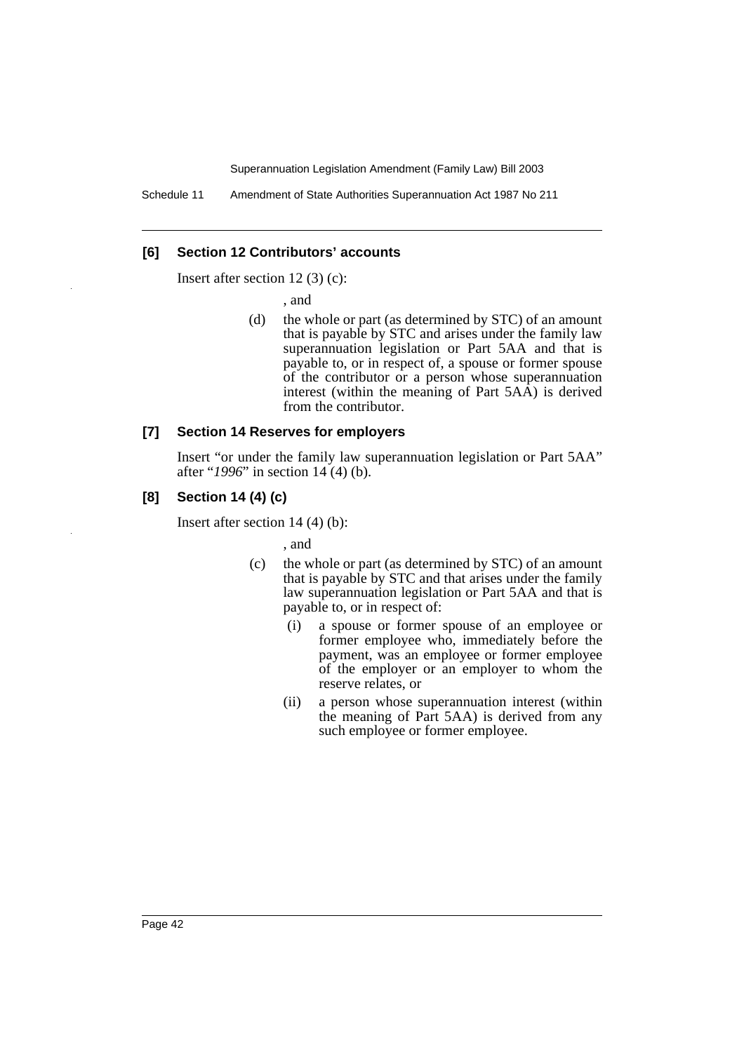### [6] Section 12 Contributors' accounts

Insert after section 12 (3) (c):

, and

(d) the whole or part (as determined by STC) of an amount that is payable by STC and arises under the family law superannuation legislation or Part 5AA and that is payable to, or in respect of, a spouse or former spouse of the contributor or a person whose superannuation interest (within the meaning of Part 5AA) is derived from the contributor.

### [7] Section 14 Reserves for employers

Insert "or under the family law superannuation legislation or Part 5AA" after "*1996*" in section 14 (4) (b).

### [8] Section 14 (4) (c)

Insert after section 14 (4) (b):

, and

(c) the whole or part (as determined by STC) of an amount that is payable by STC and that arises under the family law superannuation legislation or Part 5AA and that is payable to, or in respect of:

(i) a spouse or former spouse of an employee or former employee who, immediately before the payment, was an employee or former employee of the employer or an employer to whom the reserve relates, or

(ii) a person whose superannuation interest (within the meaning of Part 5AA) is derived from any such employee or former employee.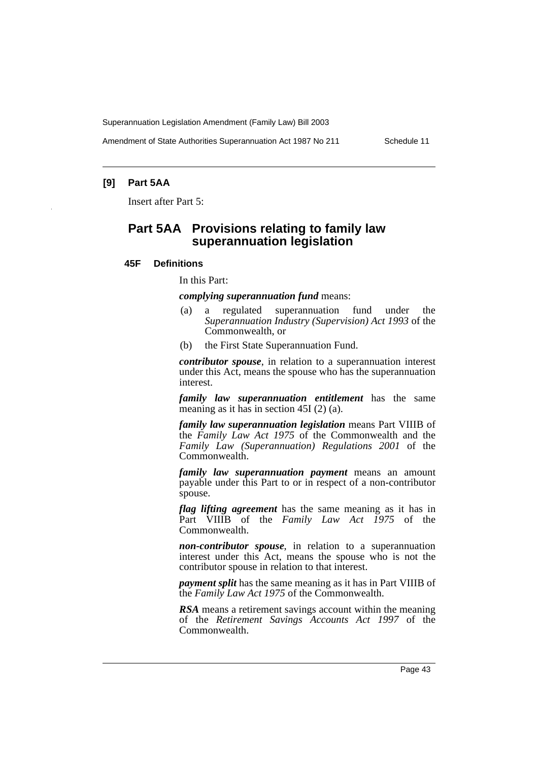**[9] Part 5AA**

Insert after Part 5:

## Part 5AA Provisions relating to family law superannuation legislation

### 45F Definitions

In this Part:

***complying superannuation fund*** means:

(a) a regulated superannuation fund under the *Superannuation Industry (Supervision) Act 1993* of the Commonwealth, or

(b) the First State Superannuation Fund.

***contributor spouse***, in relation to a superannuation interest under this Act, means the spouse who has the superannuation interest.

***family law superannuation entitlement*** has the same meaning as it has in section 45I (2) (a).

***family law superannuation legislation*** means Part VIIIB of the *Family Law Act 1975* of the Commonwealth and the *Family Law (Superannuation) Regulations 2001* of the Commonwealth.

***family law superannuation payment*** means an amount payable under this Part to or in respect of a non-contributor spouse.

***flag lifting agreement*** has the same meaning as it has in Part VIIIB of the *Family Law Act 1975* of the Commonwealth.

***non-contributor spouse***, in relation to a superannuation interest under this Act, means the spouse who is not the contributor spouse in relation to that interest.

***payment split*** has the same meaning as it has in Part VIIIB of the *Family Law Act 1975* of the Commonwealth.

***RSA*** means a retirement savings account within the meaning of the *Retirement Savings Accounts Act 1997* of the Commonwealth.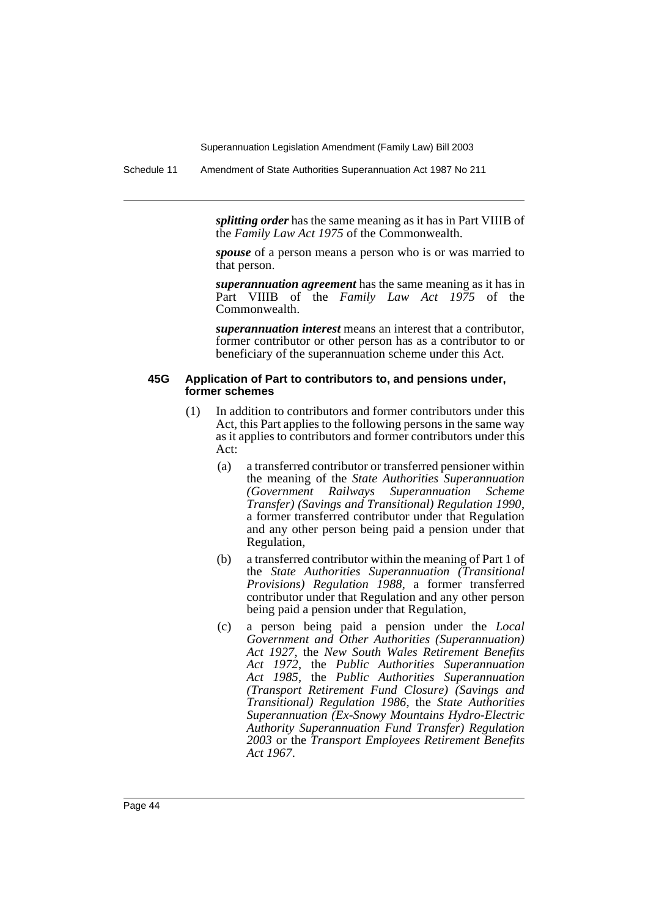***splitting order*** has the same meaning as it has in Part VIIIB of the *Family Law Act 1975* of the Commonwealth.

***spouse*** of a person means a person who is or was married to that person.

***superannuation agreement*** has the same meaning as it has in Part VIIIB of the *Family Law Act 1975* of the Commonwealth.

***superannuation interest*** means an interest that a contributor, former contributor or other person has as a contributor to or beneficiary of the superannuation scheme under this Act.

#### 45G Application of Part to contributors to, and pensions under, former schemes

(1) In addition to contributors and former contributors under this Act, this Part applies to the following persons in the same way as it applies to contributors and former contributors under this Act:

(a) a transferred contributor or transferred pensioner within the meaning of the *State Authorities Superannuation (Government Railways Superannuation Scheme Transfer) (Savings and Transitional) Regulation 1990*, a former transferred contributor under that Regulation and any other person being paid a pension under that Regulation,

(b) a transferred contributor within the meaning of Part 1 of the *State Authorities Superannuation (Transitional Provisions) Regulation 1988*, a former transferred contributor under that Regulation and any other person being paid a pension under that Regulation,

(c) a person being paid a pension under the *Local Government and Other Authorities (Superannuation) Act 1927*, the *New South Wales Retirement Benefits Act 1972*, the *Public Authorities Superannuation Act 1985*, the *Public Authorities Superannuation (Transport Retirement Fund Closure) (Savings and Transitional) Regulation 1986*, the *State Authorities Superannuation (Ex-Snowy Mountains Hydro-Electric Authority Superannuation Fund Transfer) Regulation 2003* or the *Transport Employees Retirement Benefits Act 1967*.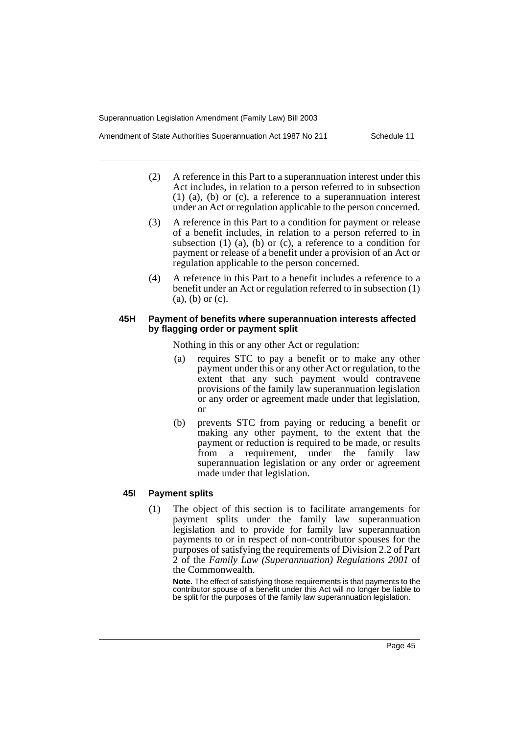(2) A reference in this Part to a superannuation interest under this Act includes, in relation to a person referred to in subsection (1) (a), (b) or (c), a reference to a superannuation interest under an Act or regulation applicable to the person concerned.

(3) A reference in this Part to a condition for payment or release of a benefit includes, in relation to a person referred to in subsection (1) (a), (b) or (c), a reference to a condition for payment or release of a benefit under a provision of an Act or regulation applicable to the person concerned.

(4) A reference in this Part to a benefit includes a reference to a benefit under an Act or regulation referred to in subsection (1) (a), (b) or (c).

#### 45H Payment of benefits where superannuation interests affected by flagging order or payment split

Nothing in this or any other Act or regulation:

(a) requires STC to pay a benefit or to make any other payment under this or any other Act or regulation, to the extent that any such payment would contravene provisions of the family law superannuation legislation or any order or agreement made under that legislation, or

(b) prevents STC from paying or reducing a benefit or making any other payment, to the extent that the payment or reduction is required to be made, or results from a requirement, under the family law superannuation legislation or any order or agreement made under that legislation.

#### 45I Payment splits

(1) The object of this section is to facilitate arrangements for payment splits under the family law superannuation legislation and to provide for family law superannuation payments to or in respect of non-contributor spouses for the purposes of satisfying the requirements of Division 2.2 of Part 2 of the *Family Law (Superannuation) Regulations 2001* of the Commonwealth.

**Note.** The effect of satisfying those requirements is that payments to the contributor spouse of a benefit under this Act will no longer be liable to be split for the purposes of the family law superannuation legislation.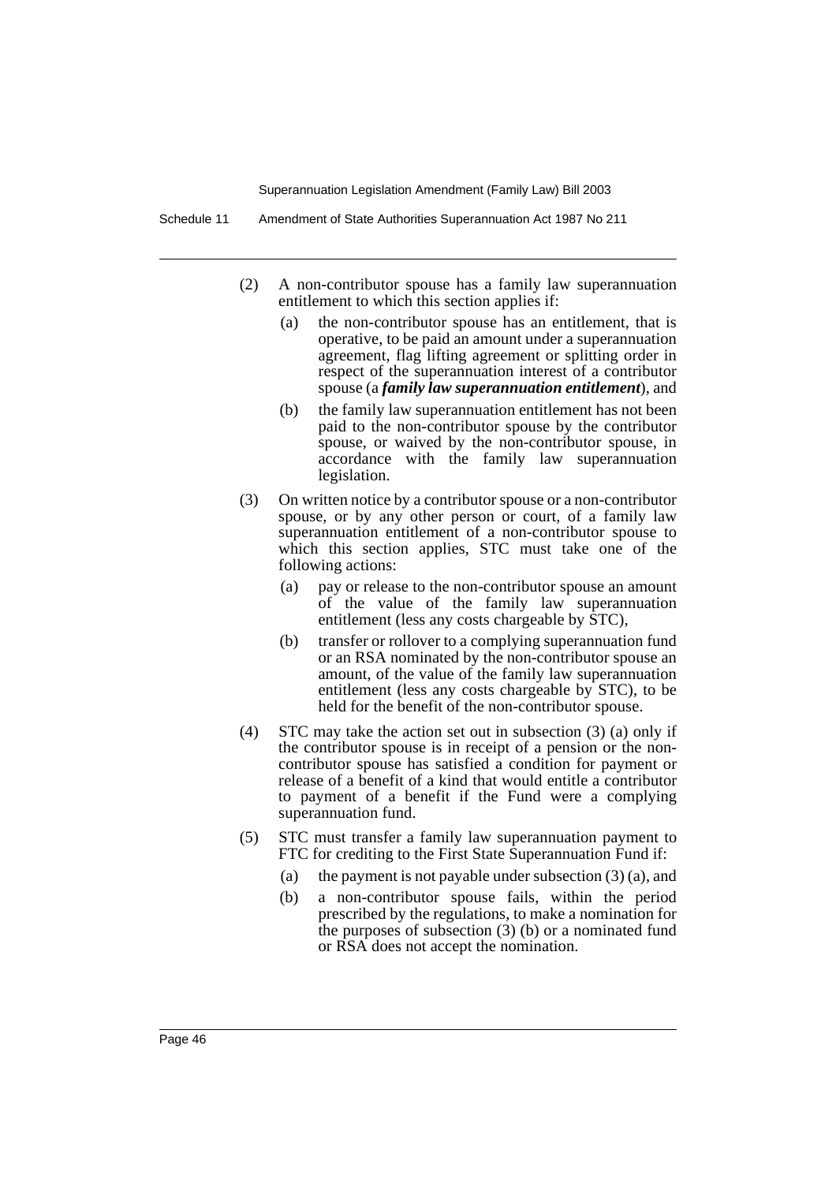(2) A non-contributor spouse has a family law superannuation entitlement to which this section applies if:

(a) the non-contributor spouse has an entitlement, that is operative, to be paid an amount under a superannuation agreement, flag lifting agreement or splitting order in respect of the superannuation interest of a contributor spouse (a ***family law superannuation entitlement***), and

(b) the family law superannuation entitlement has not been paid to the non-contributor spouse by the contributor spouse, or waived by the non-contributor spouse, in accordance with the family law superannuation legislation.

(3) On written notice by a contributor spouse or a non-contributor spouse, or by any other person or court, of a family law superannuation entitlement of a non-contributor spouse to which this section applies, STC must take one of the following actions:

(a) pay or release to the non-contributor spouse an amount of the value of the family law superannuation entitlement (less any costs chargeable by STC),

(b) transfer or rollover to a complying superannuation fund or an RSA nominated by the non-contributor spouse an amount, of the value of the family law superannuation entitlement (less any costs chargeable by STC), to be held for the benefit of the non-contributor spouse.

(4) STC may take the action set out in subsection (3) (a) only if the contributor spouse is in receipt of a pension or the non-contributor spouse has satisfied a condition for payment or release of a benefit of a kind that would entitle a contributor to payment of a benefit if the Fund were a complying superannuation fund.

(5) STC must transfer a family law superannuation payment to FTC for crediting to the First State Superannuation Fund if:

(a) the payment is not payable under subsection (3) (a), and

(b) a non-contributor spouse fails, within the period prescribed by the regulations, to make a nomination for the purposes of subsection (3) (b) or a nominated fund or RSA does not accept the nomination.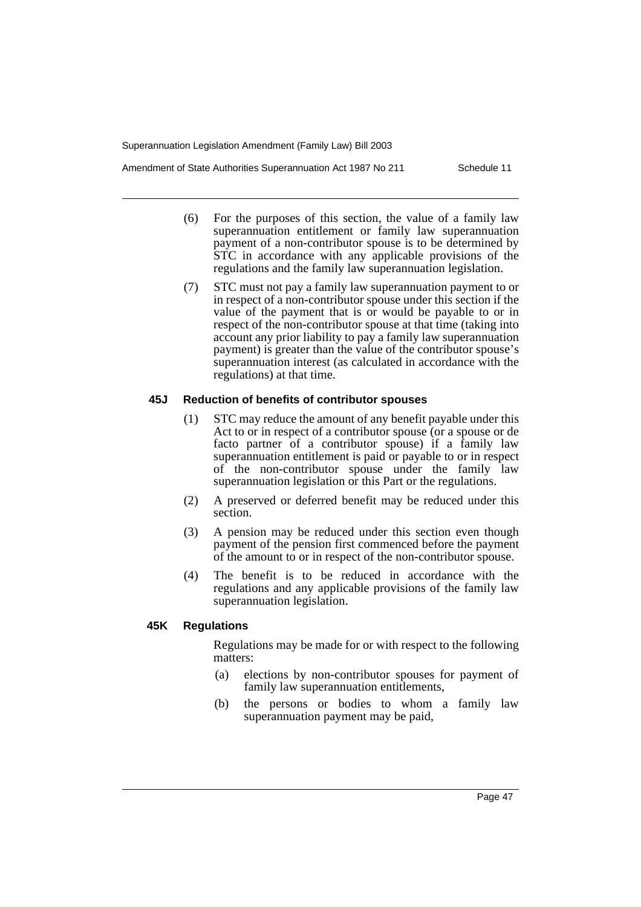(6) For the purposes of this section, the value of a family law superannuation entitlement or family law superannuation payment of a non-contributor spouse is to be determined by STC in accordance with any applicable provisions of the regulations and the family law superannuation legislation.

(7) STC must not pay a family law superannuation payment to or in respect of a non-contributor spouse under this section if the value of the payment that is or would be payable to or in respect of the non-contributor spouse at that time (taking into account any prior liability to pay a family law superannuation payment) is greater than the value of the contributor spouse's superannuation interest (as calculated in accordance with the regulations) at that time.

### 45J Reduction of benefits of contributor spouses

(1) STC may reduce the amount of any benefit payable under this Act to or in respect of a contributor spouse (or a spouse or de facto partner of a contributor spouse) if a family law superannuation entitlement is paid or payable to or in respect of the non-contributor spouse under the family law superannuation legislation or this Part or the regulations.

(2) A preserved or deferred benefit may be reduced under this section.

(3) A pension may be reduced under this section even though payment of the pension first commenced before the payment of the amount to or in respect of the non-contributor spouse.

(4) The benefit is to be reduced in accordance with the regulations and any applicable provisions of the family law superannuation legislation.

### 45K Regulations

Regulations may be made for or with respect to the following matters:

(a) elections by non-contributor spouses for payment of family law superannuation entitlements,

(b) the persons or bodies to whom a family law superannuation payment may be paid,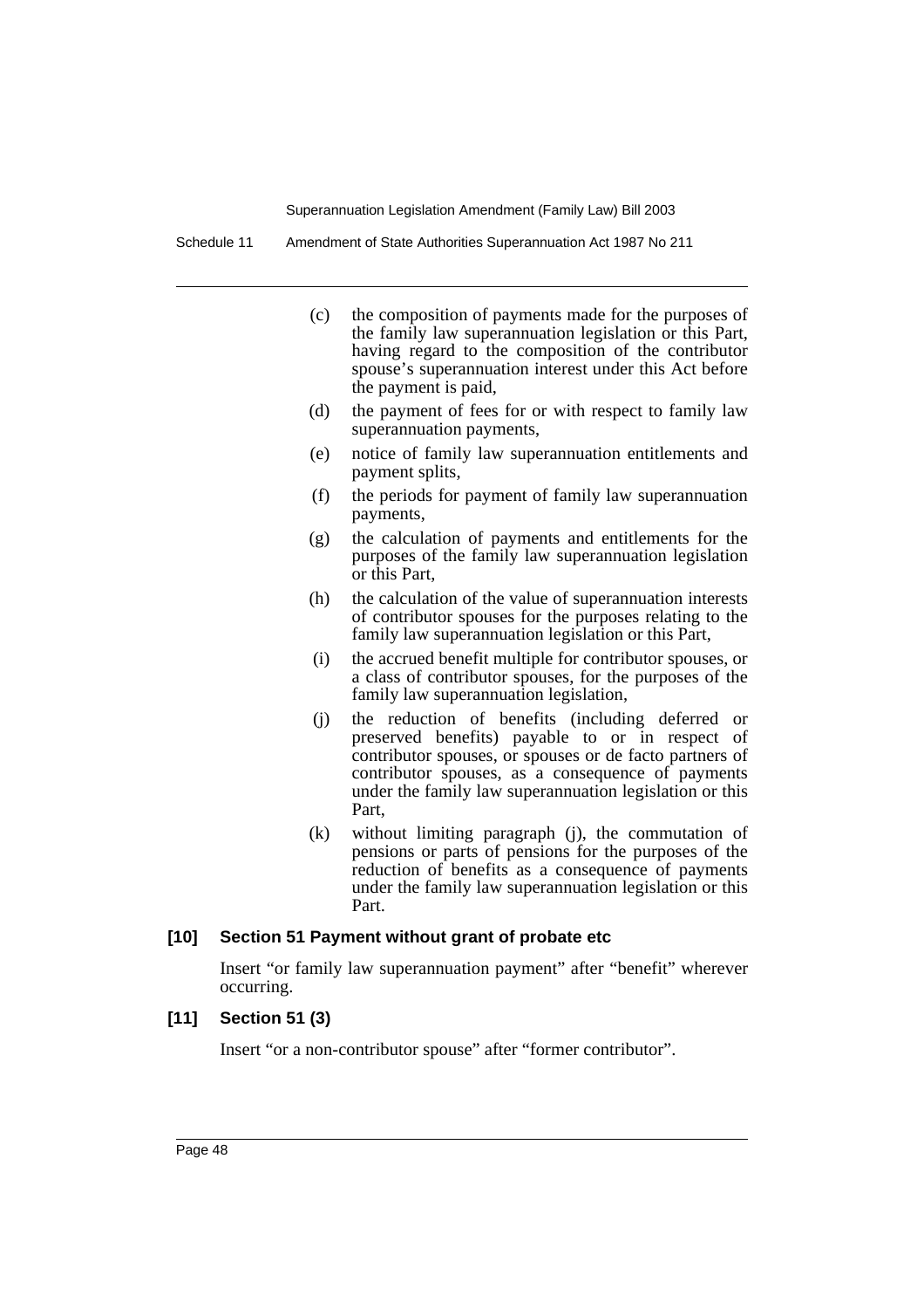(c) the composition of payments made for the purposes of the family law superannuation legislation or this Part, having regard to the composition of the contributor spouse's superannuation interest under this Act before the payment is paid,

(d) the payment of fees for or with respect to family law superannuation payments,

(e) notice of family law superannuation entitlements and payment splits,

(f) the periods for payment of family law superannuation payments,

(g) the calculation of payments and entitlements for the purposes of the family law superannuation legislation or this Part,

(h) the calculation of the value of superannuation interests of contributor spouses for the purposes relating to the family law superannuation legislation or this Part,

(i) the accrued benefit multiple for contributor spouses, or a class of contributor spouses, for the purposes of the family law superannuation legislation,

(j) the reduction of benefits (including deferred or preserved benefits) payable to or in respect of contributor spouses, or spouses or de facto partners of contributor spouses, as a consequence of payments under the family law superannuation legislation or this Part,

(k) without limiting paragraph (j), the commutation of pensions or parts of pensions for the purposes of the reduction of benefits as a consequence of payments under the family law superannuation legislation or this Part.

**[10] Section 51 Payment without grant of probate etc**

Insert "or family law superannuation payment" after "benefit" wherever occurring.

**[11] Section 51 (3)**

Insert "or a non-contributor spouse" after "former contributor".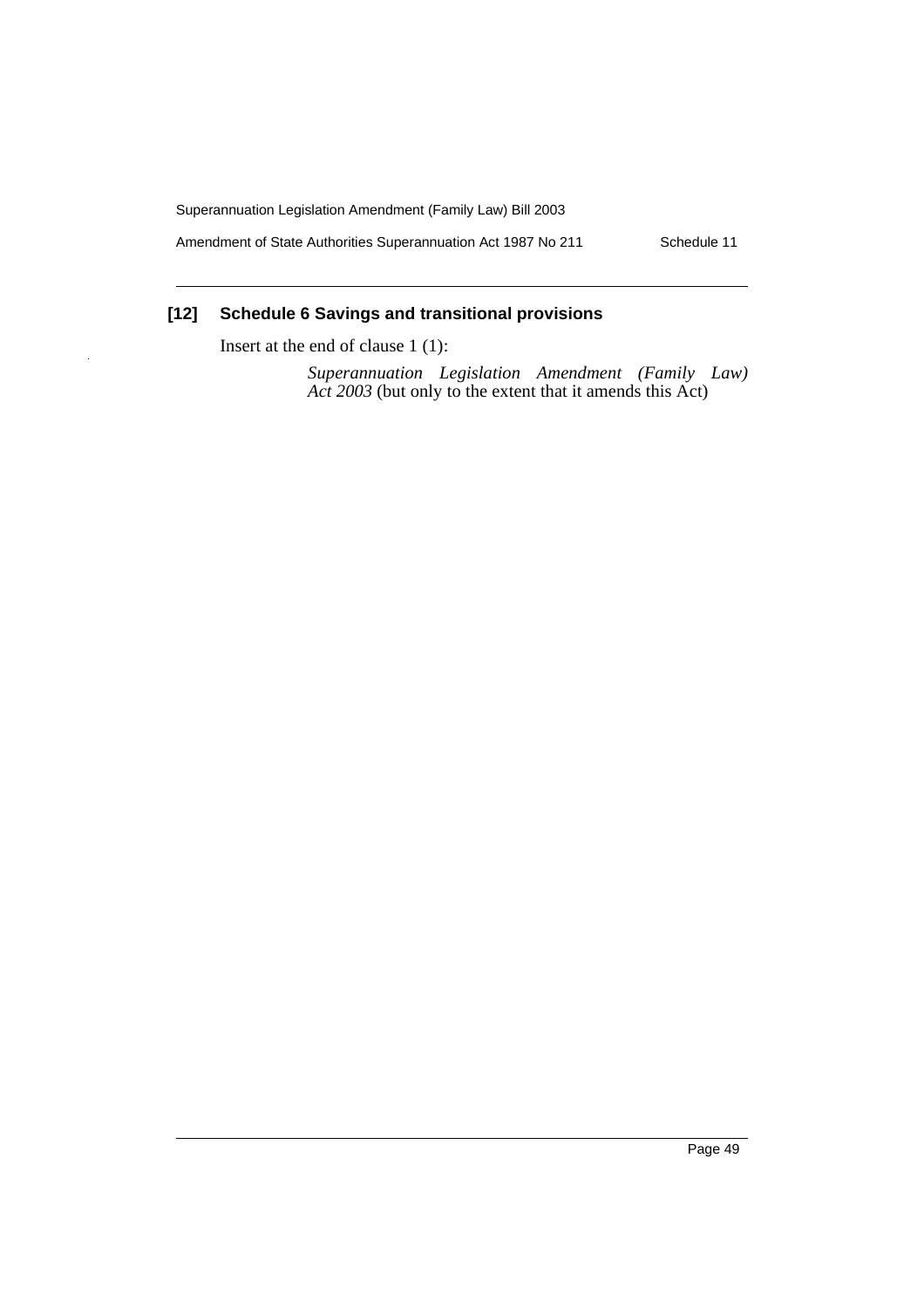### [12] Schedule 6 Savings and transitional provisions

Insert at the end of clause 1 (1):

> *Superannuation Legislation Amendment (Family Law) Act 2003* (but only to the extent that it amends this Act)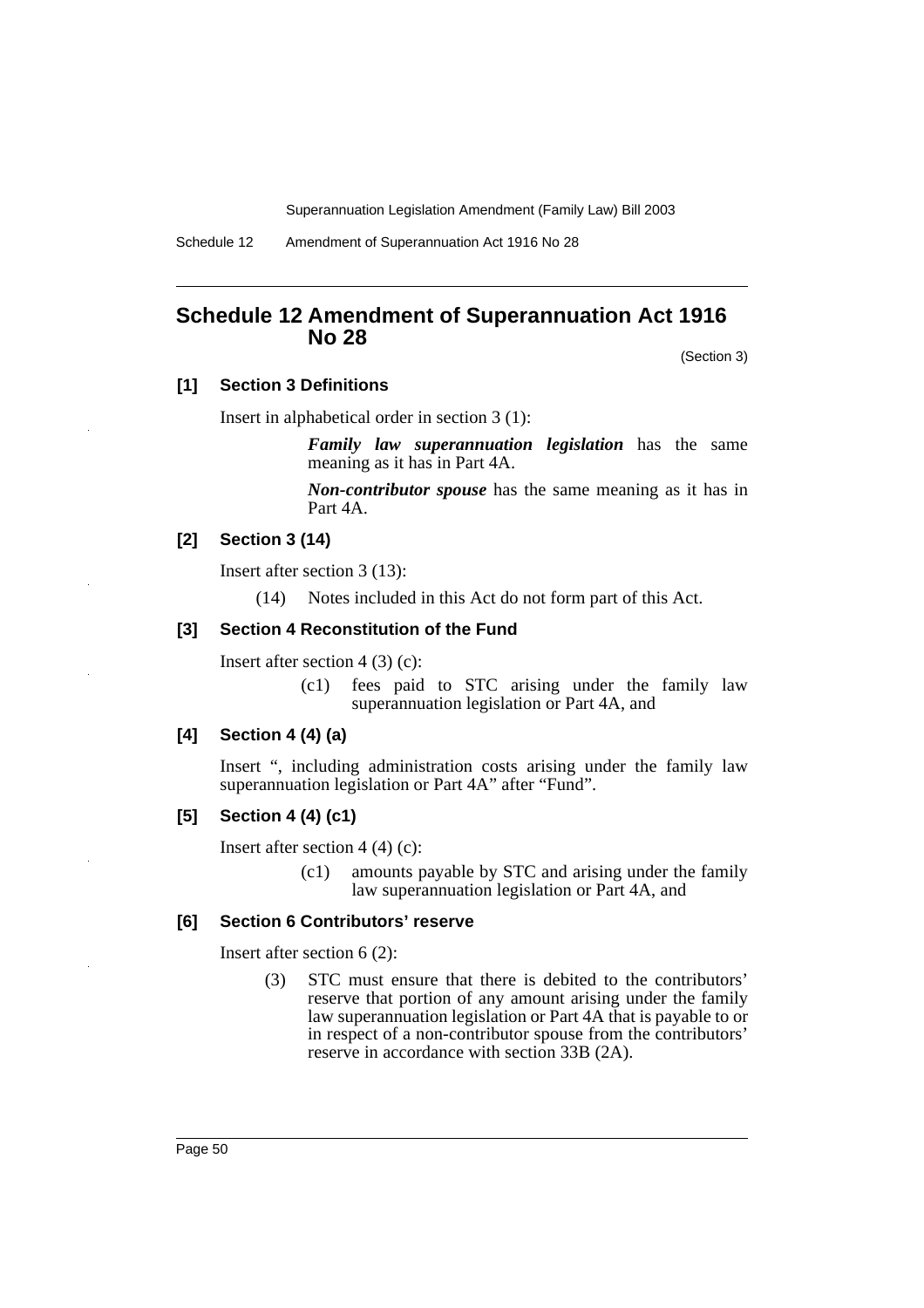# Schedule 12 Amendment of Superannuation Act 1916 No 28

(Section 3)

### [1] Section 3 Definitions

Insert in alphabetical order in section 3 (1):

> ***Family law superannuation legislation*** has the same meaning as it has in Part 4A.
>
> ***Non-contributor spouse*** has the same meaning as it has in Part 4A.

### [2] Section 3 (14)

Insert after section 3 (13):

> (14) Notes included in this Act do not form part of this Act.

### [3] Section 4 Reconstitution of the Fund

Insert after section 4 (3) (c):

> (c1) fees paid to STC arising under the family law superannuation legislation or Part 4A, and

### [4] Section 4 (4) (a)

Insert ", including administration costs arising under the family law superannuation legislation or Part 4A" after "Fund".

### [5] Section 4 (4) (c1)

Insert after section 4 (4) (c):

> (c1) amounts payable by STC and arising under the family law superannuation legislation or Part 4A, and

### [6] Section 6 Contributors' reserve

Insert after section 6 (2):

> (3) STC must ensure that there is debited to the contributors' reserve that portion of any amount arising under the family law superannuation legislation or Part 4A that is payable to or in respect of a non-contributor spouse from the contributors' reserve in accordance with section 33B (2A).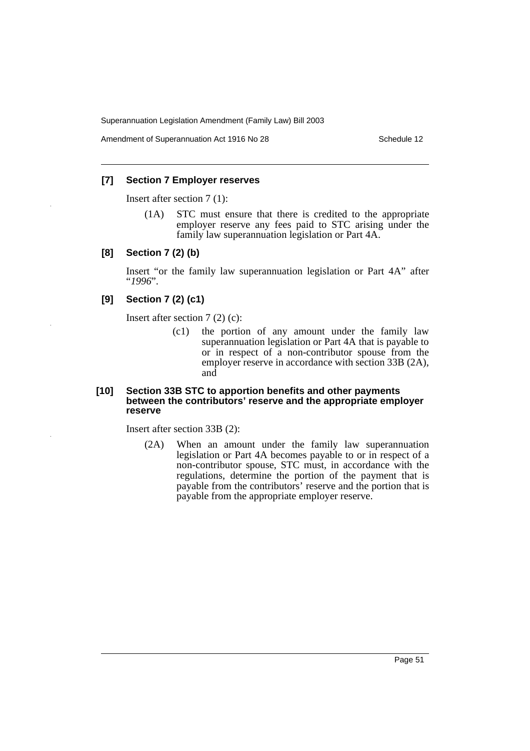### [7] Section 7 Employer reserves

Insert after section 7 (1):

(1A) STC must ensure that there is credited to the appropriate employer reserve any fees paid to STC arising under the family law superannuation legislation or Part 4A.

### [8] Section 7 (2) (b)

Insert "or the family law superannuation legislation or Part 4A" after "*1996*".

### [9] Section 7 (2) (c1)

Insert after section 7 (2) (c):

(c1) the portion of any amount under the family law superannuation legislation or Part 4A that is payable to or in respect of a non-contributor spouse from the employer reserve in accordance with section 33B (2A), and

### [10] Section 33B STC to apportion benefits and other payments between the contributors' reserve and the appropriate employer reserve

Insert after section 33B (2):

(2A) When an amount under the family law superannuation legislation or Part 4A becomes payable to or in respect of a non-contributor spouse, STC must, in accordance with the regulations, determine the portion of the payment that is payable from the contributors' reserve and the portion that is payable from the appropriate employer reserve.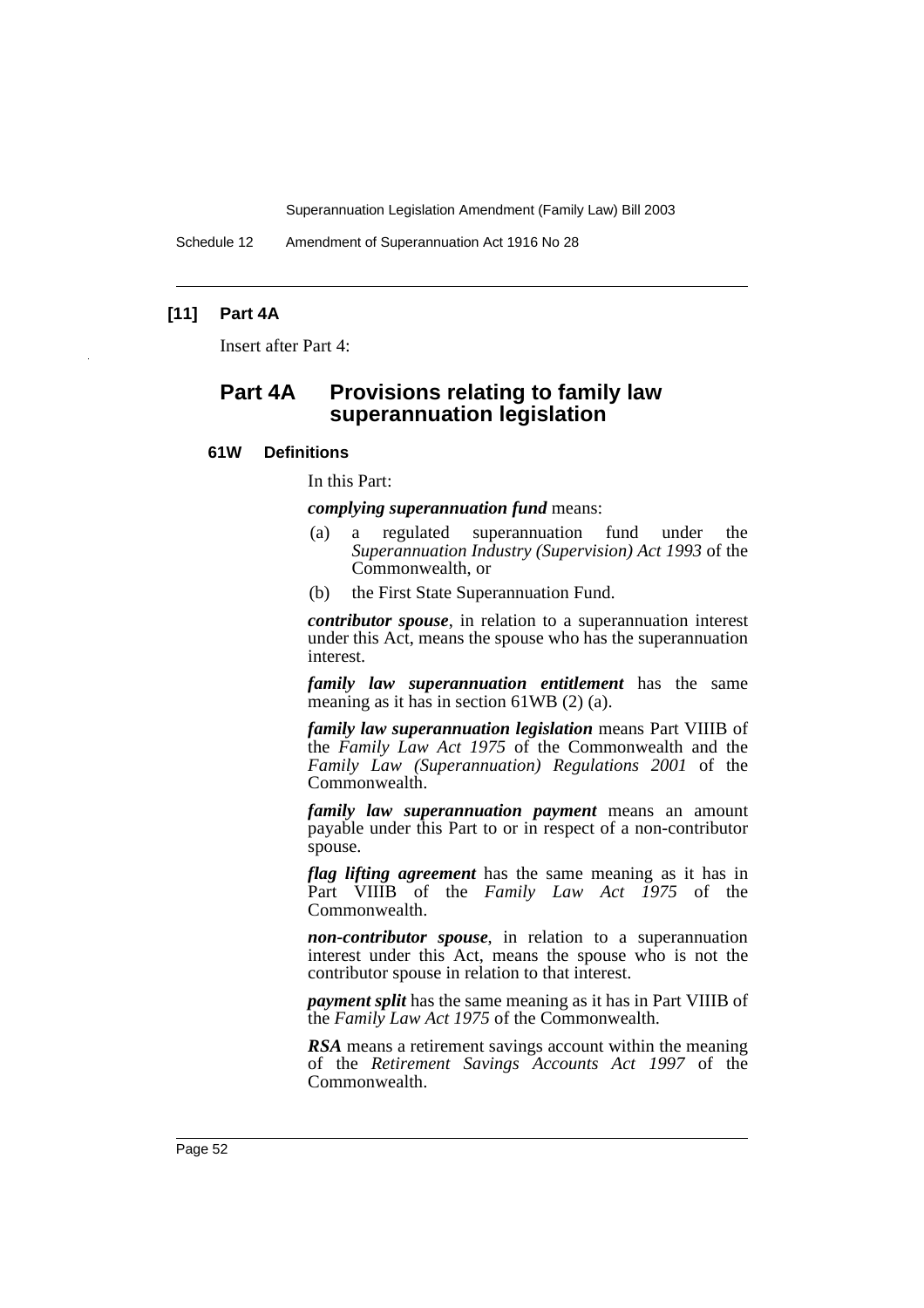**[11] Part 4A**

Insert after Part 4:

## Part 4A Provisions relating to family law superannuation legislation

### 61W Definitions

In this Part:

***complying superannuation fund*** means:

(a) a regulated superannuation fund under the *Superannuation Industry (Supervision) Act 1993* of the Commonwealth, or

(b) the First State Superannuation Fund.

***contributor spouse***, in relation to a superannuation interest under this Act, means the spouse who has the superannuation interest.

***family law superannuation entitlement*** has the same meaning as it has in section 61WB (2) (a).

***family law superannuation legislation*** means Part VIIIB of the *Family Law Act 1975* of the Commonwealth and the *Family Law (Superannuation) Regulations 2001* of the Commonwealth.

***family law superannuation payment*** means an amount payable under this Part to or in respect of a non-contributor spouse.

***flag lifting agreement*** has the same meaning as it has in Part VIIIB of the *Family Law Act 1975* of the Commonwealth.

***non-contributor spouse***, in relation to a superannuation interest under this Act, means the spouse who is not the contributor spouse in relation to that interest.

***payment split*** has the same meaning as it has in Part VIIIB of the *Family Law Act 1975* of the Commonwealth.

***RSA*** means a retirement savings account within the meaning of the *Retirement Savings Accounts Act 1997* of the Commonwealth.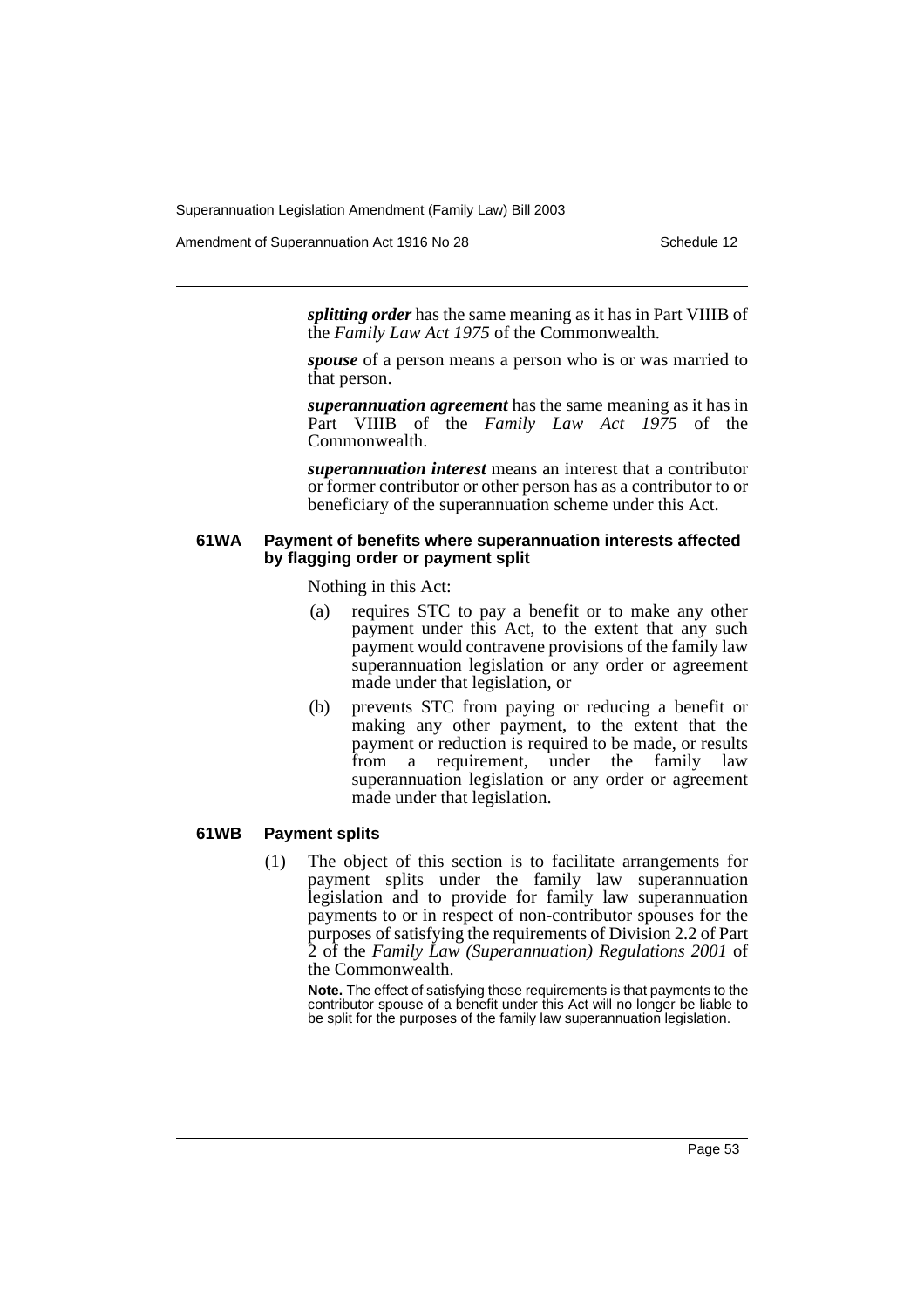***splitting order*** has the same meaning as it has in Part VIIIB of the *Family Law Act 1975* of the Commonwealth.

***spouse*** of a person means a person who is or was married to that person.

***superannuation agreement*** has the same meaning as it has in Part VIIIB of the *Family Law Act 1975* of the Commonwealth.

***superannuation interest*** means an interest that a contributor or former contributor or other person has as a contributor to or beneficiary of the superannuation scheme under this Act.

#### 61WA Payment of benefits where superannuation interests affected by flagging order or payment split

Nothing in this Act:

(a) requires STC to pay a benefit or to make any other payment under this Act, to the extent that any such payment would contravene provisions of the family law superannuation legislation or any order or agreement made under that legislation, or

(b) prevents STC from paying or reducing a benefit or making any other payment, to the extent that the payment or reduction is required to be made, or results from a requirement, under the family law superannuation legislation or any order or agreement made under that legislation.

#### 61WB Payment splits

(1) The object of this section is to facilitate arrangements for payment splits under the family law superannuation legislation and to provide for family law superannuation payments to or in respect of non-contributor spouses for the purposes of satisfying the requirements of Division 2.2 of Part 2 of the *Family Law (Superannuation) Regulations 2001* of the Commonwealth.

**Note.** The effect of satisfying those requirements is that payments to the contributor spouse of a benefit under this Act will no longer be liable to be split for the purposes of the family law superannuation legislation.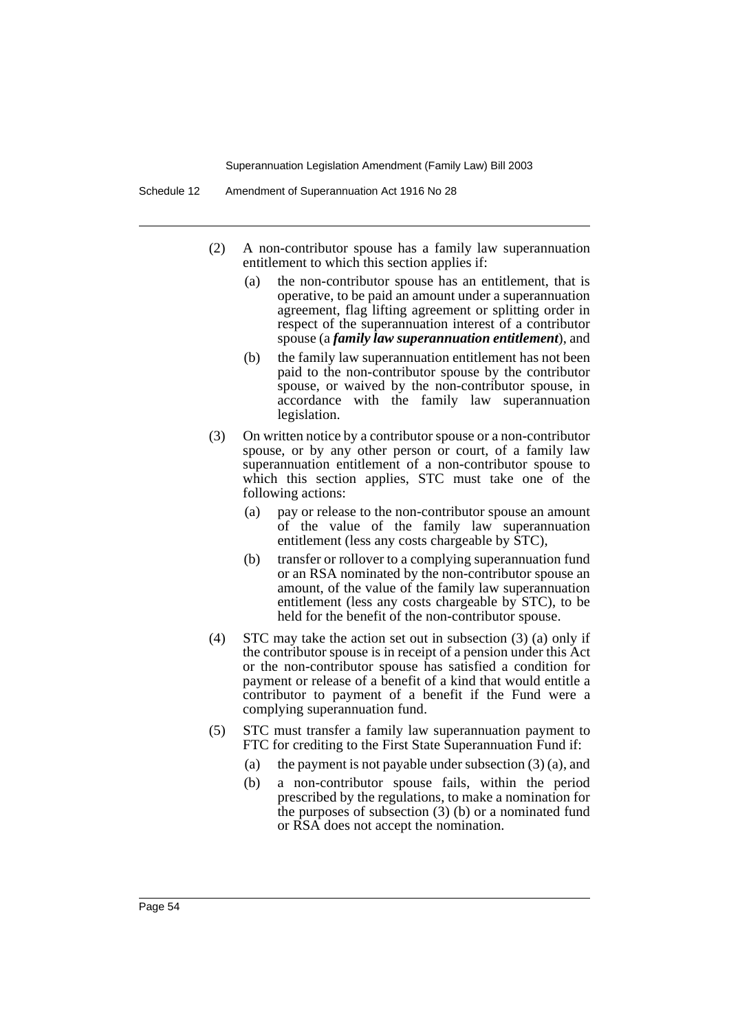(2) A non-contributor spouse has a family law superannuation entitlement to which this section applies if:

(a) the non-contributor spouse has an entitlement, that is operative, to be paid an amount under a superannuation agreement, flag lifting agreement or splitting order in respect of the superannuation interest of a contributor spouse (a ***family law superannuation entitlement***), and

(b) the family law superannuation entitlement has not been paid to the non-contributor spouse by the contributor spouse, or waived by the non-contributor spouse, in accordance with the family law superannuation legislation.

(3) On written notice by a contributor spouse or a non-contributor spouse, or by any other person or court, of a family law superannuation entitlement of a non-contributor spouse to which this section applies, STC must take one of the following actions:

(a) pay or release to the non-contributor spouse an amount of the value of the family law superannuation entitlement (less any costs chargeable by STC),

(b) transfer or rollover to a complying superannuation fund or an RSA nominated by the non-contributor spouse an amount, of the value of the family law superannuation entitlement (less any costs chargeable by STC), to be held for the benefit of the non-contributor spouse.

(4) STC may take the action set out in subsection (3) (a) only if the contributor spouse is in receipt of a pension under this Act or the non-contributor spouse has satisfied a condition for payment or release of a benefit of a kind that would entitle a contributor to payment of a benefit if the Fund were a complying superannuation fund.

(5) STC must transfer a family law superannuation payment to FTC for crediting to the First State Superannuation Fund if:

(a) the payment is not payable under subsection (3) (a), and

(b) a non-contributor spouse fails, within the period prescribed by the regulations, to make a nomination for the purposes of subsection (3) (b) or a nominated fund or RSA does not accept the nomination.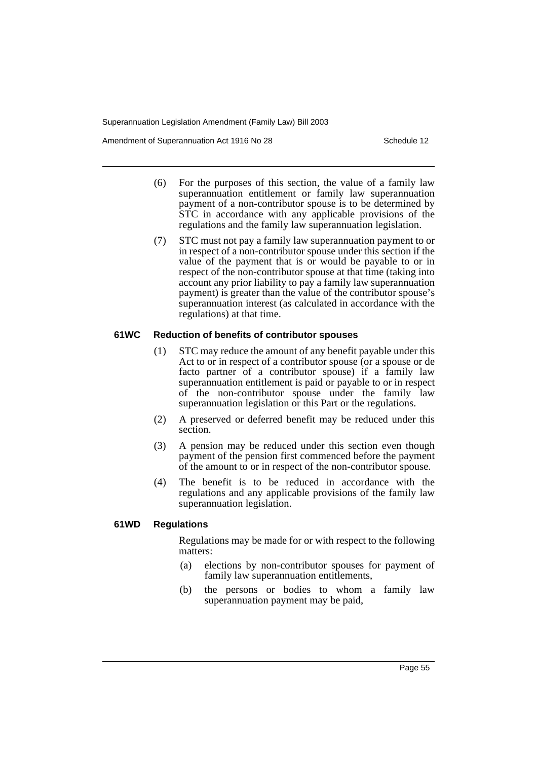(6) For the purposes of this section, the value of a family law superannuation entitlement or family law superannuation payment of a non-contributor spouse is to be determined by STC in accordance with any applicable provisions of the regulations and the family law superannuation legislation.

(7) STC must not pay a family law superannuation payment to or in respect of a non-contributor spouse under this section if the value of the payment that is or would be payable to or in respect of the non-contributor spouse at that time (taking into account any prior liability to pay a family law superannuation payment) is greater than the value of the contributor spouse's superannuation interest (as calculated in accordance with the regulations) at that time.

#### 61WC Reduction of benefits of contributor spouses

(1) STC may reduce the amount of any benefit payable under this Act to or in respect of a contributor spouse (or a spouse or de facto partner of a contributor spouse) if a family law superannuation entitlement is paid or payable to or in respect of the non-contributor spouse under the family law superannuation legislation or this Part or the regulations.

(2) A preserved or deferred benefit may be reduced under this section.

(3) A pension may be reduced under this section even though payment of the pension first commenced before the payment of the amount to or in respect of the non-contributor spouse.

(4) The benefit is to be reduced in accordance with the regulations and any applicable provisions of the family law superannuation legislation.

#### 61WD Regulations

Regulations may be made for or with respect to the following matters:

(a) elections by non-contributor spouses for payment of family law superannuation entitlements,

(b) the persons or bodies to whom a family law superannuation payment may be paid,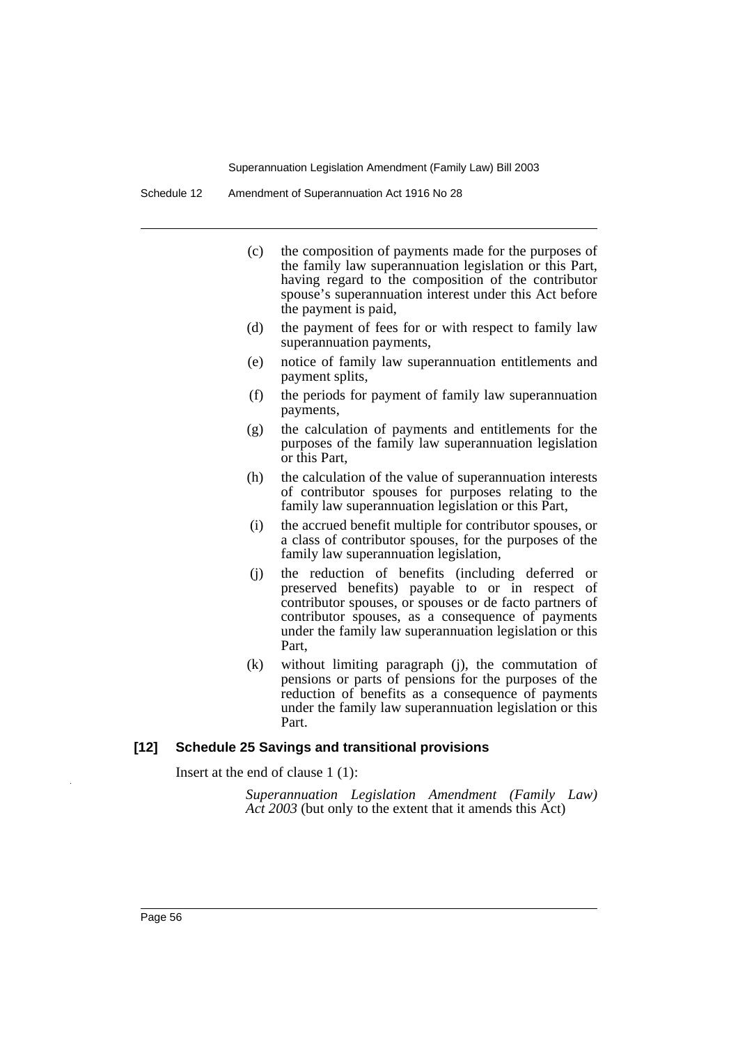(c) the composition of payments made for the purposes of the family law superannuation legislation or this Part, having regard to the composition of the contributor spouse's superannuation interest under this Act before the payment is paid,

(d) the payment of fees for or with respect to family law superannuation payments,

(e) notice of family law superannuation entitlements and payment splits,

(f) the periods for payment of family law superannuation payments,

(g) the calculation of payments and entitlements for the purposes of the family law superannuation legislation or this Part,

(h) the calculation of the value of superannuation interests of contributor spouses for purposes relating to the family law superannuation legislation or this Part,

(i) the accrued benefit multiple for contributor spouses, or a class of contributor spouses, for the purposes of the family law superannuation legislation,

(j) the reduction of benefits (including deferred or preserved benefits) payable to or in respect of contributor spouses, or spouses or de facto partners of contributor spouses, as a consequence of payments under the family law superannuation legislation or this Part,

(k) without limiting paragraph (j), the commutation of pensions or parts of pensions for the purposes of the reduction of benefits as a consequence of payments under the family law superannuation legislation or this Part.

**[12] Schedule 25 Savings and transitional provisions**

Insert at the end of clause 1 (1):

*Superannuation Legislation Amendment (Family Law) Act 2003* (but only to the extent that it amends this Act)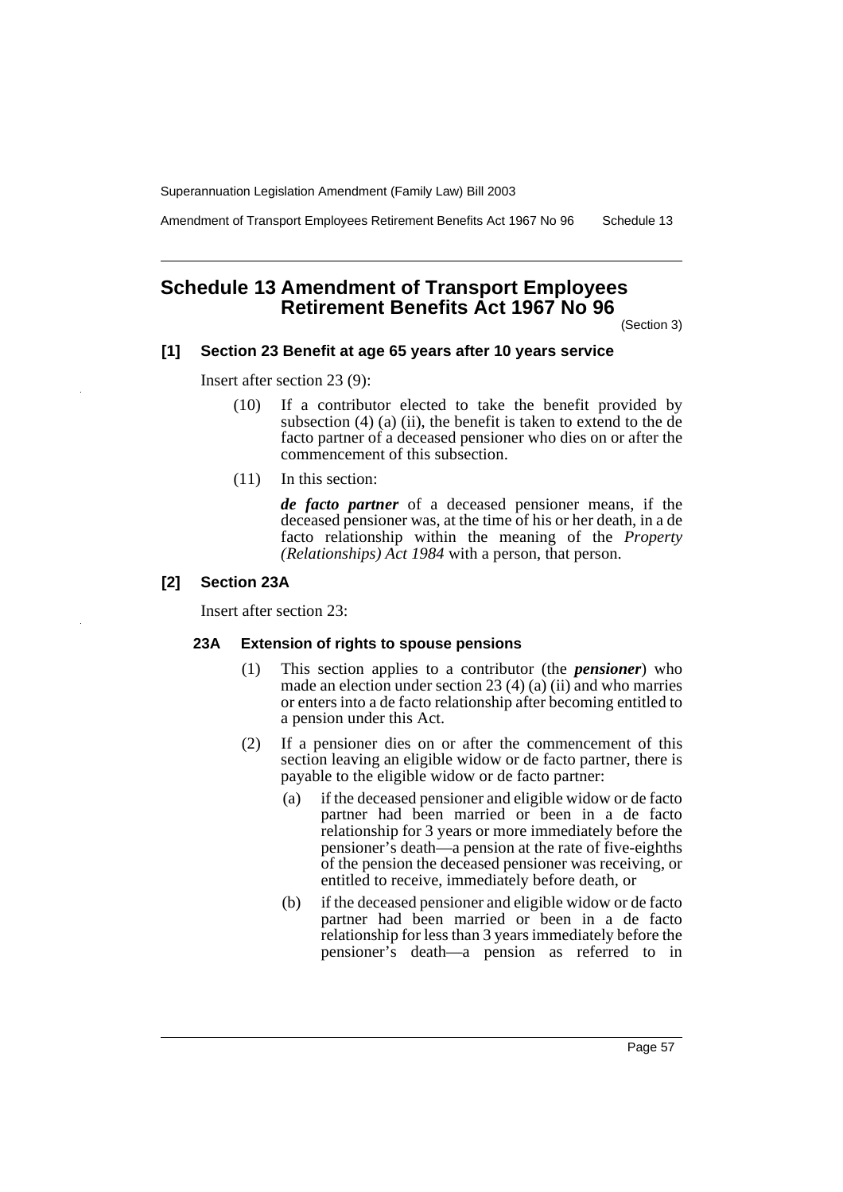# Schedule 13 Amendment of Transport Employees Retirement Benefits Act 1967 No 96

(Section 3)

**[1] Section 23 Benefit at age 65 years after 10 years service**

Insert after section 23 (9):

(10) If a contributor elected to take the benefit provided by subsection (4) (a) (ii), the benefit is taken to extend to the de facto partner of a deceased pensioner who dies on or after the commencement of this subsection.

(11) In this section:

***de facto partner*** of a deceased pensioner means, if the deceased pensioner was, at the time of his or her death, in a de facto relationship within the meaning of the *Property (Relationships) Act 1984* with a person, that person.

**[2] Section 23A**

Insert after section 23:

**23A Extension of rights to spouse pensions**

(1) This section applies to a contributor (the ***pensioner***) who made an election under section 23 (4) (a) (ii) and who marries or enters into a de facto relationship after becoming entitled to a pension under this Act.

(2) If a pensioner dies on or after the commencement of this section leaving an eligible widow or de facto partner, there is payable to the eligible widow or de facto partner:

(a) if the deceased pensioner and eligible widow or de facto partner had been married or been in a de facto relationship for 3 years or more immediately before the pensioner's death—a pension at the rate of five-eighths of the pension the deceased pensioner was receiving, or entitled to receive, immediately before death, or

(b) if the deceased pensioner and eligible widow or de facto partner had been married or been in a de facto relationship for less than 3 years immediately before the pensioner's death—a pension as referred to in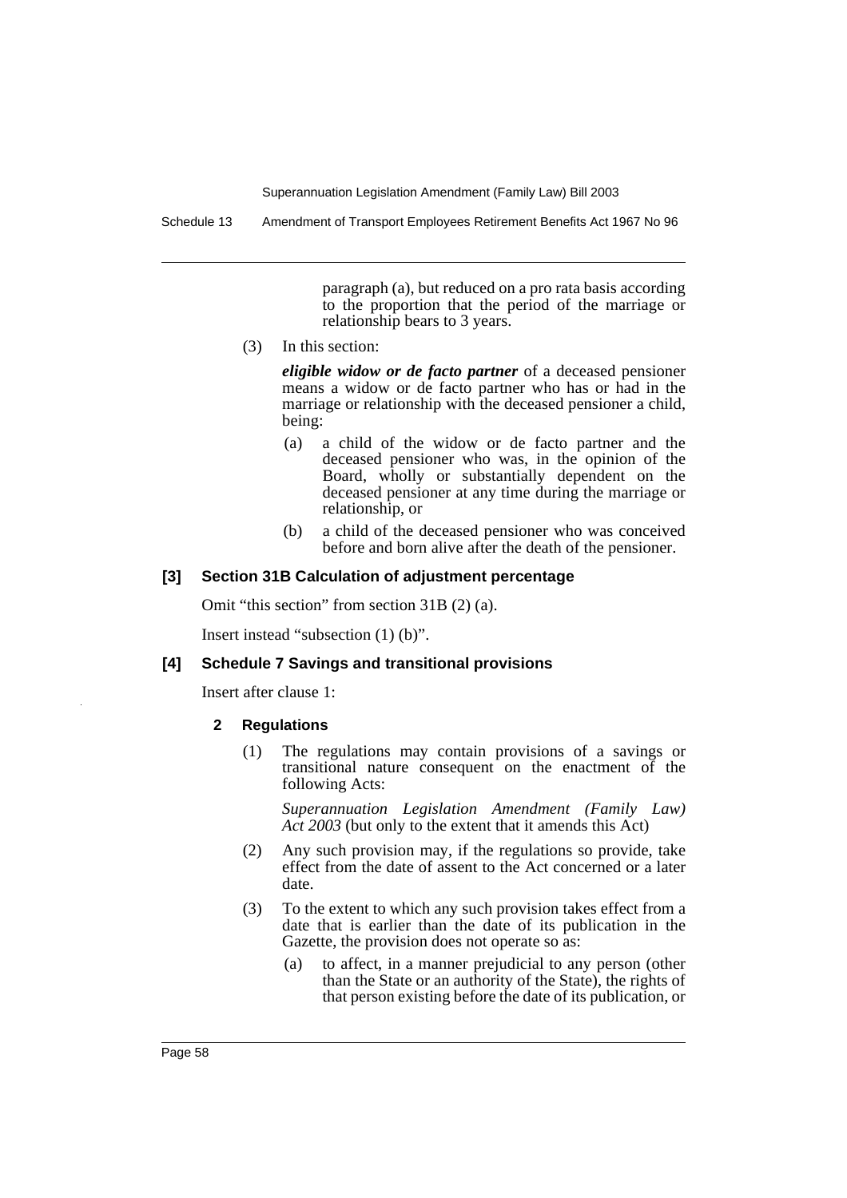paragraph (a), but reduced on a pro rata basis according to the proportion that the period of the marriage or relationship bears to 3 years.

(3) In this section:

***eligible widow or de facto partner*** of a deceased pensioner means a widow or de facto partner who has or had in the marriage or relationship with the deceased pensioner a child, being:

(a) a child of the widow or de facto partner and the deceased pensioner who was, in the opinion of the Board, wholly or substantially dependent on the deceased pensioner at any time during the marriage or relationship, or

(b) a child of the deceased pensioner who was conceived before and born alive after the death of the pensioner.

### [3] Section 31B Calculation of adjustment percentage

Omit "this section" from section 31B (2) (a).

Insert instead "subsection (1) (b)".

### [4] Schedule 7 Savings and transitional provisions

Insert after clause 1:

#### 2 Regulations

(1) The regulations may contain provisions of a savings or transitional nature consequent on the enactment of the following Acts:

*Superannuation Legislation Amendment (Family Law) Act 2003* (but only to the extent that it amends this Act)

(2) Any such provision may, if the regulations so provide, take effect from the date of assent to the Act concerned or a later date.

(3) To the extent to which any such provision takes effect from a date that is earlier than the date of its publication in the Gazette, the provision does not operate so as:

(a) to affect, in a manner prejudicial to any person (other than the State or an authority of the State), the rights of that person existing before the date of its publication, or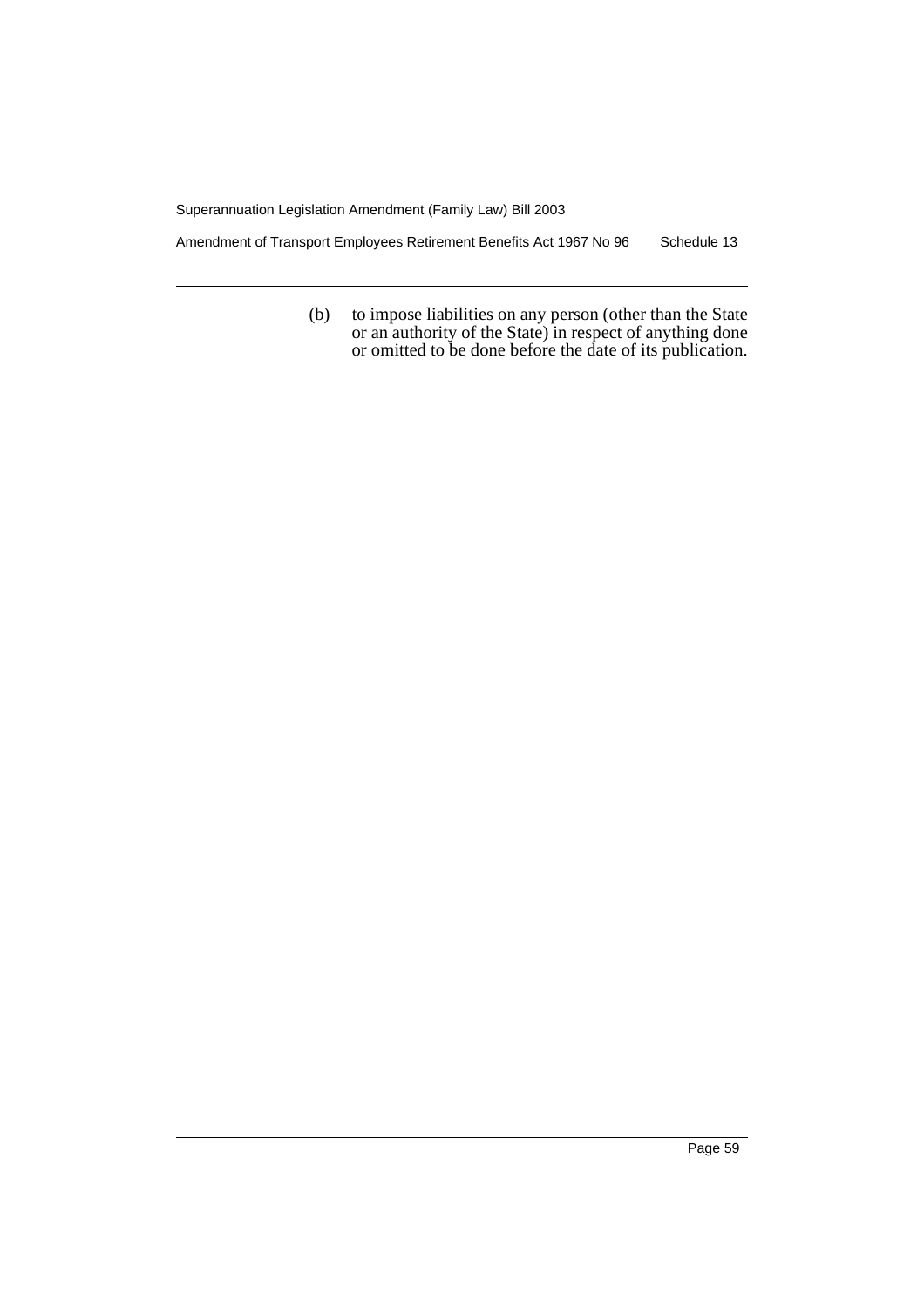(b) to impose liabilities on any person (other than the State or an authority of the State) in respect of anything done or omitted to be done before the date of its publication.